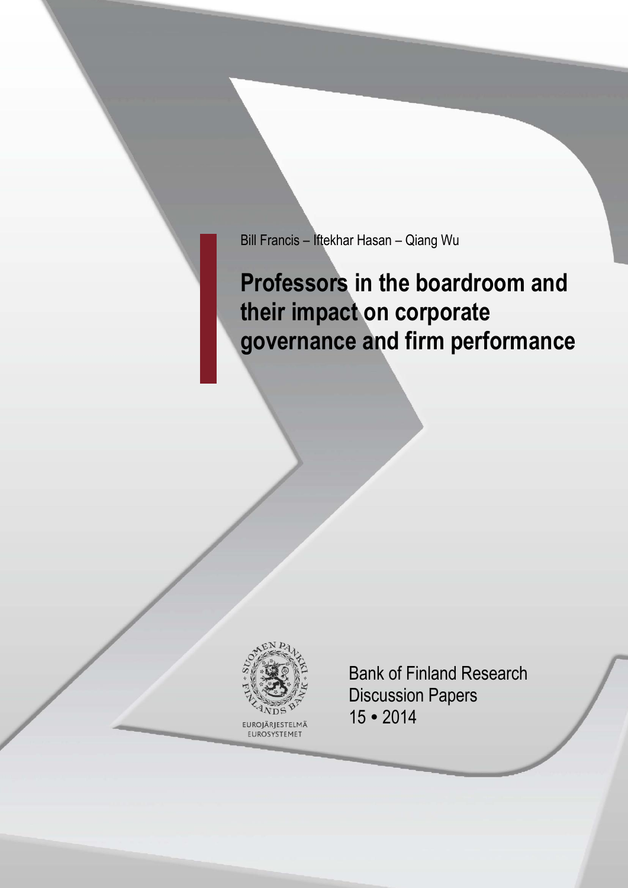Bill Francis – Iftekhar Hasan – Qiang Wu

# Professors in the boardroom and their impact on corporate governance and firm performance

EUROJÄRJESTELMÄ
EUROSYSTEMET

Bank of Finland Research
Discussion Papers
15 • 2014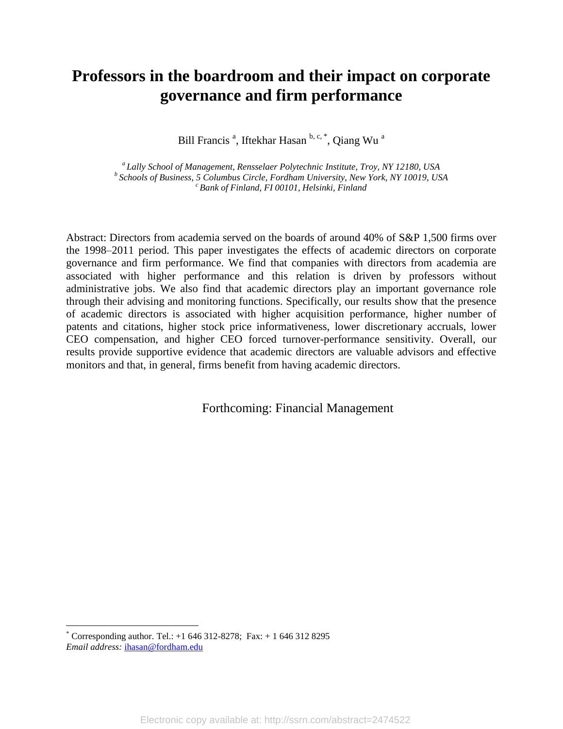# Professors in the boardroom and their impact on corporate governance and firm performance

Bill Francis [a], Iftekhar Hasan [b, c, *], Qiang Wu [a]

[a] *Lally School of Management, Rensselaer Polytechnic Institute, Troy, NY 12180, USA*
[b] *Schools of Business, 5 Columbus Circle, Fordham University, New York, NY 10019, USA*
[c] *Bank of Finland, FI 00101, Helsinki, Finland*

Abstract: Directors from academia served on the boards of around 40% of S&P 1,500 firms over the 1998–2011 period. This paper investigates the effects of academic directors on corporate governance and firm performance. We find that companies with directors from academia are associated with higher performance and this relation is driven by professors without administrative jobs. We also find that academic directors play an important governance role through their advising and monitoring functions. Specifically, our results show that the presence of academic directors is associated with higher acquisition performance, higher number of patents and citations, higher stock price informativeness, lower discretionary accruals, lower CEO compensation, and higher CEO forced turnover-performance sensitivity. Overall, our results provide supportive evidence that academic directors are valuable advisors and effective monitors and that, in general, firms benefit from having academic directors.

Forthcoming: Financial Management

---

[*] Corresponding author. Tel.: +1 646 312-8278; Fax: + 1 646 312 8295
*Email address:* ihasan@fordham.edu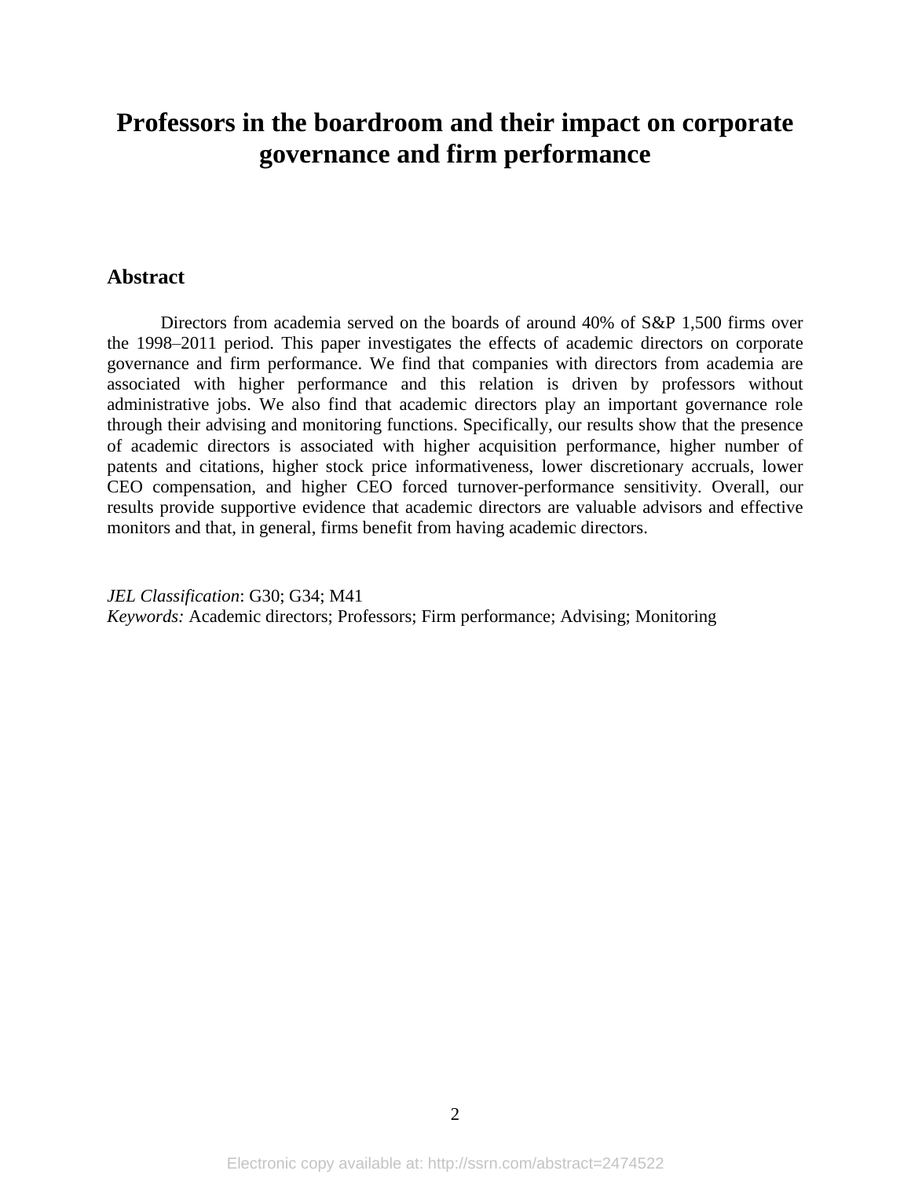# Professors in the boardroom and their impact on corporate governance and firm performance

## Abstract

Directors from academia served on the boards of around 40% of S&P 1,500 firms over the 1998–2011 period. This paper investigates the effects of academic directors on corporate governance and firm performance. We find that companies with directors from academia are associated with higher performance and this relation is driven by professors without administrative jobs. We also find that academic directors play an important governance role through their advising and monitoring functions. Specifically, our results show that the presence of academic directors is associated with higher acquisition performance, higher number of patents and citations, higher stock price informativeness, lower discretionary accruals, lower CEO compensation, and higher CEO forced turnover-performance sensitivity. Overall, our results provide supportive evidence that academic directors are valuable advisors and effective monitors and that, in general, firms benefit from having academic directors.

*JEL Classification*: G30; G34; M41
*Keywords:* Academic directors; Professors; Firm performance; Advising; Monitoring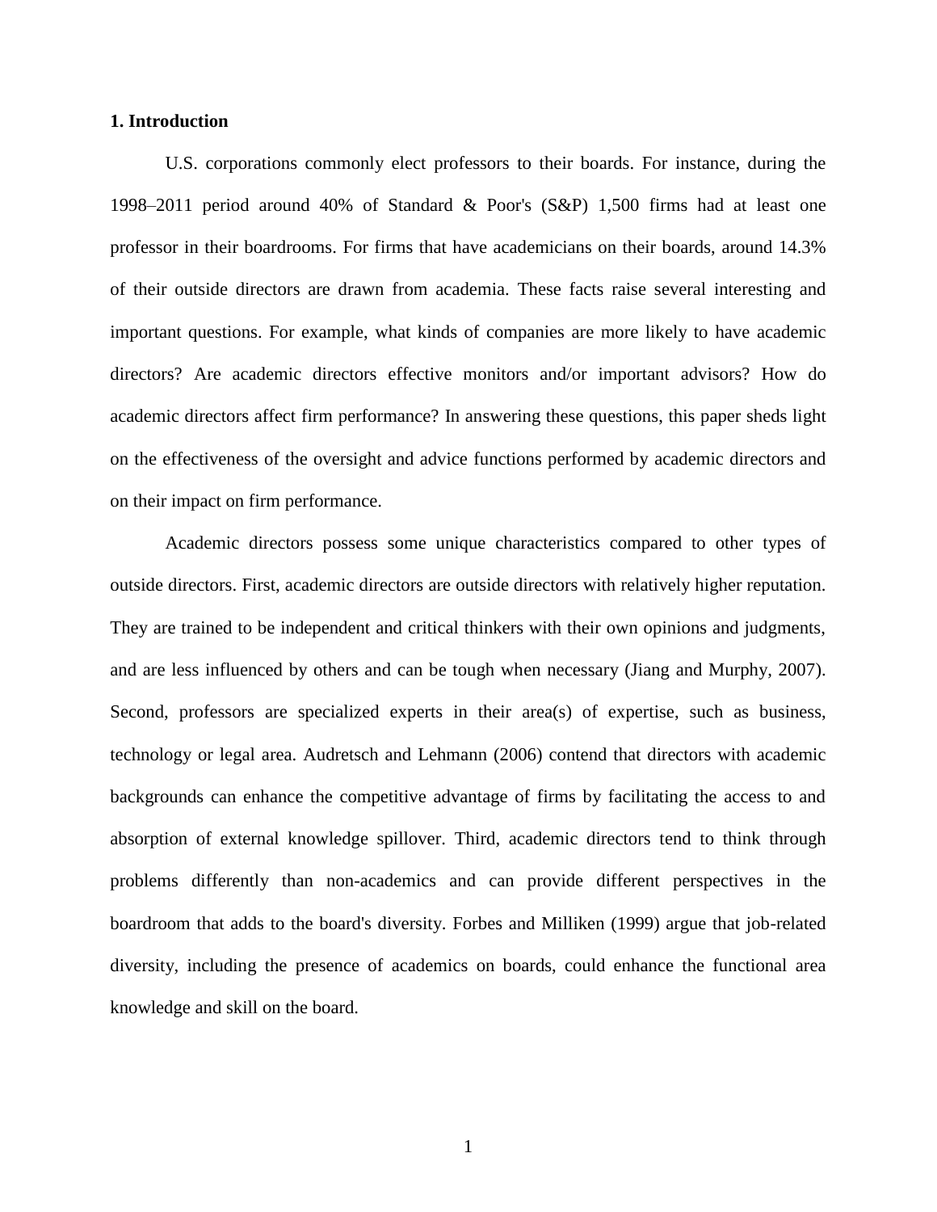## 1. Introduction

U.S. corporations commonly elect professors to their boards. For instance, during the 1998–2011 period around 40% of Standard & Poor's (S&P) 1,500 firms had at least one professor in their boardrooms. For firms that have academicians on their boards, around 14.3% of their outside directors are drawn from academia. These facts raise several interesting and important questions. For example, what kinds of companies are more likely to have academic directors? Are academic directors effective monitors and/or important advisors? How do academic directors affect firm performance? In answering these questions, this paper sheds light on the effectiveness of the oversight and advice functions performed by academic directors and on their impact on firm performance.

Academic directors possess some unique characteristics compared to other types of outside directors. First, academic directors are outside directors with relatively higher reputation. They are trained to be independent and critical thinkers with their own opinions and judgments, and are less influenced by others and can be tough when necessary (Jiang and Murphy, 2007). Second, professors are specialized experts in their area(s) of expertise, such as business, technology or legal area. Audretsch and Lehmann (2006) contend that directors with academic backgrounds can enhance the competitive advantage of firms by facilitating the access to and absorption of external knowledge spillover. Third, academic directors tend to think through problems differently than non-academics and can provide different perspectives in the boardroom that adds to the board's diversity. Forbes and Milliken (1999) argue that job-related diversity, including the presence of academics on boards, could enhance the functional area knowledge and skill on the board.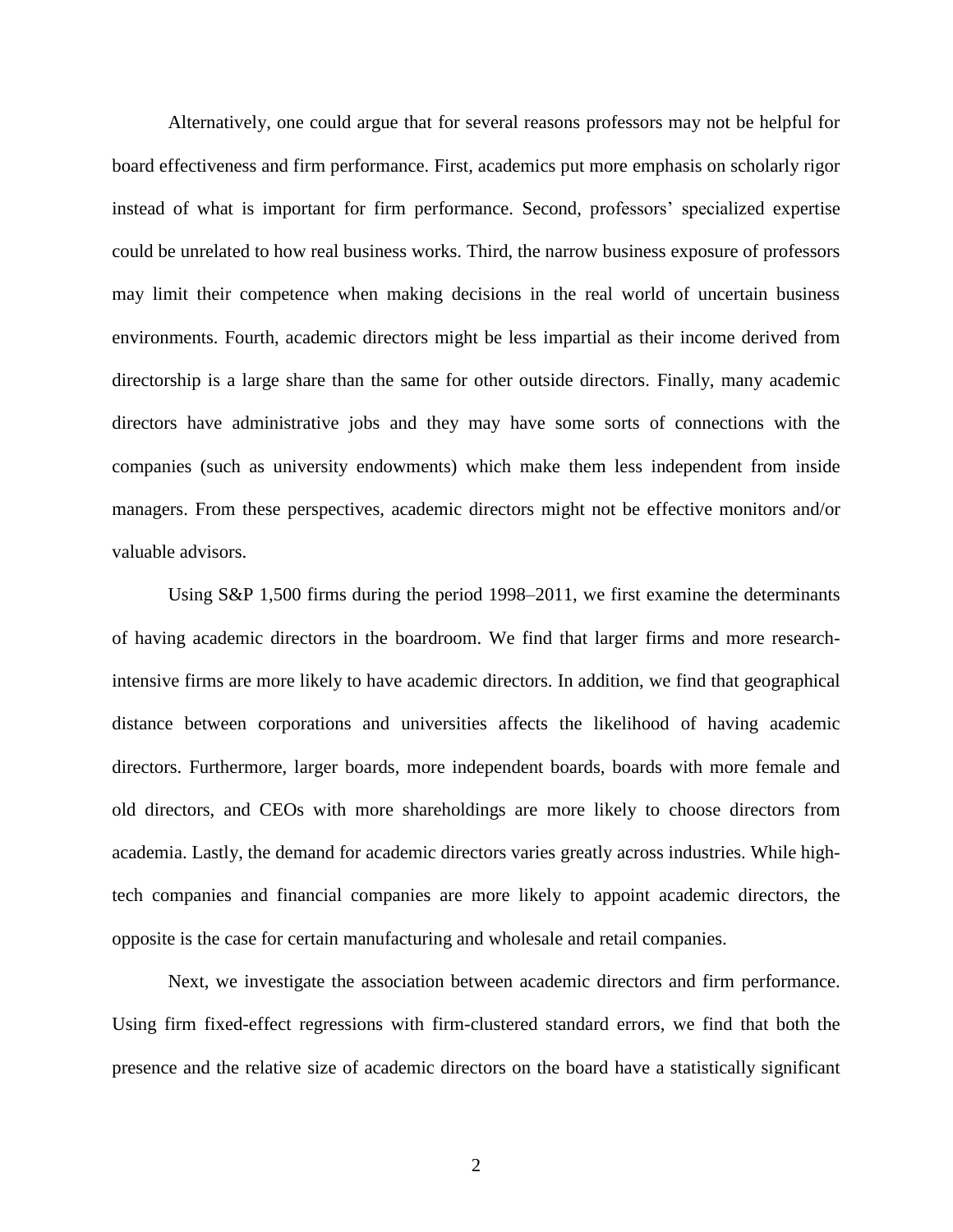Alternatively, one could argue that for several reasons professors may not be helpful for board effectiveness and firm performance. First, academics put more emphasis on scholarly rigor instead of what is important for firm performance. Second, professors' specialized expertise could be unrelated to how real business works. Third, the narrow business exposure of professors may limit their competence when making decisions in the real world of uncertain business environments. Fourth, academic directors might be less impartial as their income derived from directorship is a large share than the same for other outside directors. Finally, many academic directors have administrative jobs and they may have some sorts of connections with the companies (such as university endowments) which make them less independent from inside managers. From these perspectives, academic directors might not be effective monitors and/or valuable advisors.

Using S&P 1,500 firms during the period 1998–2011, we first examine the determinants of having academic directors in the boardroom. We find that larger firms and more research-intensive firms are more likely to have academic directors. In addition, we find that geographical distance between corporations and universities affects the likelihood of having academic directors. Furthermore, larger boards, more independent boards, boards with more female and old directors, and CEOs with more shareholdings are more likely to choose directors from academia. Lastly, the demand for academic directors varies greatly across industries. While high-tech companies and financial companies are more likely to appoint academic directors, the opposite is the case for certain manufacturing and wholesale and retail companies.

Next, we investigate the association between academic directors and firm performance. Using firm fixed-effect regressions with firm-clustered standard errors, we find that both the presence and the relative size of academic directors on the board have a statistically significant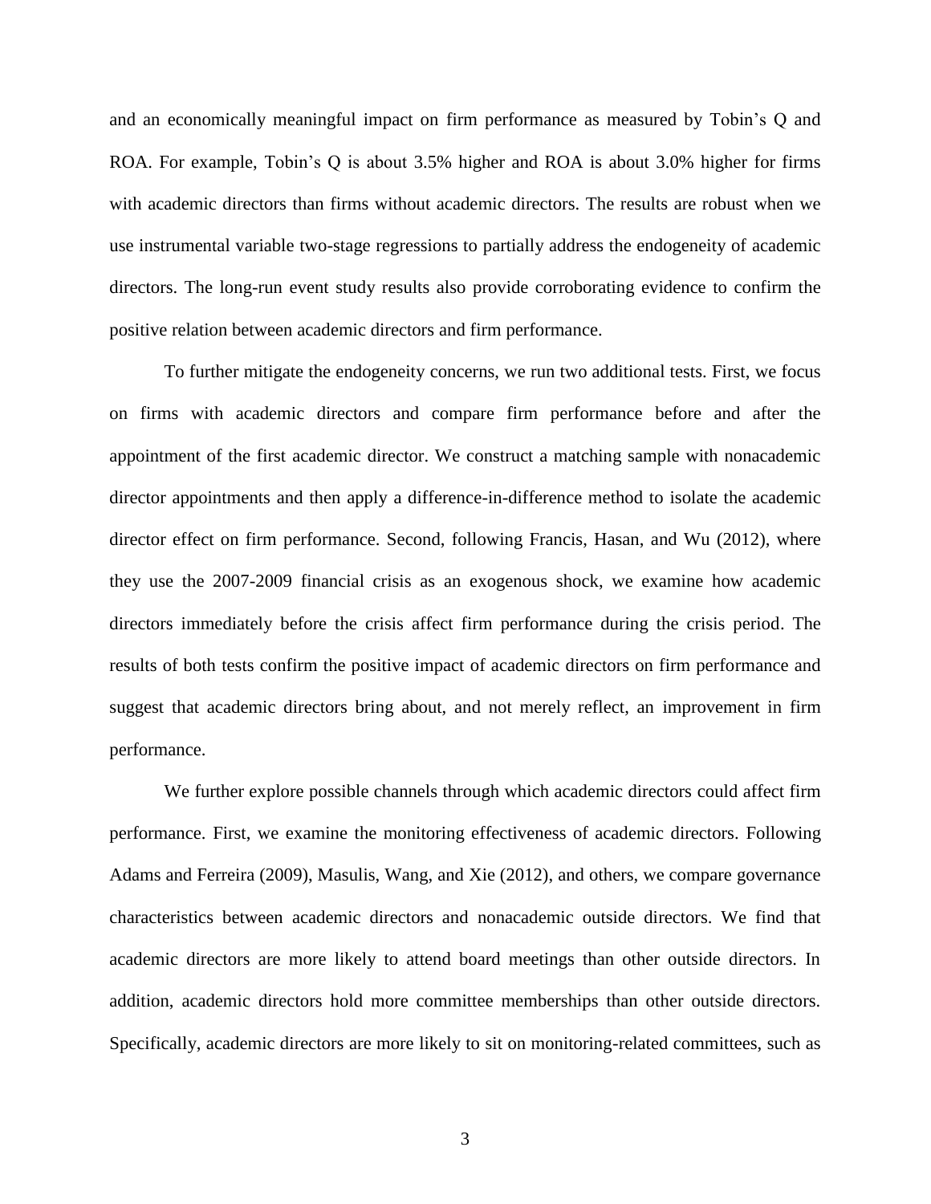and an economically meaningful impact on firm performance as measured by Tobin's Q and ROA. For example, Tobin's Q is about 3.5% higher and ROA is about 3.0% higher for firms with academic directors than firms without academic directors. The results are robust when we use instrumental variable two-stage regressions to partially address the endogeneity of academic directors. The long-run event study results also provide corroborating evidence to confirm the positive relation between academic directors and firm performance.

To further mitigate the endogeneity concerns, we run two additional tests. First, we focus on firms with academic directors and compare firm performance before and after the appointment of the first academic director. We construct a matching sample with nonacademic director appointments and then apply a difference-in-difference method to isolate the academic director effect on firm performance. Second, following Francis, Hasan, and Wu (2012), where they use the 2007-2009 financial crisis as an exogenous shock, we examine how academic directors immediately before the crisis affect firm performance during the crisis period. The results of both tests confirm the positive impact of academic directors on firm performance and suggest that academic directors bring about, and not merely reflect, an improvement in firm performance.

We further explore possible channels through which academic directors could affect firm performance. First, we examine the monitoring effectiveness of academic directors. Following Adams and Ferreira (2009), Masulis, Wang, and Xie (2012), and others, we compare governance characteristics between academic directors and nonacademic outside directors. We find that academic directors are more likely to attend board meetings than other outside directors. In addition, academic directors hold more committee memberships than other outside directors. Specifically, academic directors are more likely to sit on monitoring-related committees, such as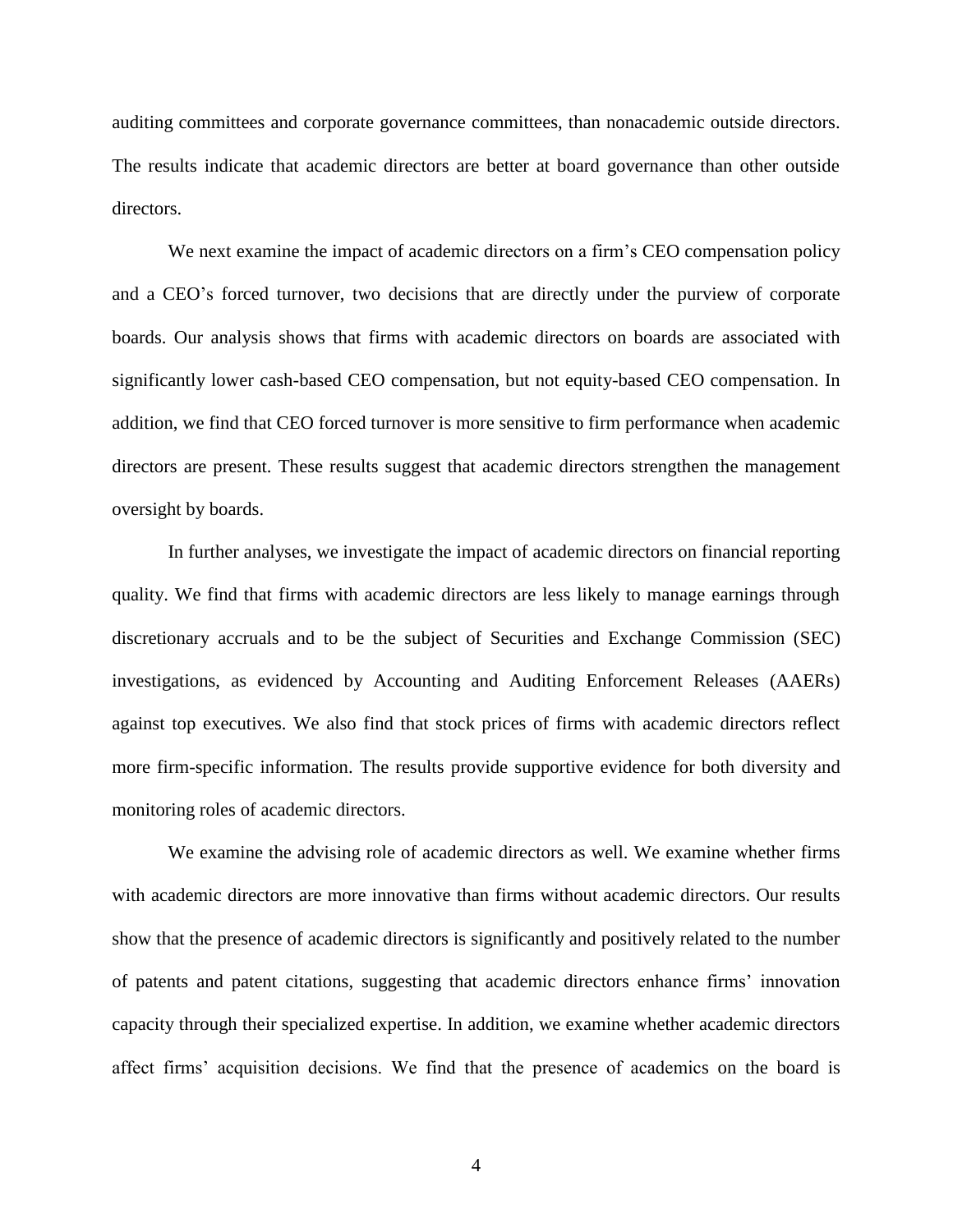auditing committees and corporate governance committees, than nonacademic outside directors. The results indicate that academic directors are better at board governance than other outside directors.

We next examine the impact of academic directors on a firm's CEO compensation policy and a CEO's forced turnover, two decisions that are directly under the purview of corporate boards. Our analysis shows that firms with academic directors on boards are associated with significantly lower cash-based CEO compensation, but not equity-based CEO compensation. In addition, we find that CEO forced turnover is more sensitive to firm performance when academic directors are present. These results suggest that academic directors strengthen the management oversight by boards.

In further analyses, we investigate the impact of academic directors on financial reporting quality. We find that firms with academic directors are less likely to manage earnings through discretionary accruals and to be the subject of Securities and Exchange Commission (SEC) investigations, as evidenced by Accounting and Auditing Enforcement Releases (AAERs) against top executives. We also find that stock prices of firms with academic directors reflect more firm-specific information. The results provide supportive evidence for both diversity and monitoring roles of academic directors.

We examine the advising role of academic directors as well. We examine whether firms with academic directors are more innovative than firms without academic directors. Our results show that the presence of academic directors is significantly and positively related to the number of patents and patent citations, suggesting that academic directors enhance firms' innovation capacity through their specialized expertise. In addition, we examine whether academic directors affect firms' acquisition decisions. We find that the presence of academics on the board is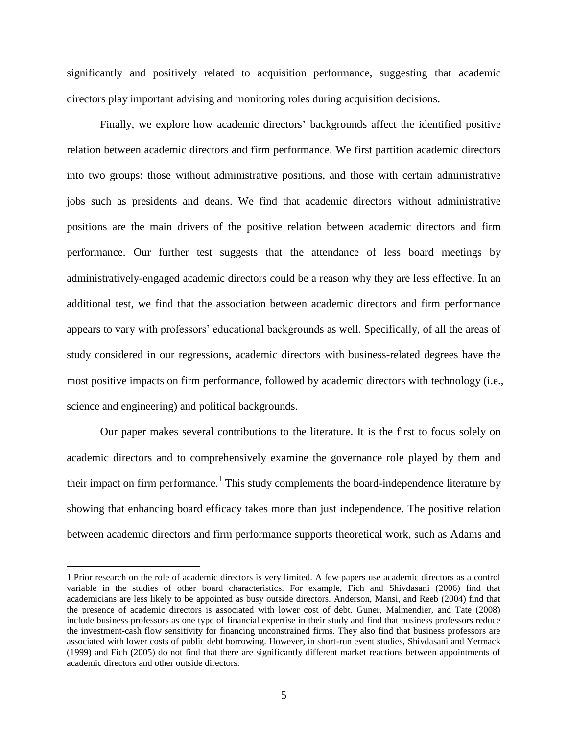significantly and positively related to acquisition performance, suggesting that academic directors play important advising and monitoring roles during acquisition decisions.

Finally, we explore how academic directors' backgrounds affect the identified positive relation between academic directors and firm performance. We first partition academic directors into two groups: those without administrative positions, and those with certain administrative jobs such as presidents and deans. We find that academic directors without administrative positions are the main drivers of the positive relation between academic directors and firm performance. Our further test suggests that the attendance of less board meetings by administratively-engaged academic directors could be a reason why they are less effective. In an additional test, we find that the association between academic directors and firm performance appears to vary with professors' educational backgrounds as well. Specifically, of all the areas of study considered in our regressions, academic directors with business-related degrees have the most positive impacts on firm performance, followed by academic directors with technology (i.e., science and engineering) and political backgrounds.

Our paper makes several contributions to the literature. It is the first to focus solely on academic directors and to comprehensively examine the governance role played by them and their impact on firm performance.[1] This study complements the board-independence literature by showing that enhancing board efficacy takes more than just independence. The positive relation between academic directors and firm performance supports theoretical work, such as Adams and

1 Prior research on the role of academic directors is very limited. A few papers use academic directors as a control variable in the studies of other board characteristics. For example, Fich and Shivdasani (2006) find that academicians are less likely to be appointed as busy outside directors. Anderson, Mansi, and Reeb (2004) find that the presence of academic directors is associated with lower cost of debt. Guner, Malmendier, and Tate (2008) include business professors as one type of financial expertise in their study and find that business professors reduce the investment-cash flow sensitivity for financing unconstrained firms. They also find that business professors are associated with lower costs of public debt borrowing. However, in short-run event studies, Shivdasani and Yermack (1999) and Fich (2005) do not find that there are significantly different market reactions between appointments of academic directors and other outside directors.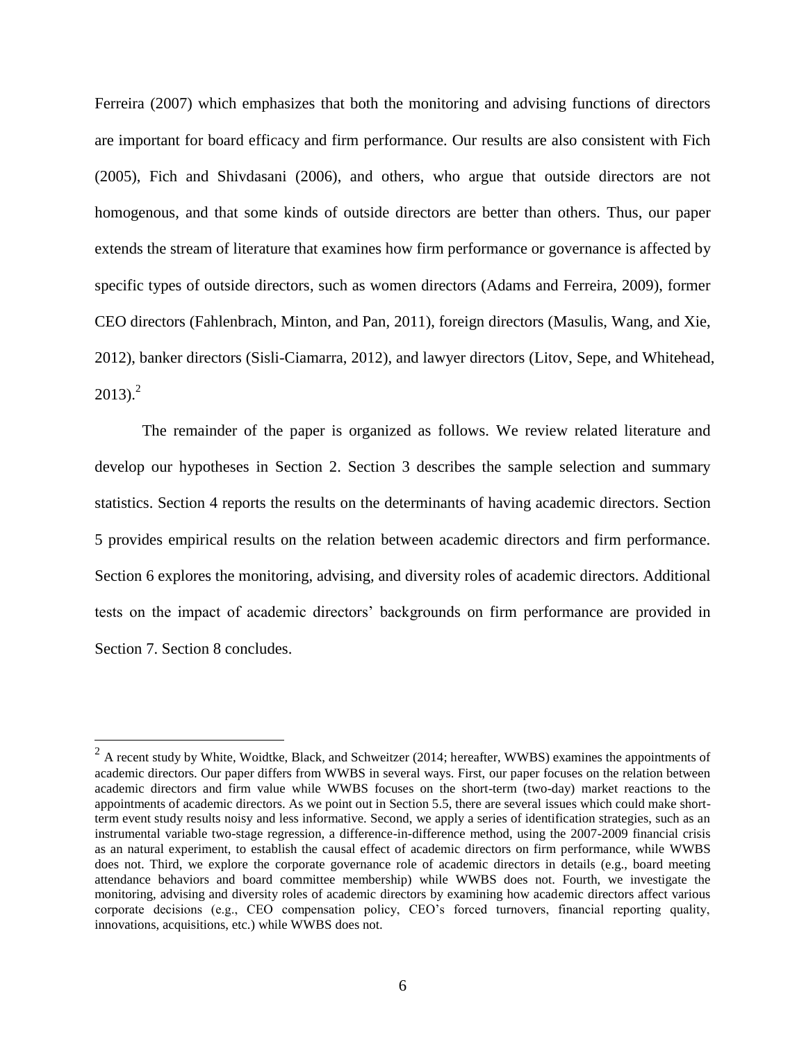Ferreira (2007) which emphasizes that both the monitoring and advising functions of directors are important for board efficacy and firm performance. Our results are also consistent with Fich (2005), Fich and Shivdasani (2006), and others, who argue that outside directors are not homogenous, and that some kinds of outside directors are better than others. Thus, our paper extends the stream of literature that examines how firm performance or governance is affected by specific types of outside directors, such as women directors (Adams and Ferreira, 2009), former CEO directors (Fahlenbrach, Minton, and Pan, 2011), foreign directors (Masulis, Wang, and Xie, 2012), banker directors (Sisli-Ciamarra, 2012), and lawyer directors (Litov, Sepe, and Whitehead, 2013).[2]

The remainder of the paper is organized as follows. We review related literature and develop our hypotheses in Section 2. Section 3 describes the sample selection and summary statistics. Section 4 reports the results on the determinants of having academic directors. Section 5 provides empirical results on the relation between academic directors and firm performance. Section 6 explores the monitoring, advising, and diversity roles of academic directors. Additional tests on the impact of academic directors' backgrounds on firm performance are provided in Section 7. Section 8 concludes.

---

[2] A recent study by White, Woidtke, Black, and Schweitzer (2014; hereafter, WWBS) examines the appointments of academic directors. Our paper differs from WWBS in several ways. First, our paper focuses on the relation between academic directors and firm value while WWBS focuses on the short-term (two-day) market reactions to the appointments of academic directors. As we point out in Section 5.5, there are several issues which could make short-term event study results noisy and less informative. Second, we apply a series of identification strategies, such as an instrumental variable two-stage regression, a difference-in-difference method, using the 2007-2009 financial crisis as an natural experiment, to establish the causal effect of academic directors on firm performance, while WWBS does not. Third, we explore the corporate governance role of academic directors in details (e.g., board meeting attendance behaviors and board committee membership) while WWBS does not. Fourth, we investigate the monitoring, advising and diversity roles of academic directors by examining how academic directors affect various corporate decisions (e.g., CEO compensation policy, CEO's forced turnovers, financial reporting quality, innovations, acquisitions, etc.) while WWBS does not.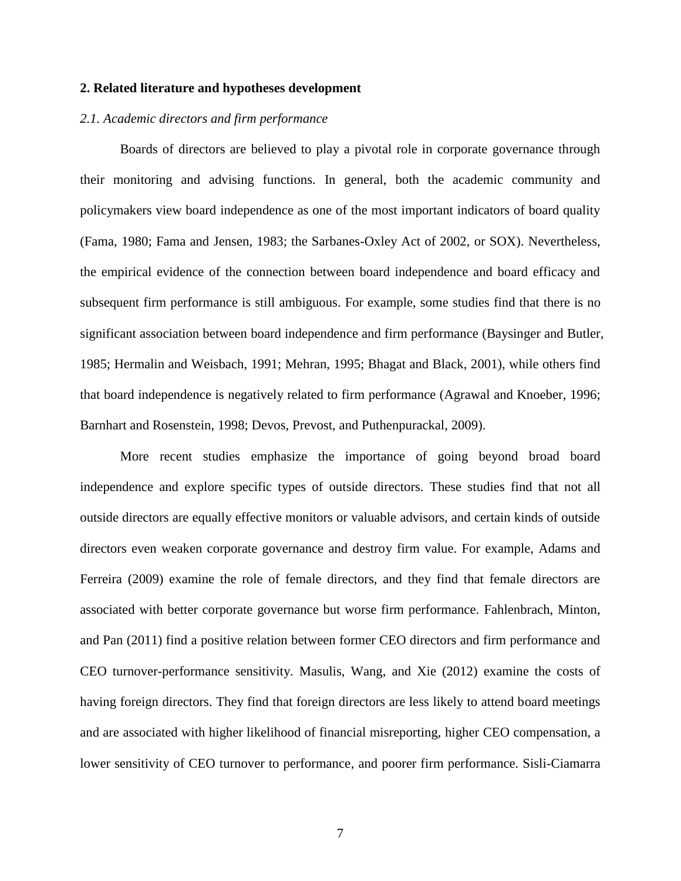## 2. Related literature and hypotheses development

### *2.1. Academic directors and firm performance*

Boards of directors are believed to play a pivotal role in corporate governance through their monitoring and advising functions. In general, both the academic community and policymakers view board independence as one of the most important indicators of board quality (Fama, 1980; Fama and Jensen, 1983; the Sarbanes-Oxley Act of 2002, or SOX). Nevertheless, the empirical evidence of the connection between board independence and board efficacy and subsequent firm performance is still ambiguous. For example, some studies find that there is no significant association between board independence and firm performance (Baysinger and Butler, 1985; Hermalin and Weisbach, 1991; Mehran, 1995; Bhagat and Black, 2001), while others find that board independence is negatively related to firm performance (Agrawal and Knoeber, 1996; Barnhart and Rosenstein, 1998; Devos, Prevost, and Puthenpurackal, 2009).

More recent studies emphasize the importance of going beyond broad board independence and explore specific types of outside directors. These studies find that not all outside directors are equally effective monitors or valuable advisors, and certain kinds of outside directors even weaken corporate governance and destroy firm value. For example, Adams and Ferreira (2009) examine the role of female directors, and they find that female directors are associated with better corporate governance but worse firm performance. Fahlenbrach, Minton, and Pan (2011) find a positive relation between former CEO directors and firm performance and CEO turnover-performance sensitivity. Masulis, Wang, and Xie (2012) examine the costs of having foreign directors. They find that foreign directors are less likely to attend board meetings and are associated with higher likelihood of financial misreporting, higher CEO compensation, a lower sensitivity of CEO turnover to performance, and poorer firm performance. Sisli-Ciamarra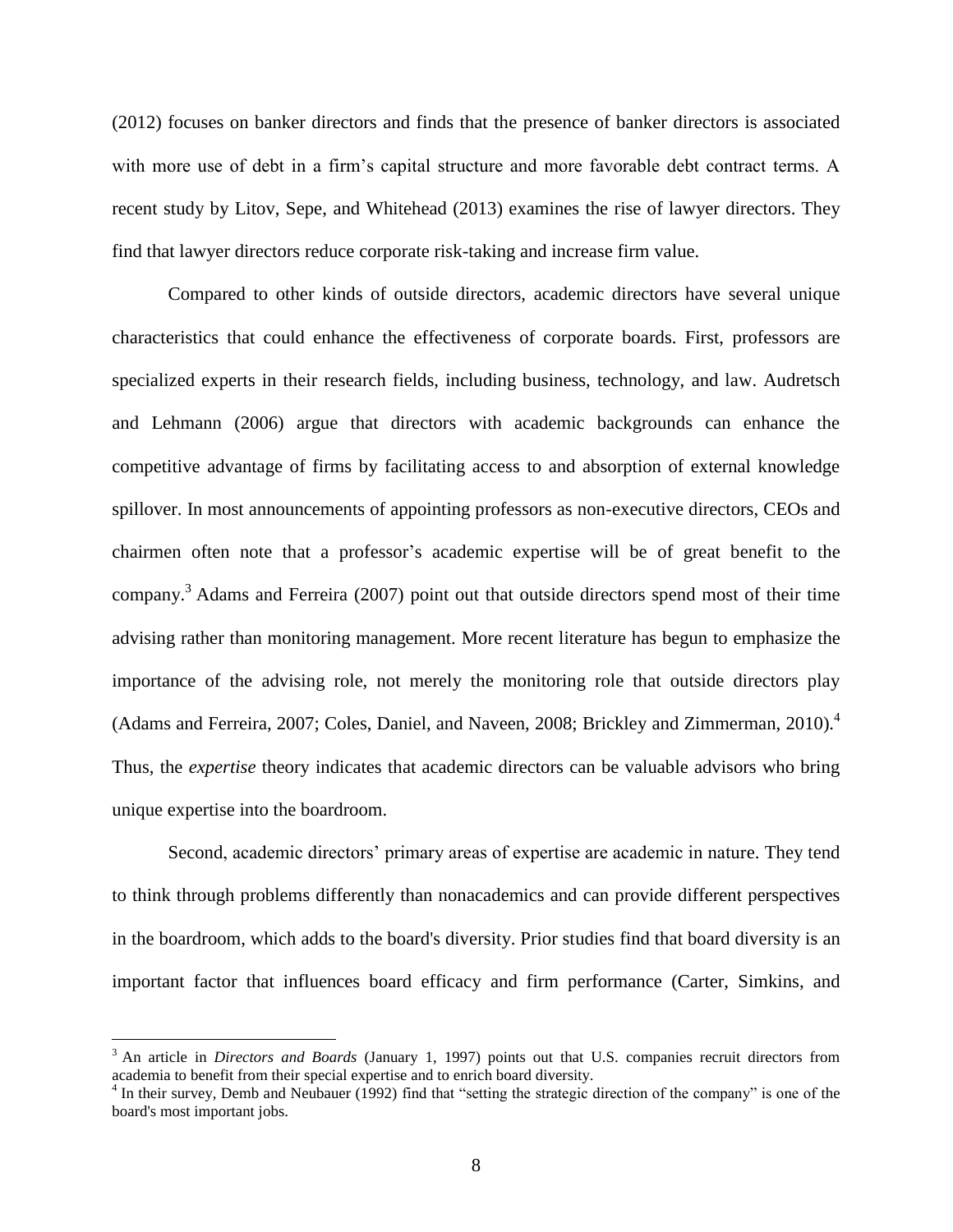(2012) focuses on banker directors and finds that the presence of banker directors is associated with more use of debt in a firm's capital structure and more favorable debt contract terms. A recent study by Litov, Sepe, and Whitehead (2013) examines the rise of lawyer directors. They find that lawyer directors reduce corporate risk-taking and increase firm value.

Compared to other kinds of outside directors, academic directors have several unique characteristics that could enhance the effectiveness of corporate boards. First, professors are specialized experts in their research fields, including business, technology, and law. Audretsch and Lehmann (2006) argue that directors with academic backgrounds can enhance the competitive advantage of firms by facilitating access to and absorption of external knowledge spillover. In most announcements of appointing professors as non-executive directors, CEOs and chairmen often note that a professor's academic expertise will be of great benefit to the company.[3] Adams and Ferreira (2007) point out that outside directors spend most of their time advising rather than monitoring management. More recent literature has begun to emphasize the importance of the advising role, not merely the monitoring role that outside directors play (Adams and Ferreira, 2007; Coles, Daniel, and Naveen, 2008; Brickley and Zimmerman, 2010).[4] Thus, the *expertise* theory indicates that academic directors can be valuable advisors who bring unique expertise into the boardroom.

Second, academic directors' primary areas of expertise are academic in nature. They tend to think through problems differently than nonacademics and can provide different perspectives in the boardroom, which adds to the board's diversity. Prior studies find that board diversity is an important factor that influences board efficacy and firm performance (Carter, Simkins, and

---

[3] An article in *Directors and Boards* (January 1, 1997) points out that U.S. companies recruit directors from academia to benefit from their special expertise and to enrich board diversity.

[4] In their survey, Demb and Neubauer (1992) find that "setting the strategic direction of the company" is one of the board's most important jobs.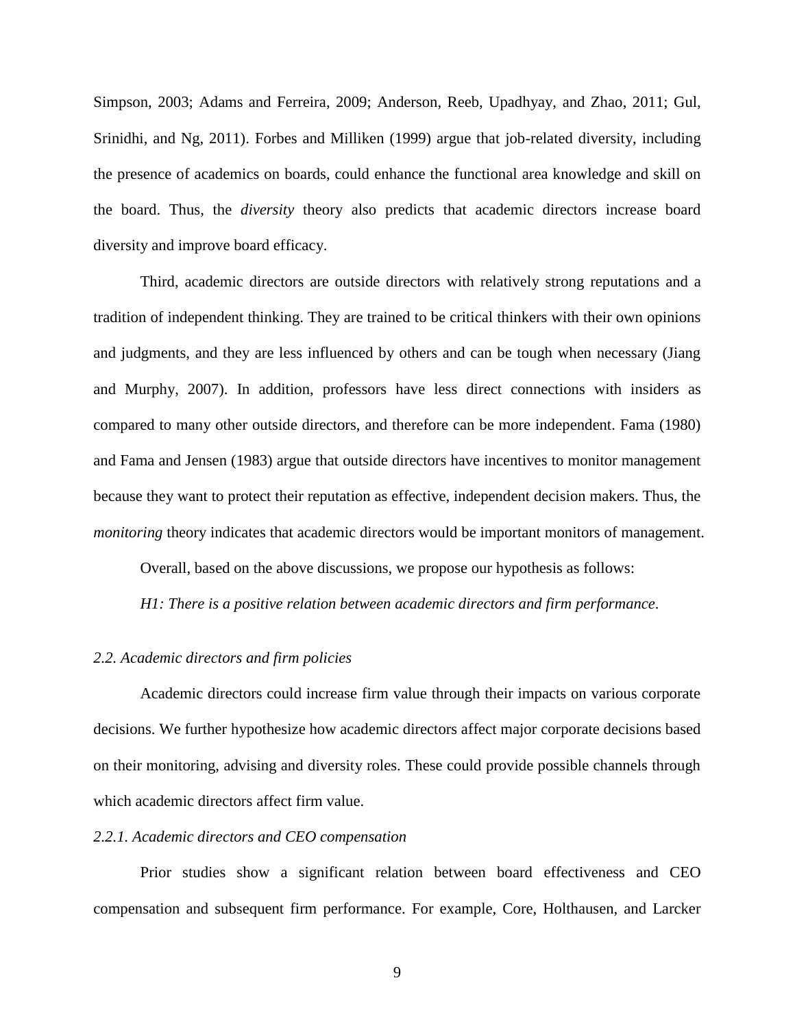Simpson, 2003; Adams and Ferreira, 2009; Anderson, Reeb, Upadhyay, and Zhao, 2011; Gul, Srinidhi, and Ng, 2011). Forbes and Milliken (1999) argue that job-related diversity, including the presence of academics on boards, could enhance the functional area knowledge and skill on the board. Thus, the *diversity* theory also predicts that academic directors increase board diversity and improve board efficacy.

Third, academic directors are outside directors with relatively strong reputations and a tradition of independent thinking. They are trained to be critical thinkers with their own opinions and judgments, and they are less influenced by others and can be tough when necessary (Jiang and Murphy, 2007). In addition, professors have less direct connections with insiders as compared to many other outside directors, and therefore can be more independent. Fama (1980) and Fama and Jensen (1983) argue that outside directors have incentives to monitor management because they want to protect their reputation as effective, independent decision makers. Thus, the *monitoring* theory indicates that academic directors would be important monitors of management.

Overall, based on the above discussions, we propose our hypothesis as follows:

*H1: There is a positive relation between academic directors and firm performance.*

### *2.2. Academic directors and firm policies*

Academic directors could increase firm value through their impacts on various corporate decisions. We further hypothesize how academic directors affect major corporate decisions based on their monitoring, advising and diversity roles. These could provide possible channels through which academic directors affect firm value.

#### *2.2.1. Academic directors and CEO compensation*

Prior studies show a significant relation between board effectiveness and CEO compensation and subsequent firm performance. For example, Core, Holthausen, and Larcker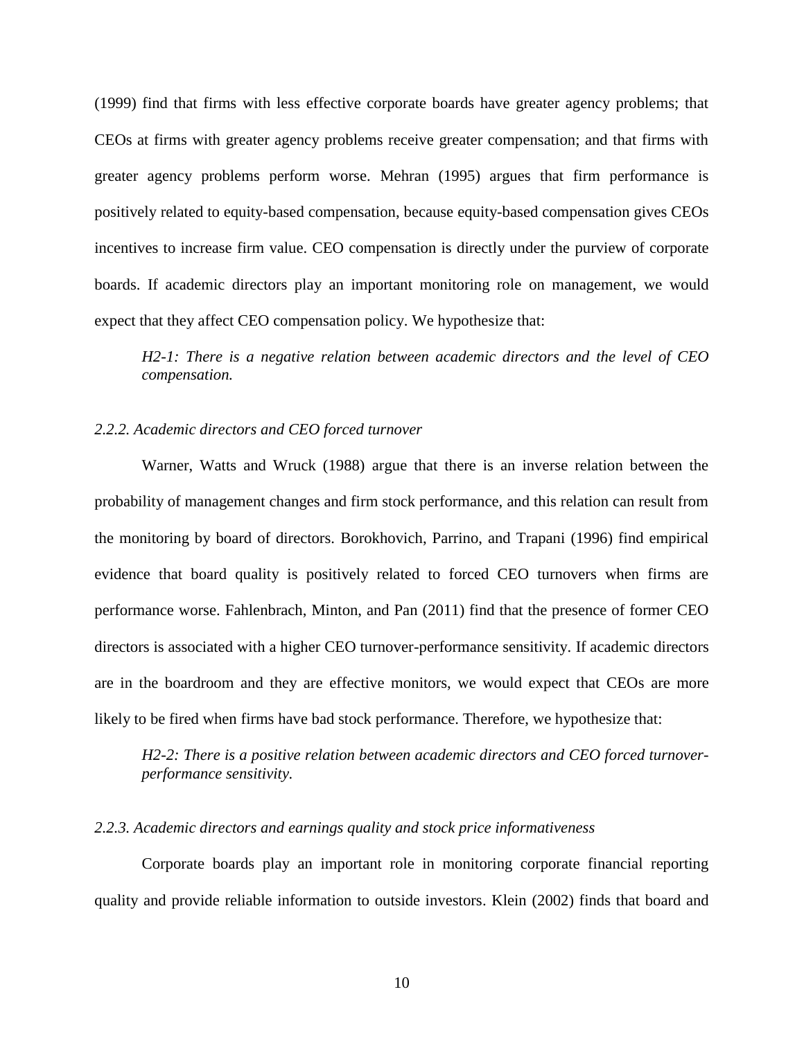(1999) find that firms with less effective corporate boards have greater agency problems; that CEOs at firms with greater agency problems receive greater compensation; and that firms with greater agency problems perform worse. Mehran (1995) argues that firm performance is positively related to equity-based compensation, because equity-based compensation gives CEOs incentives to increase firm value. CEO compensation is directly under the purview of corporate boards. If academic directors play an important monitoring role on management, we would expect that they affect CEO compensation policy. We hypothesize that:

> *H2-1: There is a negative relation between academic directors and the level of CEO compensation.*

### *2.2.2. Academic directors and CEO forced turnover*

Warner, Watts and Wruck (1988) argue that there is an inverse relation between the probability of management changes and firm stock performance, and this relation can result from the monitoring by board of directors. Borokhovich, Parrino, and Trapani (1996) find empirical evidence that board quality is positively related to forced CEO turnovers when firms are performance worse. Fahlenbrach, Minton, and Pan (2011) find that the presence of former CEO directors is associated with a higher CEO turnover-performance sensitivity. If academic directors are in the boardroom and they are effective monitors, we would expect that CEOs are more likely to be fired when firms have bad stock performance. Therefore, we hypothesize that:

> *H2-2: There is a positive relation between academic directors and CEO forced turnover-performance sensitivity.*

### *2.2.3. Academic directors and earnings quality and stock price informativeness*

Corporate boards play an important role in monitoring corporate financial reporting quality and provide reliable information to outside investors. Klein (2002) finds that board and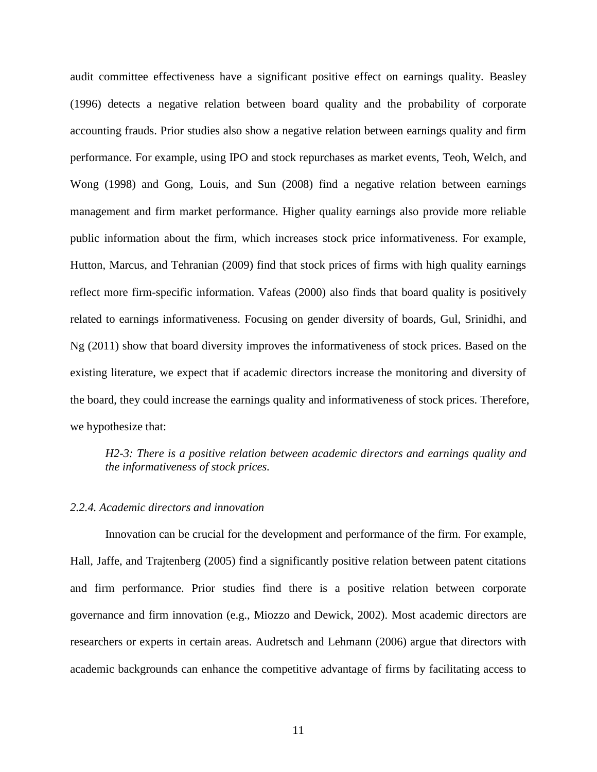audit committee effectiveness have a significant positive effect on earnings quality. Beasley (1996) detects a negative relation between board quality and the probability of corporate accounting frauds. Prior studies also show a negative relation between earnings quality and firm performance. For example, using IPO and stock repurchases as market events, Teoh, Welch, and Wong (1998) and Gong, Louis, and Sun (2008) find a negative relation between earnings management and firm market performance. Higher quality earnings also provide more reliable public information about the firm, which increases stock price informativeness. For example, Hutton, Marcus, and Tehranian (2009) find that stock prices of firms with high quality earnings reflect more firm-specific information. Vafeas (2000) also finds that board quality is positively related to earnings informativeness. Focusing on gender diversity of boards, Gul, Srinidhi, and Ng (2011) show that board diversity improves the informativeness of stock prices. Based on the existing literature, we expect that if academic directors increase the monitoring and diversity of the board, they could increase the earnings quality and informativeness of stock prices. Therefore, we hypothesize that:

> *H2-3: There is a positive relation between academic directors and earnings quality and the informativeness of stock prices.*

### *2.2.4. Academic directors and innovation*

Innovation can be crucial for the development and performance of the firm. For example, Hall, Jaffe, and Trajtenberg (2005) find a significantly positive relation between patent citations and firm performance. Prior studies find there is a positive relation between corporate governance and firm innovation (e.g., Miozzo and Dewick, 2002). Most academic directors are researchers or experts in certain areas. Audretsch and Lehmann (2006) argue that directors with academic backgrounds can enhance the competitive advantage of firms by facilitating access to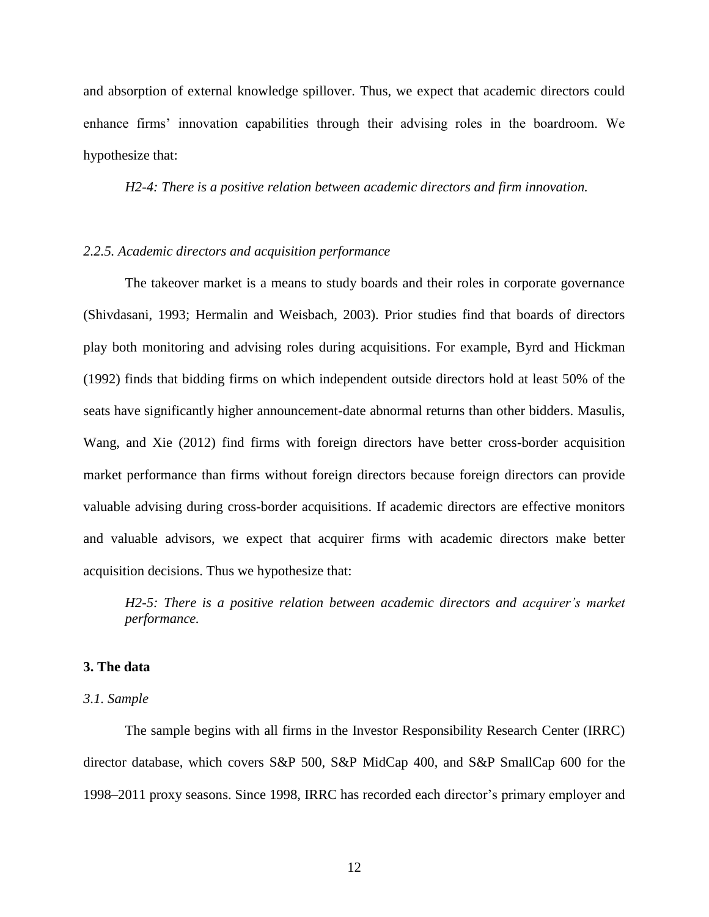and absorption of external knowledge spillover. Thus, we expect that academic directors could enhance firms' innovation capabilities through their advising roles in the boardroom. We hypothesize that:

*H2-4: There is a positive relation between academic directors and firm innovation.*

### *2.2.5. Academic directors and acquisition performance*

The takeover market is a means to study boards and their roles in corporate governance (Shivdasani, 1993; Hermalin and Weisbach, 2003). Prior studies find that boards of directors play both monitoring and advising roles during acquisitions. For example, Byrd and Hickman (1992) finds that bidding firms on which independent outside directors hold at least 50% of the seats have significantly higher announcement-date abnormal returns than other bidders. Masulis, Wang, and Xie (2012) find firms with foreign directors have better cross-border acquisition market performance than firms without foreign directors because foreign directors can provide valuable advising during cross-border acquisitions. If academic directors are effective monitors and valuable advisors, we expect that acquirer firms with academic directors make better acquisition decisions. Thus we hypothesize that:

*H2-5: There is a positive relation between academic directors and acquirer's market performance.*

## 3. The data

### *3.1. Sample*

The sample begins with all firms in the Investor Responsibility Research Center (IRRC) director database, which covers S&P 500, S&P MidCap 400, and S&P SmallCap 600 for the 1998–2011 proxy seasons. Since 1998, IRRC has recorded each director's primary employer and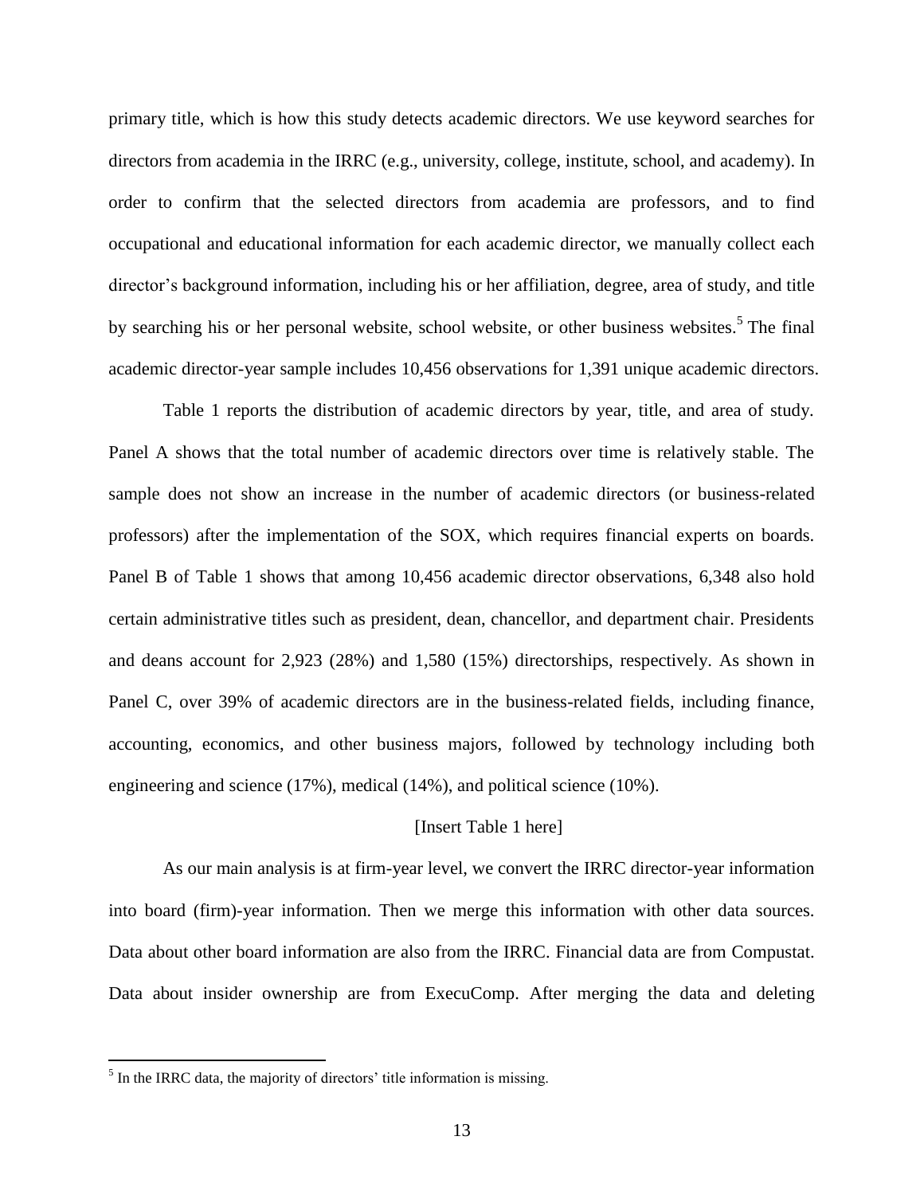primary title, which is how this study detects academic directors. We use keyword searches for directors from academia in the IRRC (e.g., university, college, institute, school, and academy). In order to confirm that the selected directors from academia are professors, and to find occupational and educational information for each academic director, we manually collect each director's background information, including his or her affiliation, degree, area of study, and title by searching his or her personal website, school website, or other business websites.[5] The final academic director-year sample includes 10,456 observations for 1,391 unique academic directors.

Table 1 reports the distribution of academic directors by year, title, and area of study. Panel A shows that the total number of academic directors over time is relatively stable. The sample does not show an increase in the number of academic directors (or business-related professors) after the implementation of the SOX, which requires financial experts on boards. Panel B of Table 1 shows that among 10,456 academic director observations, 6,348 also hold certain administrative titles such as president, dean, chancellor, and department chair. Presidents and deans account for 2,923 (28%) and 1,580 (15%) directorships, respectively. As shown in Panel C, over 39% of academic directors are in the business-related fields, including finance, accounting, economics, and other business majors, followed by technology including both engineering and science (17%), medical (14%), and political science (10%).

[Insert Table 1 here]

As our main analysis is at firm-year level, we convert the IRRC director-year information into board (firm)-year information. Then we merge this information with other data sources. Data about other board information are also from the IRRC. Financial data are from Compustat. Data about insider ownership are from ExecuComp. After merging the data and deleting

[5] In the IRRC data, the majority of directors' title information is missing.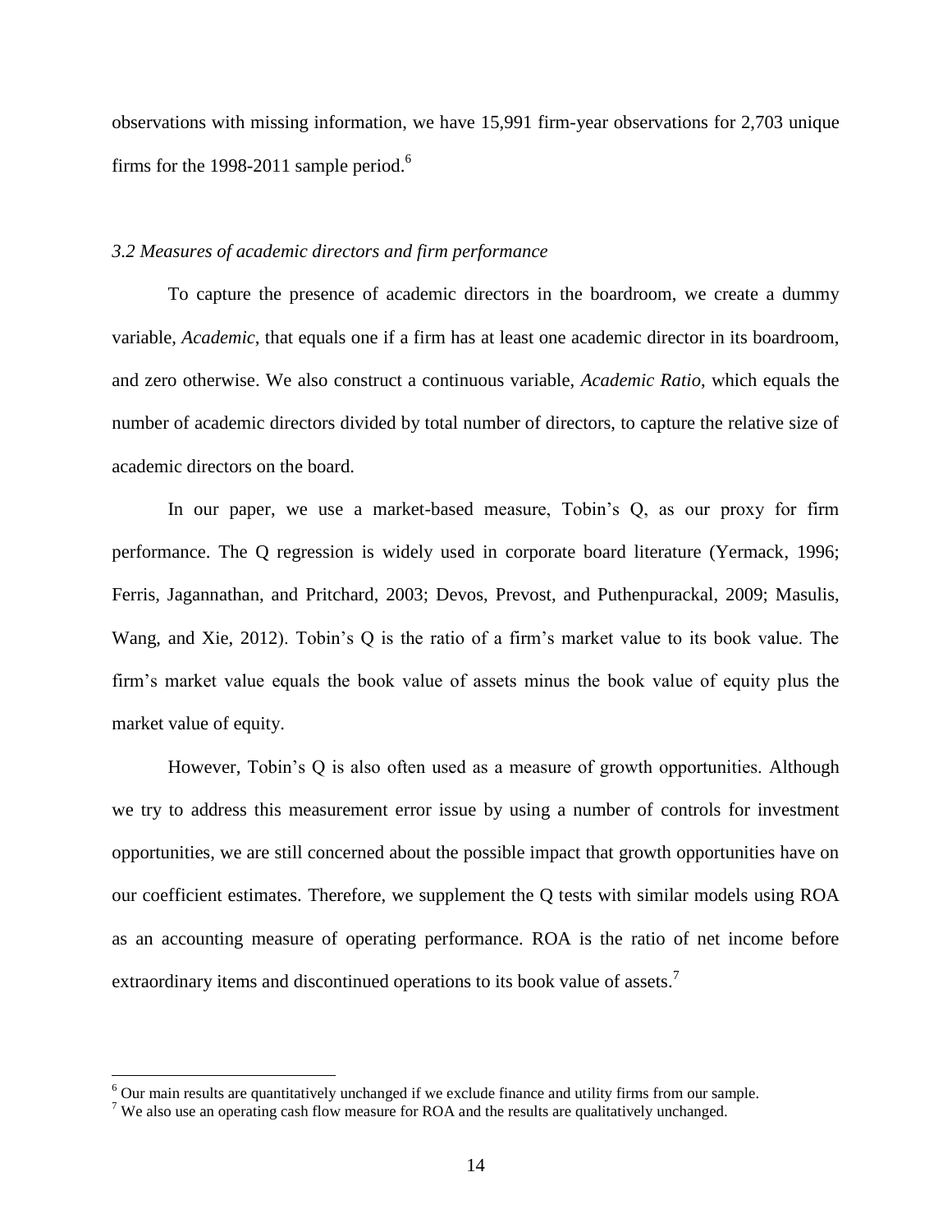observations with missing information, we have 15,991 firm-year observations for 2,703 unique firms for the 1998-2011 sample period.[6]

### *3.2 Measures of academic directors and firm performance*

To capture the presence of academic directors in the boardroom, we create a dummy variable, *Academic*, that equals one if a firm has at least one academic director in its boardroom, and zero otherwise. We also construct a continuous variable, *Academic Ratio*, which equals the number of academic directors divided by total number of directors, to capture the relative size of academic directors on the board.

In our paper, we use a market-based measure, Tobin's Q, as our proxy for firm performance. The Q regression is widely used in corporate board literature (Yermack, 1996; Ferris, Jagannathan, and Pritchard, 2003; Devos, Prevost, and Puthenpurackal, 2009; Masulis, Wang, and Xie, 2012). Tobin's Q is the ratio of a firm's market value to its book value. The firm's market value equals the book value of assets minus the book value of equity plus the market value of equity.

However, Tobin's Q is also often used as a measure of growth opportunities. Although we try to address this measurement error issue by using a number of controls for investment opportunities, we are still concerned about the possible impact that growth opportunities have on our coefficient estimates. Therefore, we supplement the Q tests with similar models using ROA as an accounting measure of operating performance. ROA is the ratio of net income before extraordinary items and discontinued operations to its book value of assets.[7]

---

[6] Our main results are quantitatively unchanged if we exclude finance and utility firms from our sample.

[7] We also use an operating cash flow measure for ROA and the results are qualitatively unchanged.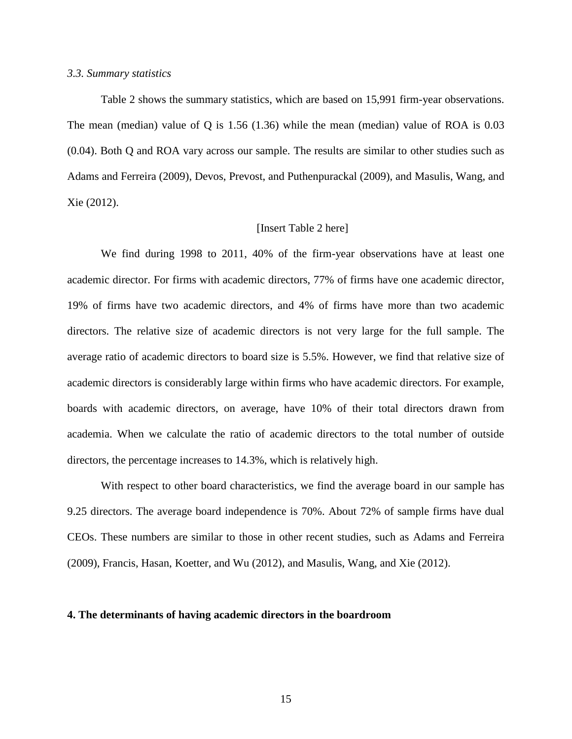### *3.3. Summary statistics*

Table 2 shows the summary statistics, which are based on 15,991 firm-year observations. The mean (median) value of Q is 1.56 (1.36) while the mean (median) value of ROA is 0.03 (0.04). Both Q and ROA vary across our sample. The results are similar to other studies such as Adams and Ferreira (2009), Devos, Prevost, and Puthenpurackal (2009), and Masulis, Wang, and Xie (2012).

[Insert Table 2 here]

We find during 1998 to 2011, 40% of the firm-year observations have at least one academic director. For firms with academic directors, 77% of firms have one academic director, 19% of firms have two academic directors, and 4% of firms have more than two academic directors. The relative size of academic directors is not very large for the full sample. The average ratio of academic directors to board size is 5.5%. However, we find that relative size of academic directors is considerably large within firms who have academic directors. For example, boards with academic directors, on average, have 10% of their total directors drawn from academia. When we calculate the ratio of academic directors to the total number of outside directors, the percentage increases to 14.3%, which is relatively high.

With respect to other board characteristics, we find the average board in our sample has 9.25 directors. The average board independence is 70%. About 72% of sample firms have dual CEOs. These numbers are similar to those in other recent studies, such as Adams and Ferreira (2009), Francis, Hasan, Koetter, and Wu (2012), and Masulis, Wang, and Xie (2012).

## 4. The determinants of having academic directors in the boardroom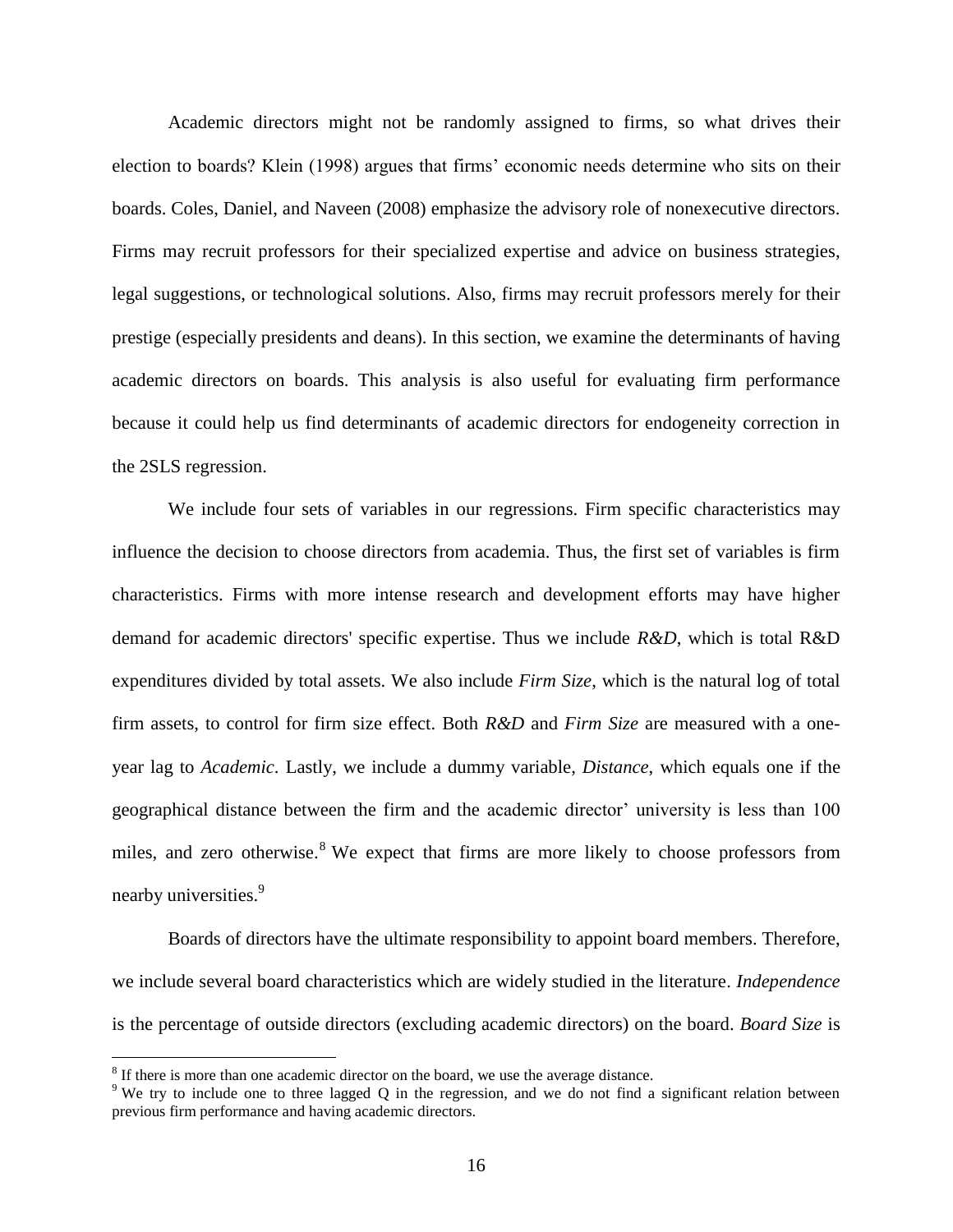Academic directors might not be randomly assigned to firms, so what drives their election to boards? Klein (1998) argues that firms' economic needs determine who sits on their boards. Coles, Daniel, and Naveen (2008) emphasize the advisory role of nonexecutive directors. Firms may recruit professors for their specialized expertise and advice on business strategies, legal suggestions, or technological solutions. Also, firms may recruit professors merely for their prestige (especially presidents and deans). In this section, we examine the determinants of having academic directors on boards. This analysis is also useful for evaluating firm performance because it could help us find determinants of academic directors for endogeneity correction in the 2SLS regression.

We include four sets of variables in our regressions. Firm specific characteristics may influence the decision to choose directors from academia. Thus, the first set of variables is firm characteristics. Firms with more intense research and development efforts may have higher demand for academic directors' specific expertise. Thus we include *R&D*, which is total R&D expenditures divided by total assets. We also include *Firm Size*, which is the natural log of total firm assets, to control for firm size effect. Both *R&D* and *Firm Size* are measured with a one-year lag to *Academic*. Lastly, we include a dummy variable, *Distance*, which equals one if the geographical distance between the firm and the academic director' university is less than 100 miles, and zero otherwise.[8] We expect that firms are more likely to choose professors from nearby universities.[9]

Boards of directors have the ultimate responsibility to appoint board members. Therefore, we include several board characteristics which are widely studied in the literature. *Independence* is the percentage of outside directors (excluding academic directors) on the board. *Board Size* is

[8] If there is more than one academic director on the board, we use the average distance.

[9] We try to include one to three lagged Q in the regression, and we do not find a significant relation between previous firm performance and having academic directors.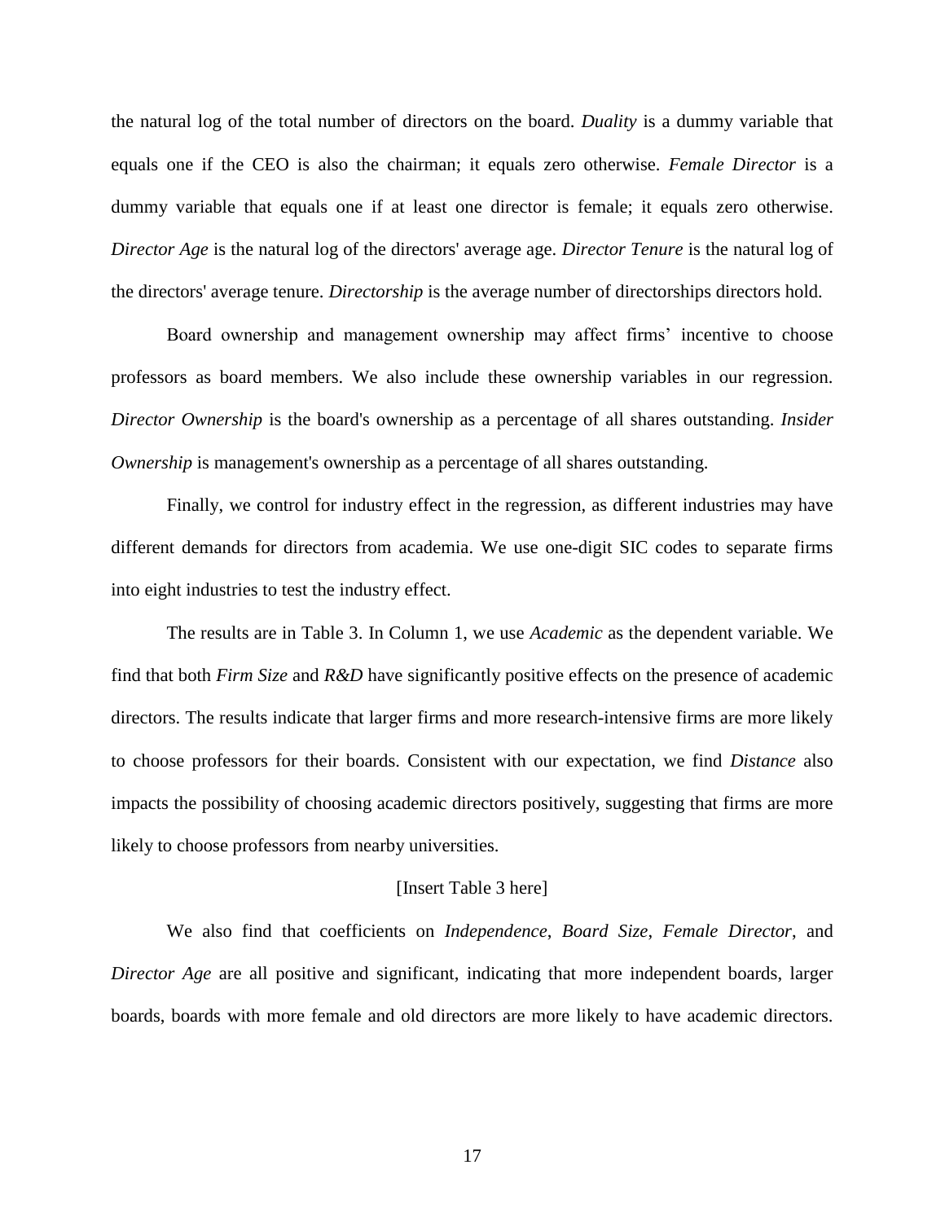the natural log of the total number of directors on the board. *Duality* is a dummy variable that equals one if the CEO is also the chairman; it equals zero otherwise. *Female Director* is a dummy variable that equals one if at least one director is female; it equals zero otherwise. *Director Age* is the natural log of the directors' average age. *Director Tenure* is the natural log of the directors' average tenure. *Directorship* is the average number of directorships directors hold.

Board ownership and management ownership may affect firms' incentive to choose professors as board members. We also include these ownership variables in our regression. *Director Ownership* is the board's ownership as a percentage of all shares outstanding. *Insider Ownership* is management's ownership as a percentage of all shares outstanding.

Finally, we control for industry effect in the regression, as different industries may have different demands for directors from academia. We use one-digit SIC codes to separate firms into eight industries to test the industry effect.

The results are in Table 3. In Column 1, we use *Academic* as the dependent variable. We find that both *Firm Size* and *R&D* have significantly positive effects on the presence of academic directors. The results indicate that larger firms and more research-intensive firms are more likely to choose professors for their boards. Consistent with our expectation, we find *Distance* also impacts the possibility of choosing academic directors positively, suggesting that firms are more likely to choose professors from nearby universities.

[Insert Table 3 here]

We also find that coefficients on *Independence*, *Board Size*, *Female Director*, and *Director Age* are all positive and significant, indicating that more independent boards, larger boards, boards with more female and old directors are more likely to have academic directors.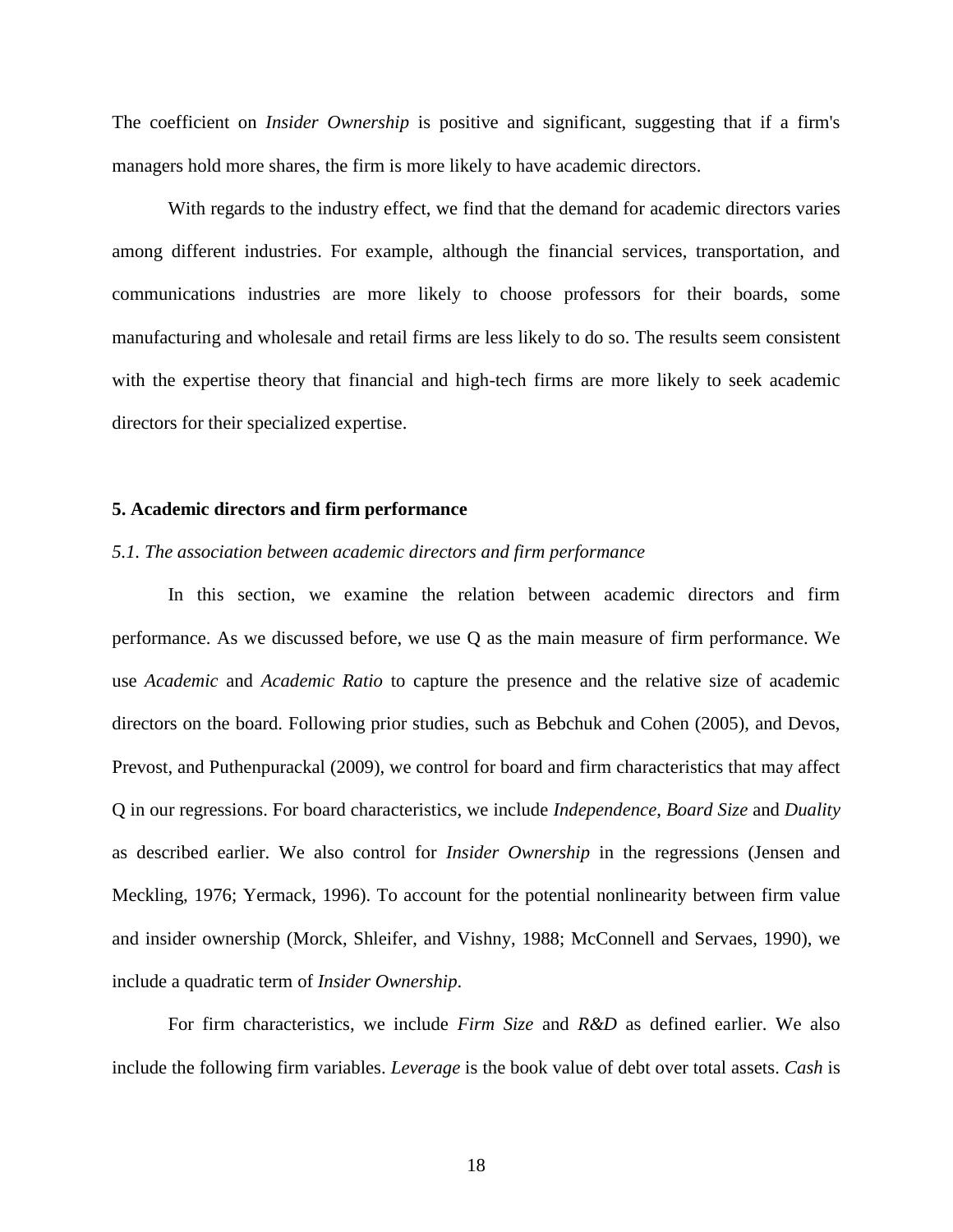The coefficient on *Insider Ownership* is positive and significant, suggesting that if a firm's managers hold more shares, the firm is more likely to have academic directors.

With regards to the industry effect, we find that the demand for academic directors varies among different industries. For example, although the financial services, transportation, and communications industries are more likely to choose professors for their boards, some manufacturing and wholesale and retail firms are less likely to do so. The results seem consistent with the expertise theory that financial and high-tech firms are more likely to seek academic directors for their specialized expertise.

## 5. Academic directors and firm performance

### *5.1. The association between academic directors and firm performance*

In this section, we examine the relation between academic directors and firm performance. As we discussed before, we use Q as the main measure of firm performance. We use *Academic* and *Academic Ratio* to capture the presence and the relative size of academic directors on the board. Following prior studies, such as Bebchuk and Cohen (2005), and Devos, Prevost, and Puthenpurackal (2009), we control for board and firm characteristics that may affect Q in our regressions. For board characteristics, we include *Independence*, *Board Size* and *Duality* as described earlier. We also control for *Insider Ownership* in the regressions (Jensen and Meckling, 1976; Yermack, 1996). To account for the potential nonlinearity between firm value and insider ownership (Morck, Shleifer, and Vishny, 1988; McConnell and Servaes, 1990), we include a quadratic term of *Insider Ownership*.

For firm characteristics, we include *Firm Size* and *R&D* as defined earlier. We also include the following firm variables. *Leverage* is the book value of debt over total assets. *Cash* is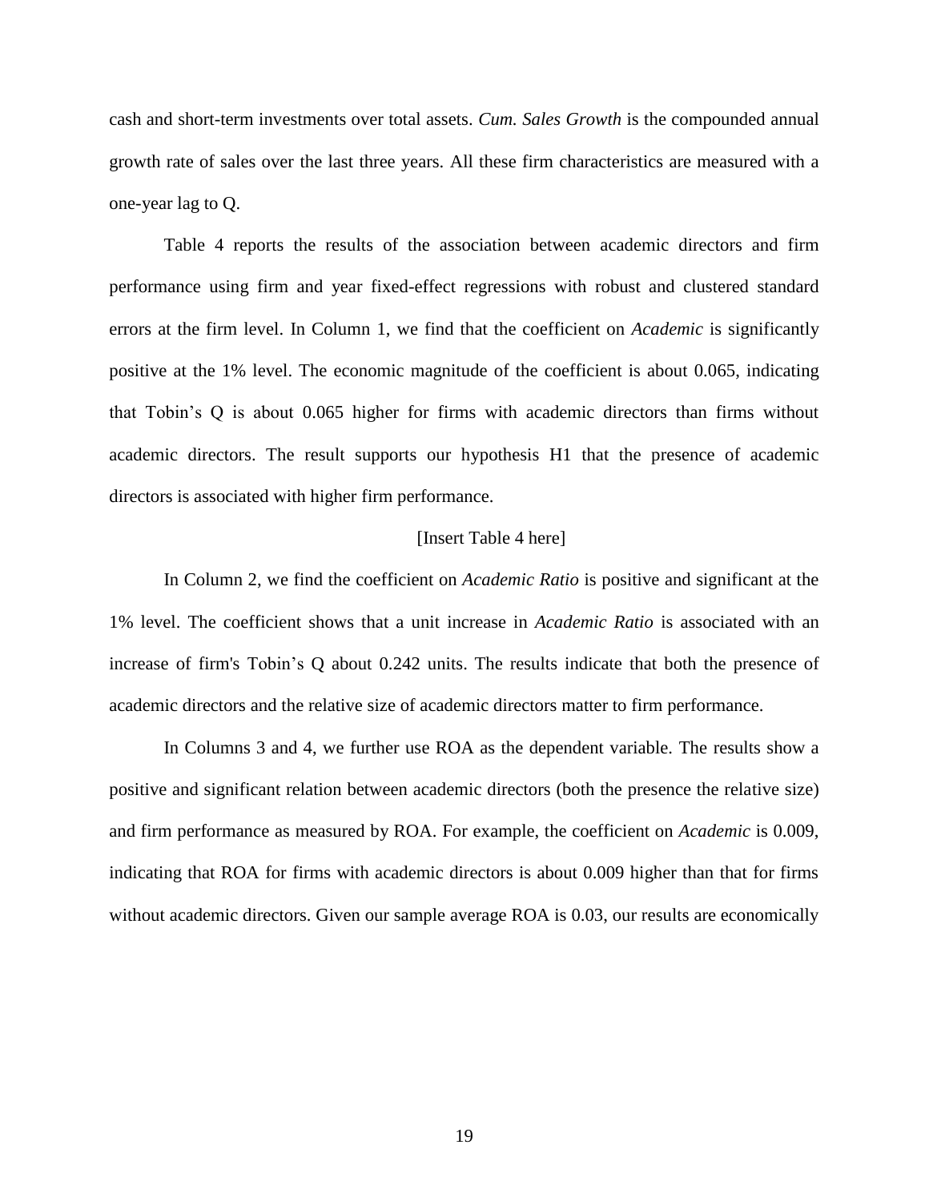cash and short-term investments over total assets. *Cum. Sales Growth* is the compounded annual growth rate of sales over the last three years. All these firm characteristics are measured with a one-year lag to Q.

Table 4 reports the results of the association between academic directors and firm performance using firm and year fixed-effect regressions with robust and clustered standard errors at the firm level. In Column 1, we find that the coefficient on *Academic* is significantly positive at the 1% level. The economic magnitude of the coefficient is about 0.065, indicating that Tobin's Q is about 0.065 higher for firms with academic directors than firms without academic directors. The result supports our hypothesis H1 that the presence of academic directors is associated with higher firm performance.

[Insert Table 4 here]

In Column 2, we find the coefficient on *Academic Ratio* is positive and significant at the 1% level. The coefficient shows that a unit increase in *Academic Ratio* is associated with an increase of firm's Tobin's Q about 0.242 units. The results indicate that both the presence of academic directors and the relative size of academic directors matter to firm performance.

In Columns 3 and 4, we further use ROA as the dependent variable. The results show a positive and significant relation between academic directors (both the presence the relative size) and firm performance as measured by ROA. For example, the coefficient on *Academic* is 0.009, indicating that ROA for firms with academic directors is about 0.009 higher than that for firms without academic directors. Given our sample average ROA is 0.03, our results are economically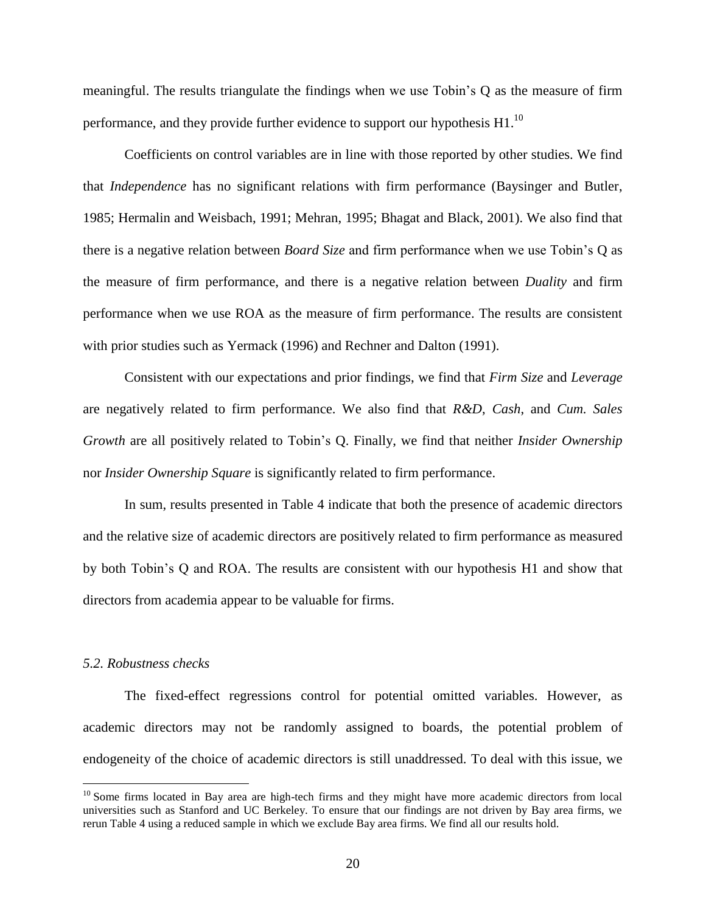meaningful. The results triangulate the findings when we use Tobin's Q as the measure of firm performance, and they provide further evidence to support our hypothesis H1.[10]

Coefficients on control variables are in line with those reported by other studies. We find that *Independence* has no significant relations with firm performance (Baysinger and Butler, 1985; Hermalin and Weisbach, 1991; Mehran, 1995; Bhagat and Black, 2001). We also find that there is a negative relation between *Board Size* and firm performance when we use Tobin's Q as the measure of firm performance, and there is a negative relation between *Duality* and firm performance when we use ROA as the measure of firm performance. The results are consistent with prior studies such as Yermack (1996) and Rechner and Dalton (1991).

Consistent with our expectations and prior findings, we find that *Firm Size* and *Leverage* are negatively related to firm performance. We also find that *R&D*, *Cash*, and *Cum. Sales Growth* are all positively related to Tobin's Q. Finally, we find that neither *Insider Ownership* nor *Insider Ownership Square* is significantly related to firm performance.

In sum, results presented in Table 4 indicate that both the presence of academic directors and the relative size of academic directors are positively related to firm performance as measured by both Tobin's Q and ROA. The results are consistent with our hypothesis H1 and show that directors from academia appear to be valuable for firms.

### *5.2. Robustness checks*

The fixed-effect regressions control for potential omitted variables. However, as academic directors may not be randomly assigned to boards, the potential problem of endogeneity of the choice of academic directors is still unaddressed. To deal with this issue, we

[10] Some firms located in Bay area are high-tech firms and they might have more academic directors from local universities such as Stanford and UC Berkeley. To ensure that our findings are not driven by Bay area firms, we rerun Table 4 using a reduced sample in which we exclude Bay area firms. We find all our results hold.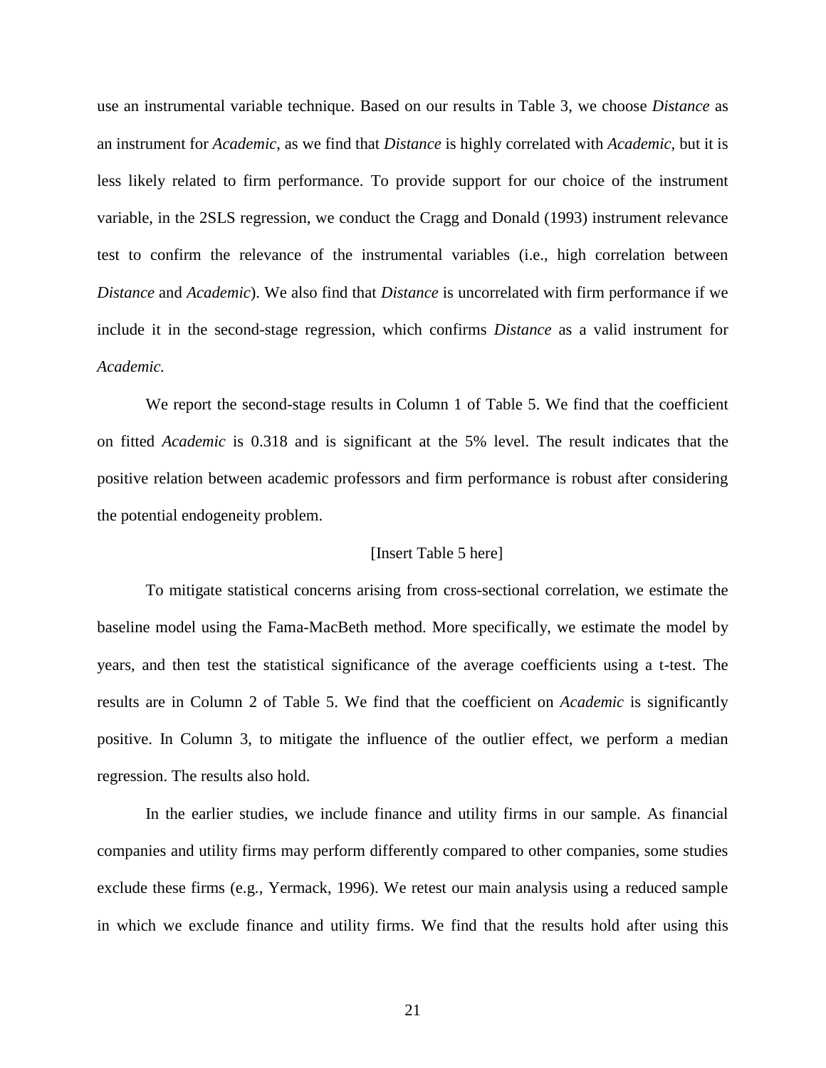use an instrumental variable technique. Based on our results in Table 3, we choose *Distance* as an instrument for *Academic*, as we find that *Distance* is highly correlated with *Academic*, but it is less likely related to firm performance. To provide support for our choice of the instrument variable, in the 2SLS regression, we conduct the Cragg and Donald (1993) instrument relevance test to confirm the relevance of the instrumental variables (i.e., high correlation between *Distance* and *Academic*). We also find that *Distance* is uncorrelated with firm performance if we include it in the second-stage regression, which confirms *Distance* as a valid instrument for *Academic.*

We report the second-stage results in Column 1 of Table 5. We find that the coefficient on fitted *Academic* is 0.318 and is significant at the 5% level. The result indicates that the positive relation between academic professors and firm performance is robust after considering the potential endogeneity problem.

[Insert Table 5 here]

To mitigate statistical concerns arising from cross-sectional correlation, we estimate the baseline model using the Fama-MacBeth method. More specifically, we estimate the model by years, and then test the statistical significance of the average coefficients using a t-test. The results are in Column 2 of Table 5. We find that the coefficient on *Academic* is significantly positive. In Column 3, to mitigate the influence of the outlier effect, we perform a median regression. The results also hold.

In the earlier studies, we include finance and utility firms in our sample. As financial companies and utility firms may perform differently compared to other companies, some studies exclude these firms (e.g., Yermack, 1996). We retest our main analysis using a reduced sample in which we exclude finance and utility firms. We find that the results hold after using this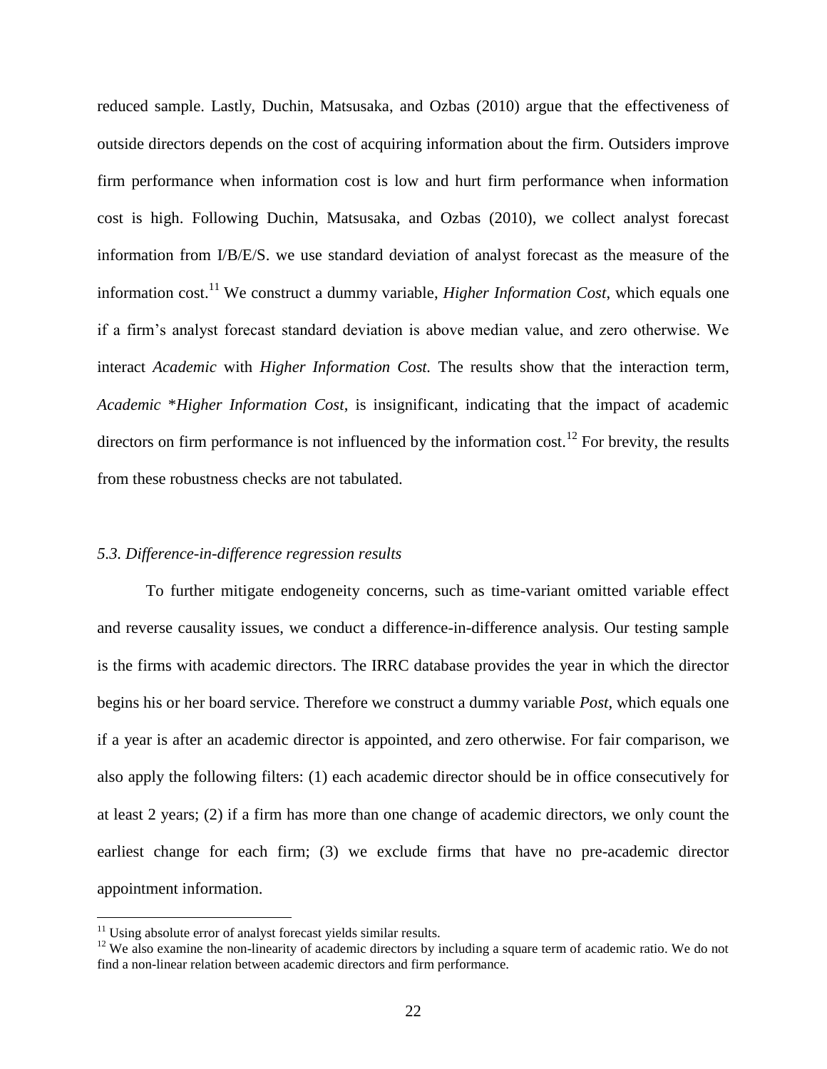reduced sample. Lastly, Duchin, Matsusaka, and Ozbas (2010) argue that the effectiveness of outside directors depends on the cost of acquiring information about the firm. Outsiders improve firm performance when information cost is low and hurt firm performance when information cost is high. Following Duchin, Matsusaka, and Ozbas (2010), we collect analyst forecast information from I/B/E/S. we use standard deviation of analyst forecast as the measure of the information cost.[11] We construct a dummy variable, *Higher Information Cost*, which equals one if a firm's analyst forecast standard deviation is above median value, and zero otherwise. We interact *Academic* with *Higher Information Cost.* The results show that the interaction term, *Academic* \**Higher Information Cost*, is insignificant, indicating that the impact of academic directors on firm performance is not influenced by the information cost.[12] For brevity, the results from these robustness checks are not tabulated.

### *5.3. Difference-in-difference regression results*

To further mitigate endogeneity concerns, such as time-variant omitted variable effect and reverse causality issues, we conduct a difference-in-difference analysis. Our testing sample is the firms with academic directors. The IRRC database provides the year in which the director begins his or her board service. Therefore we construct a dummy variable *Post*, which equals one if a year is after an academic director is appointed, and zero otherwise. For fair comparison, we also apply the following filters: (1) each academic director should be in office consecutively for at least 2 years; (2) if a firm has more than one change of academic directors, we only count the earliest change for each firm; (3) we exclude firms that have no pre-academic director appointment information.

[11] Using absolute error of analyst forecast yields similar results.

[12] We also examine the non-linearity of academic directors by including a square term of academic ratio. We do not find a non-linear relation between academic directors and firm performance.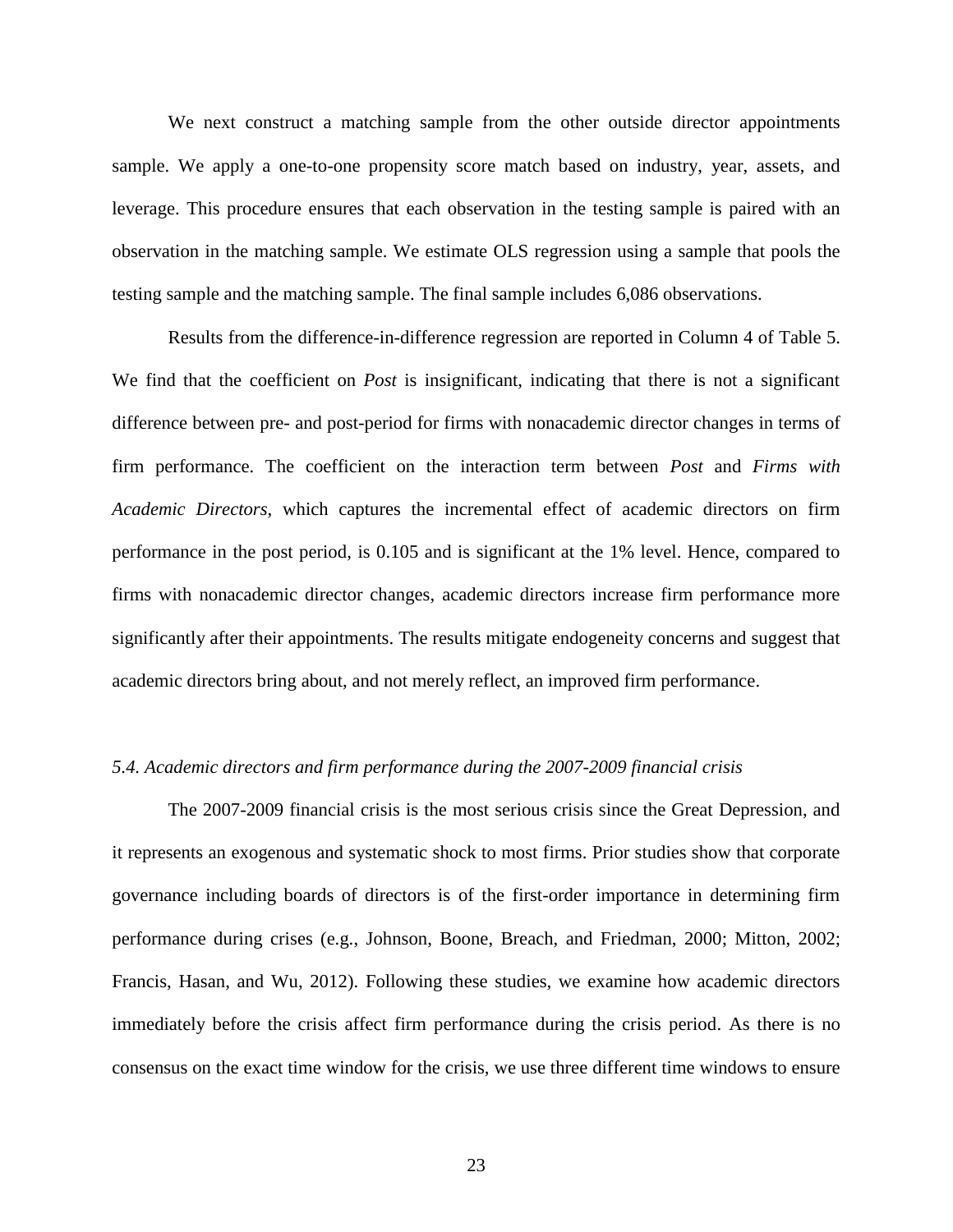We next construct a matching sample from the other outside director appointments sample. We apply a one-to-one propensity score match based on industry, year, assets, and leverage. This procedure ensures that each observation in the testing sample is paired with an observation in the matching sample. We estimate OLS regression using a sample that pools the testing sample and the matching sample. The final sample includes 6,086 observations.

Results from the difference-in-difference regression are reported in Column 4 of Table 5. We find that the coefficient on *Post* is insignificant, indicating that there is not a significant difference between pre- and post-period for firms with nonacademic director changes in terms of firm performance. The coefficient on the interaction term between *Post* and *Firms with Academic Directors*, which captures the incremental effect of academic directors on firm performance in the post period, is 0.105 and is significant at the 1% level. Hence, compared to firms with nonacademic director changes, academic directors increase firm performance more significantly after their appointments. The results mitigate endogeneity concerns and suggest that academic directors bring about, and not merely reflect, an improved firm performance.

### *5.4. Academic directors and firm performance during the 2007-2009 financial crisis*

The 2007-2009 financial crisis is the most serious crisis since the Great Depression, and it represents an exogenous and systematic shock to most firms. Prior studies show that corporate governance including boards of directors is of the first-order importance in determining firm performance during crises (e.g., Johnson, Boone, Breach, and Friedman, 2000; Mitton, 2002; Francis, Hasan, and Wu, 2012). Following these studies, we examine how academic directors immediately before the crisis affect firm performance during the crisis period. As there is no consensus on the exact time window for the crisis, we use three different time windows to ensure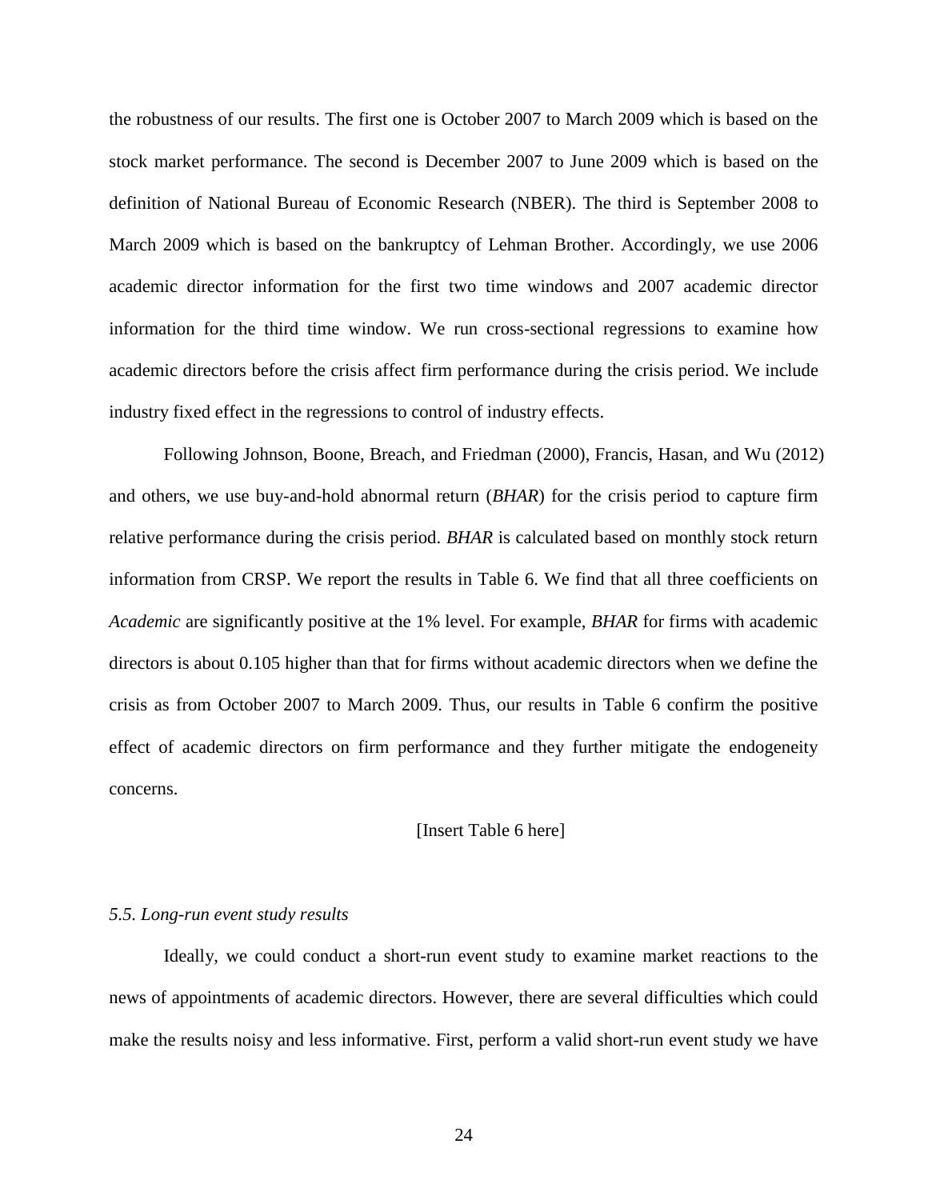the robustness of our results. The first one is October 2007 to March 2009 which is based on the stock market performance. The second is December 2007 to June 2009 which is based on the definition of National Bureau of Economic Research (NBER). The third is September 2008 to March 2009 which is based on the bankruptcy of Lehman Brother. Accordingly, we use 2006 academic director information for the first two time windows and 2007 academic director information for the third time window. We run cross-sectional regressions to examine how academic directors before the crisis affect firm performance during the crisis period. We include industry fixed effect in the regressions to control of industry effects.

Following Johnson, Boone, Breach, and Friedman (2000), Francis, Hasan, and Wu (2012) and others, we use buy-and-hold abnormal return (*BHAR*) for the crisis period to capture firm relative performance during the crisis period. *BHAR* is calculated based on monthly stock return information from CRSP. We report the results in Table 6. We find that all three coefficients on *Academic* are significantly positive at the 1% level. For example, *BHAR* for firms with academic directors is about 0.105 higher than that for firms without academic directors when we define the crisis as from October 2007 to March 2009. Thus, our results in Table 6 confirm the positive effect of academic directors on firm performance and they further mitigate the endogeneity concerns.

[Insert Table 6 here]

*5.5. Long-run event study results*

Ideally, we could conduct a short-run event study to examine market reactions to the news of appointments of academic directors. However, there are several difficulties which could make the results noisy and less informative. First, perform a valid short-run event study we have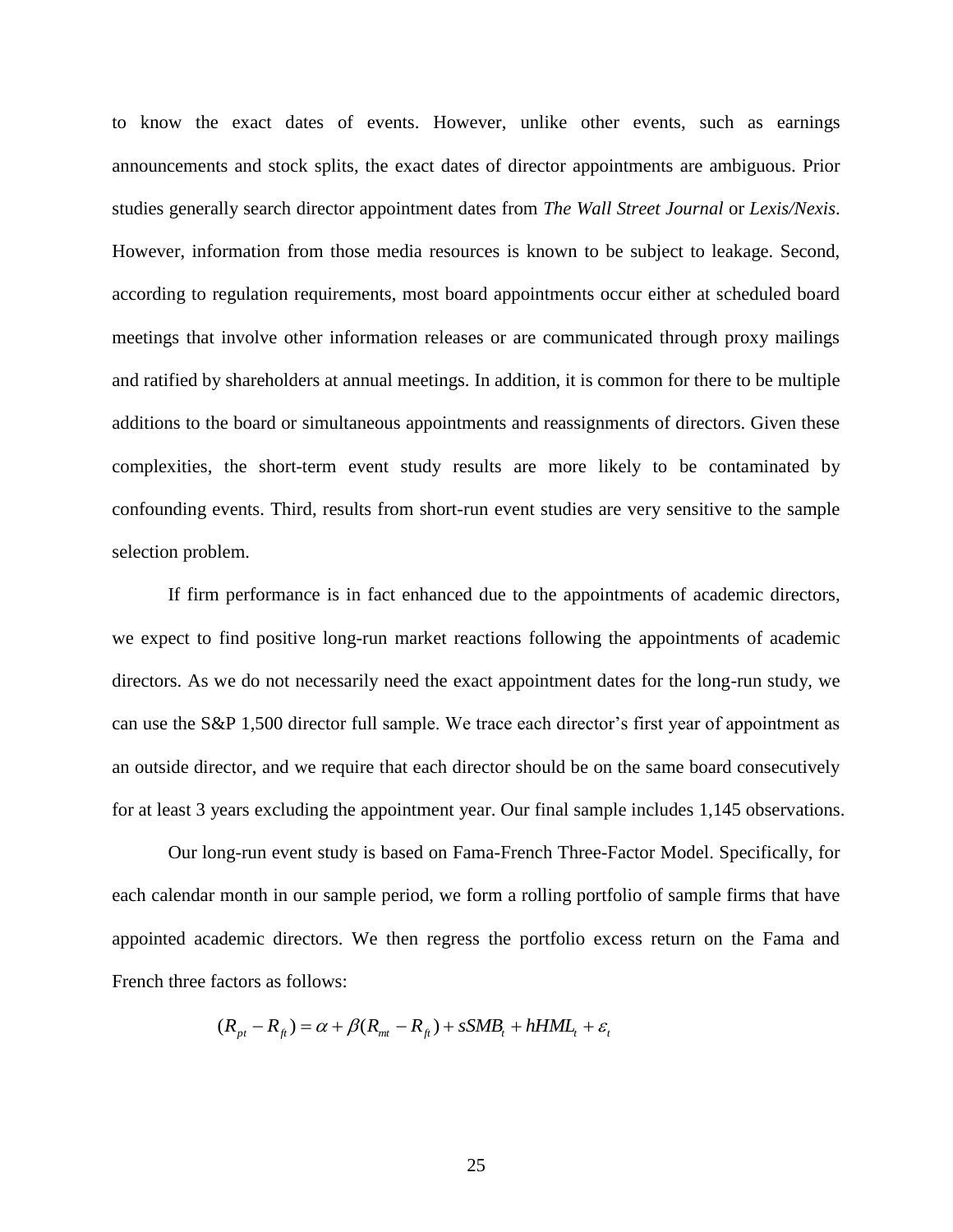to know the exact dates of events. However, unlike other events, such as earnings announcements and stock splits, the exact dates of director appointments are ambiguous. Prior studies generally search director appointment dates from *The Wall Street Journal* or *Lexis/Nexis*. However, information from those media resources is known to be subject to leakage. Second, according to regulation requirements, most board appointments occur either at scheduled board meetings that involve other information releases or are communicated through proxy mailings and ratified by shareholders at annual meetings. In addition, it is common for there to be multiple additions to the board or simultaneous appointments and reassignments of directors. Given these complexities, the short-term event study results are more likely to be contaminated by confounding events. Third, results from short-run event studies are very sensitive to the sample selection problem.

If firm performance is in fact enhanced due to the appointments of academic directors, we expect to find positive long-run market reactions following the appointments of academic directors. As we do not necessarily need the exact appointment dates for the long-run study, we can use the S&P 1,500 director full sample. We trace each director's first year of appointment as an outside director, and we require that each director should be on the same board consecutively for at least 3 years excluding the appointment year. Our final sample includes 1,145 observations.

Our long-run event study is based on Fama-French Three-Factor Model. Specifically, for each calendar month in our sample period, we form a rolling portfolio of sample firms that have appointed academic directors. We then regress the portfolio excess return on the Fama and French three factors as follows:

$$(R_{pt} - R_{ft}) = \alpha + \beta(R_{mt} - R_{ft}) + sSMB_t + hHML_t + \varepsilon_t$$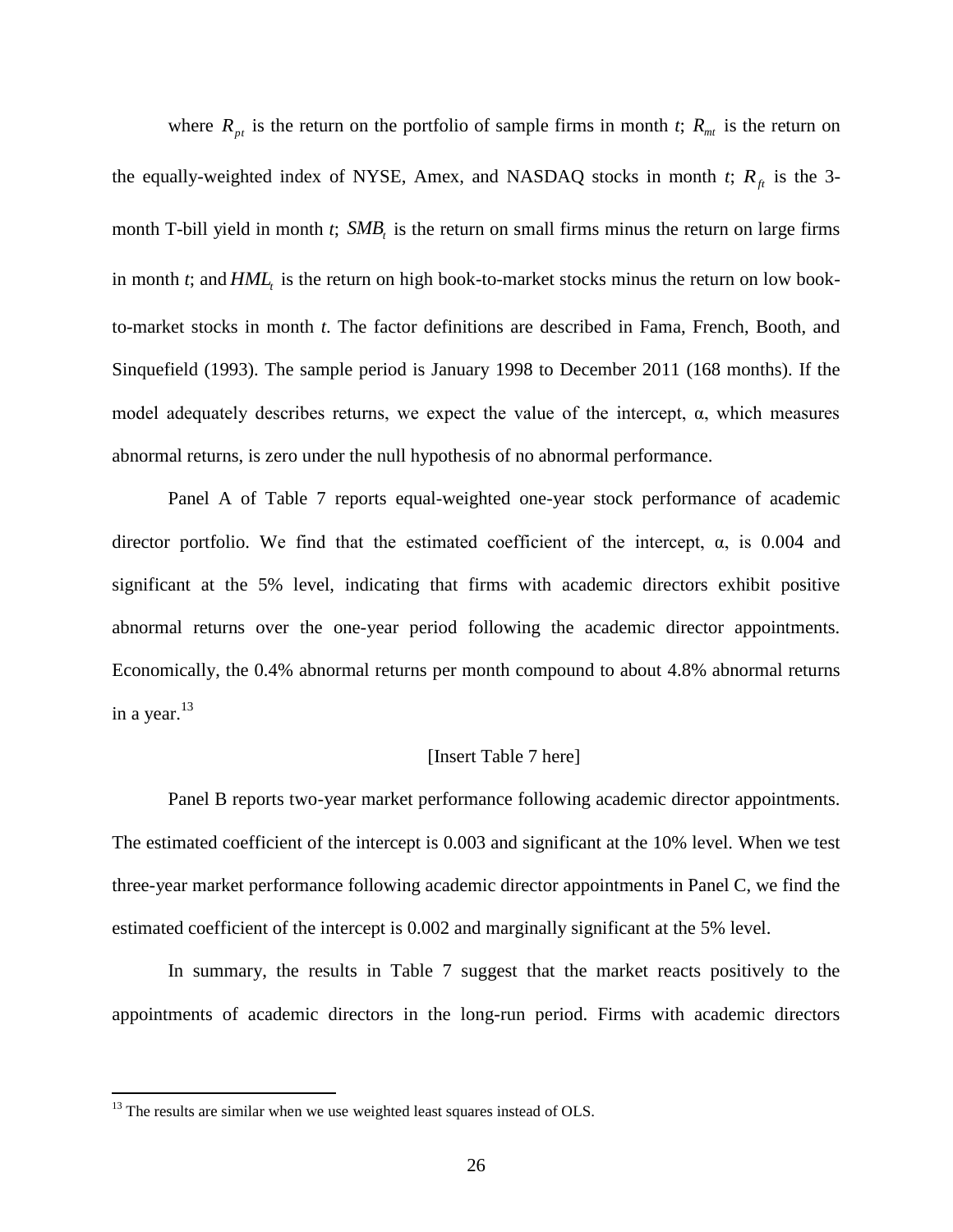where $R_{pt}$ is the return on the portfolio of sample firms in month *t*; $R_{mt}$ is the return on the equally-weighted index of NYSE, Amex, and NASDAQ stocks in month *t*; $R_{ft}$ is the 3-month T-bill yield in month *t*; $SMB_t$ is the return on small firms minus the return on large firms in month *t*; and $HML_t$ is the return on high book-to-market stocks minus the return on low book-to-market stocks in month *t*. The factor definitions are described in Fama, French, Booth, and Sinquefield (1993). The sample period is January 1998 to December 2011 (168 months). If the model adequately describes returns, we expect the value of the intercept, α, which measures abnormal returns, is zero under the null hypothesis of no abnormal performance.

Panel A of Table 7 reports equal-weighted one-year stock performance of academic director portfolio. We find that the estimated coefficient of the intercept, α, is 0.004 and significant at the 5% level, indicating that firms with academic directors exhibit positive abnormal returns over the one-year period following the academic director appointments. Economically, the 0.4% abnormal returns per month compound to about 4.8% abnormal returns in a year.[13]

[Insert Table 7 here]

Panel B reports two-year market performance following academic director appointments. The estimated coefficient of the intercept is 0.003 and significant at the 10% level. When we test three-year market performance following academic director appointments in Panel C, we find the estimated coefficient of the intercept is 0.002 and marginally significant at the 5% level.

In summary, the results in Table 7 suggest that the market reacts positively to the appointments of academic directors in the long-run period. Firms with academic directors

[13] The results are similar when we use weighted least squares instead of OLS.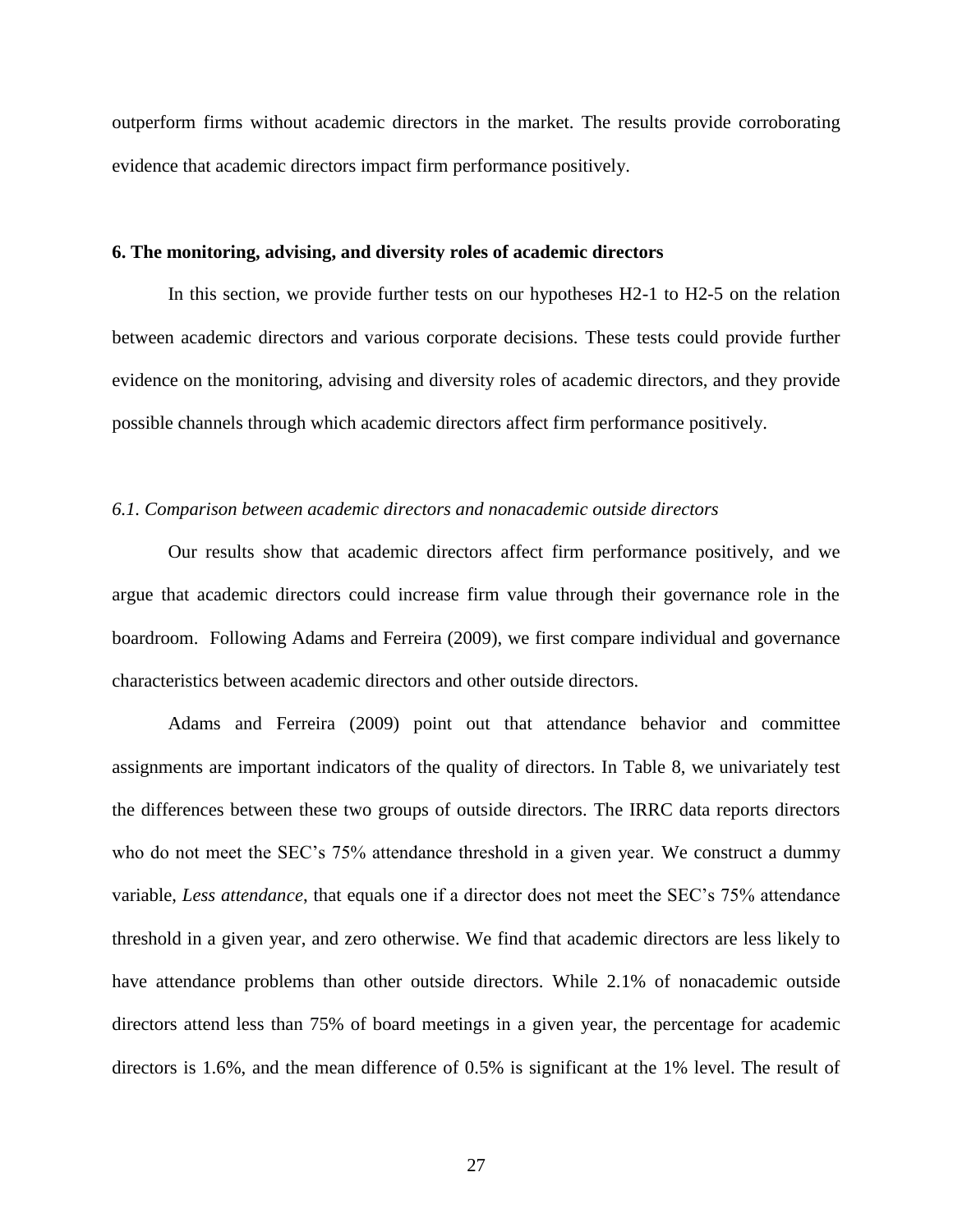outperform firms without academic directors in the market. The results provide corroborating evidence that academic directors impact firm performance positively.

## 6. The monitoring, advising, and diversity roles of academic directors

In this section, we provide further tests on our hypotheses H2-1 to H2-5 on the relation between academic directors and various corporate decisions. These tests could provide further evidence on the monitoring, advising and diversity roles of academic directors, and they provide possible channels through which academic directors affect firm performance positively.

### *6.1. Comparison between academic directors and nonacademic outside directors*

Our results show that academic directors affect firm performance positively, and we argue that academic directors could increase firm value through their governance role in the boardroom. Following Adams and Ferreira (2009), we first compare individual and governance characteristics between academic directors and other outside directors.

Adams and Ferreira (2009) point out that attendance behavior and committee assignments are important indicators of the quality of directors. In Table 8, we univariately test the differences between these two groups of outside directors. The IRRC data reports directors who do not meet the SEC's 75% attendance threshold in a given year. We construct a dummy variable, *Less attendance*, that equals one if a director does not meet the SEC's 75% attendance threshold in a given year, and zero otherwise. We find that academic directors are less likely to have attendance problems than other outside directors. While 2.1% of nonacademic outside directors attend less than 75% of board meetings in a given year, the percentage for academic directors is 1.6%, and the mean difference of 0.5% is significant at the 1% level. The result of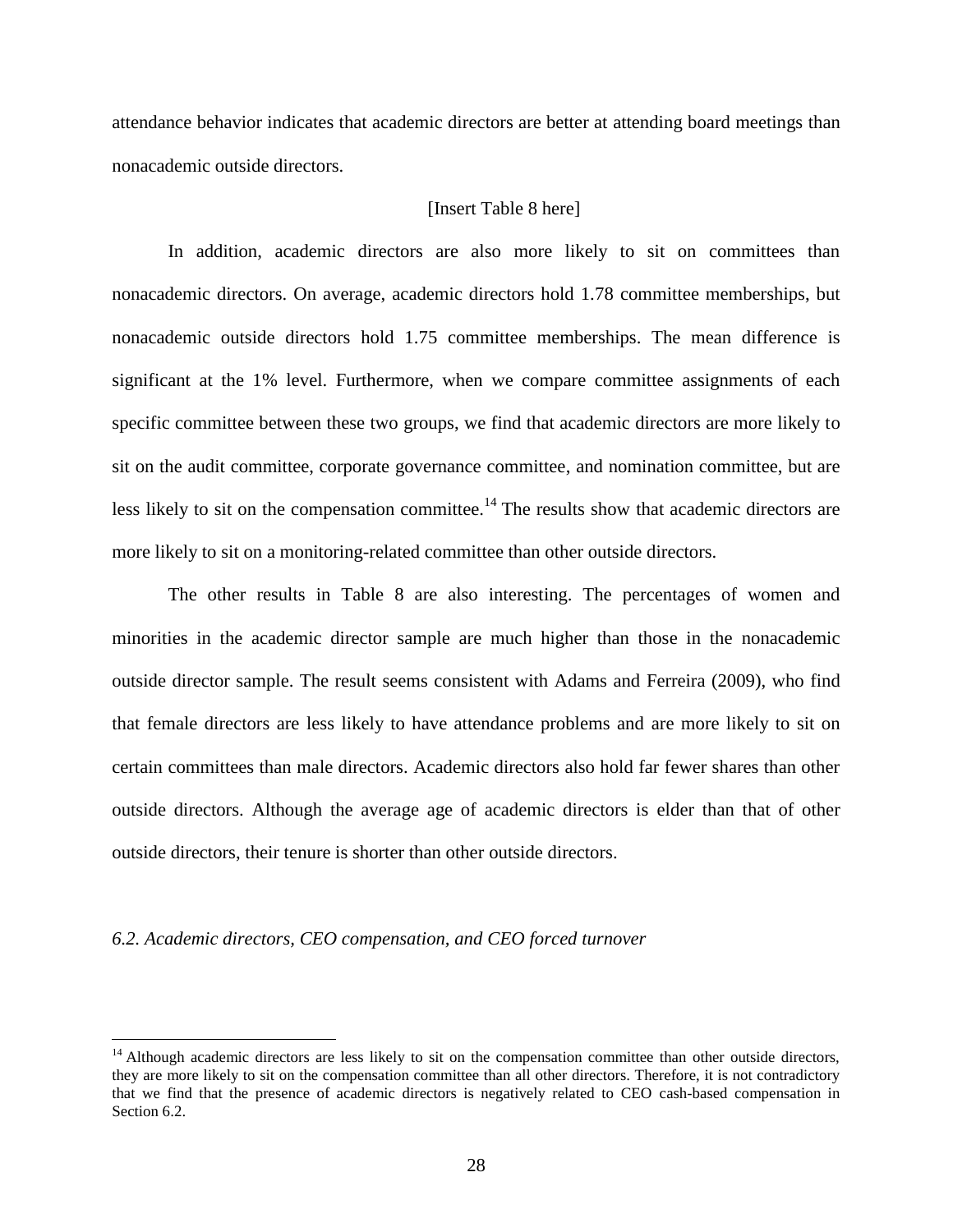attendance behavior indicates that academic directors are better at attending board meetings than nonacademic outside directors.

[Insert Table 8 here]

In addition, academic directors are also more likely to sit on committees than nonacademic directors. On average, academic directors hold 1.78 committee memberships, but nonacademic outside directors hold 1.75 committee memberships. The mean difference is significant at the 1% level. Furthermore, when we compare committee assignments of each specific committee between these two groups, we find that academic directors are more likely to sit on the audit committee, corporate governance committee, and nomination committee, but are less likely to sit on the compensation committee.[14] The results show that academic directors are more likely to sit on a monitoring-related committee than other outside directors.

The other results in Table 8 are also interesting. The percentages of women and minorities in the academic director sample are much higher than those in the nonacademic outside director sample. The result seems consistent with Adams and Ferreira (2009), who find that female directors are less likely to have attendance problems and are more likely to sit on certain committees than male directors. Academic directors also hold far fewer shares than other outside directors. Although the average age of academic directors is elder than that of other outside directors, their tenure is shorter than other outside directors.

### *6.2. Academic directors, CEO compensation, and CEO forced turnover*

[14] Although academic directors are less likely to sit on the compensation committee than other outside directors, they are more likely to sit on the compensation committee than all other directors. Therefore, it is not contradictory that we find that the presence of academic directors is negatively related to CEO cash-based compensation in Section 6.2.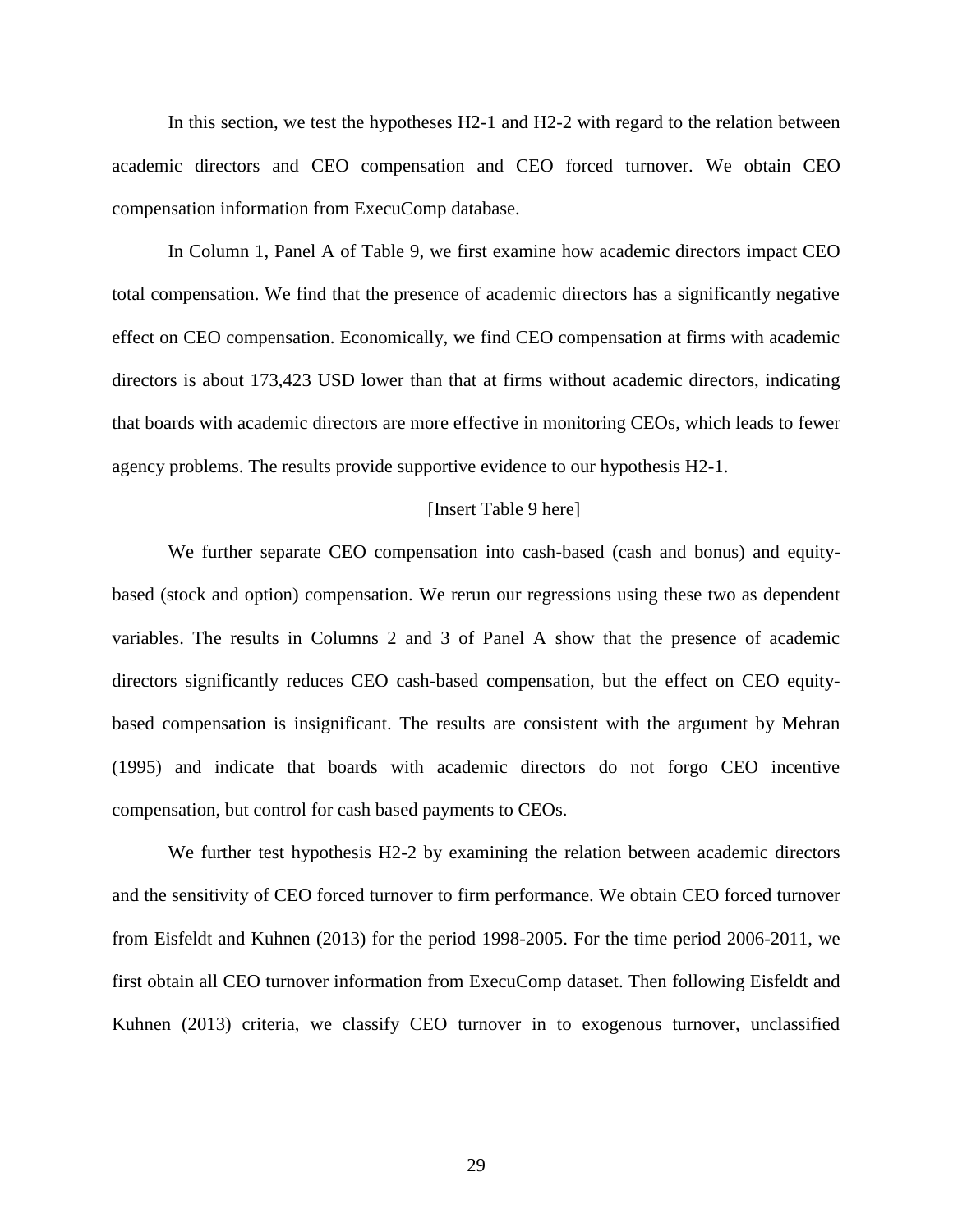In this section, we test the hypotheses H2-1 and H2-2 with regard to the relation between academic directors and CEO compensation and CEO forced turnover. We obtain CEO compensation information from ExecuComp database.

In Column 1, Panel A of Table 9, we first examine how academic directors impact CEO total compensation. We find that the presence of academic directors has a significantly negative effect on CEO compensation. Economically, we find CEO compensation at firms with academic directors is about 173,423 USD lower than that at firms without academic directors, indicating that boards with academic directors are more effective in monitoring CEOs, which leads to fewer agency problems. The results provide supportive evidence to our hypothesis H2-1.

[Insert Table 9 here]

We further separate CEO compensation into cash-based (cash and bonus) and equity-based (stock and option) compensation. We rerun our regressions using these two as dependent variables. The results in Columns 2 and 3 of Panel A show that the presence of academic directors significantly reduces CEO cash-based compensation, but the effect on CEO equity-based compensation is insignificant. The results are consistent with the argument by Mehran (1995) and indicate that boards with academic directors do not forgo CEO incentive compensation, but control for cash based payments to CEOs.

We further test hypothesis H2-2 by examining the relation between academic directors and the sensitivity of CEO forced turnover to firm performance. We obtain CEO forced turnover from Eisfeldt and Kuhnen (2013) for the period 1998-2005. For the time period 2006-2011, we first obtain all CEO turnover information from ExecuComp dataset. Then following Eisfeldt and Kuhnen (2013) criteria, we classify CEO turnover in to exogenous turnover, unclassified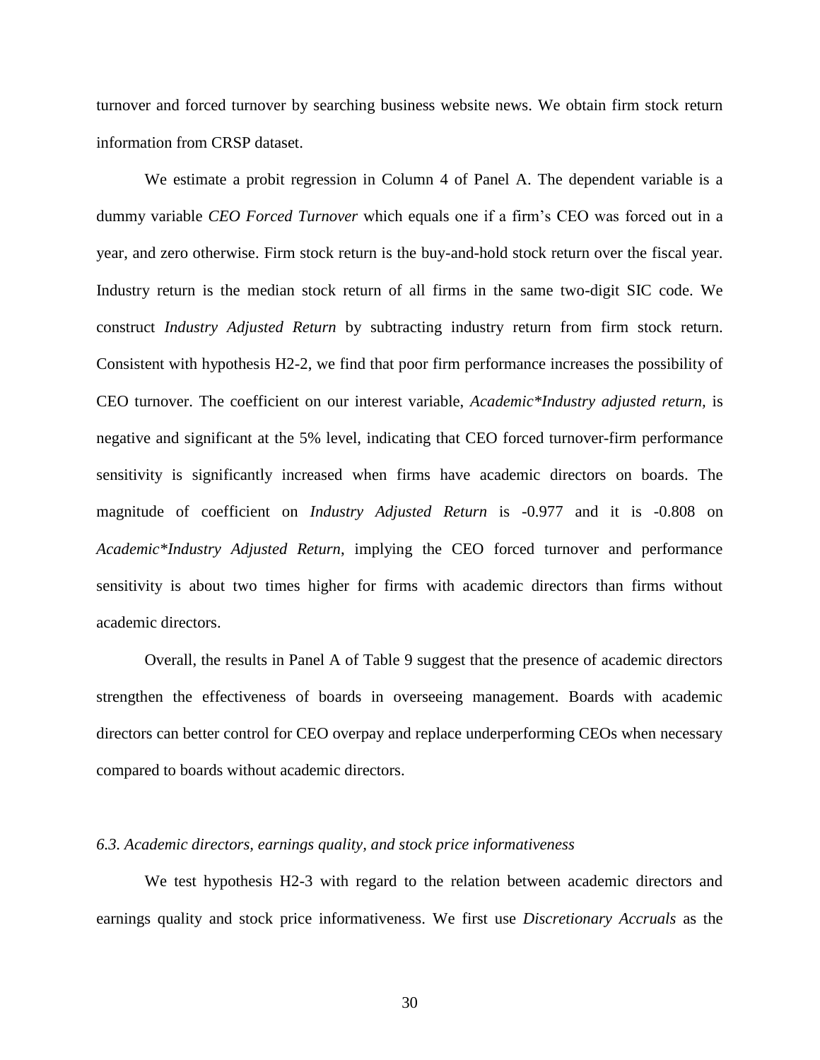turnover and forced turnover by searching business website news. We obtain firm stock return information from CRSP dataset.

We estimate a probit regression in Column 4 of Panel A. The dependent variable is a dummy variable *CEO Forced Turnover* which equals one if a firm's CEO was forced out in a year, and zero otherwise. Firm stock return is the buy-and-hold stock return over the fiscal year. Industry return is the median stock return of all firms in the same two-digit SIC code. We construct *Industry Adjusted Return* by subtracting industry return from firm stock return. Consistent with hypothesis H2-2, we find that poor firm performance increases the possibility of CEO turnover. The coefficient on our interest variable, *Academic*Industry adjusted return,* is negative and significant at the 5% level, indicating that CEO forced turnover-firm performance sensitivity is significantly increased when firms have academic directors on boards. The magnitude of coefficient on *Industry Adjusted Return* is -0.977 and it is -0.808 on *Academic*Industry Adjusted Return,* implying the CEO forced turnover and performance sensitivity is about two times higher for firms with academic directors than firms without academic directors.

Overall, the results in Panel A of Table 9 suggest that the presence of academic directors strengthen the effectiveness of boards in overseeing management. Boards with academic directors can better control for CEO overpay and replace underperforming CEOs when necessary compared to boards without academic directors.

### *6.3. Academic directors, earnings quality, and stock price informativeness*

We test hypothesis H2-3 with regard to the relation between academic directors and earnings quality and stock price informativeness. We first use *Discretionary Accruals* as the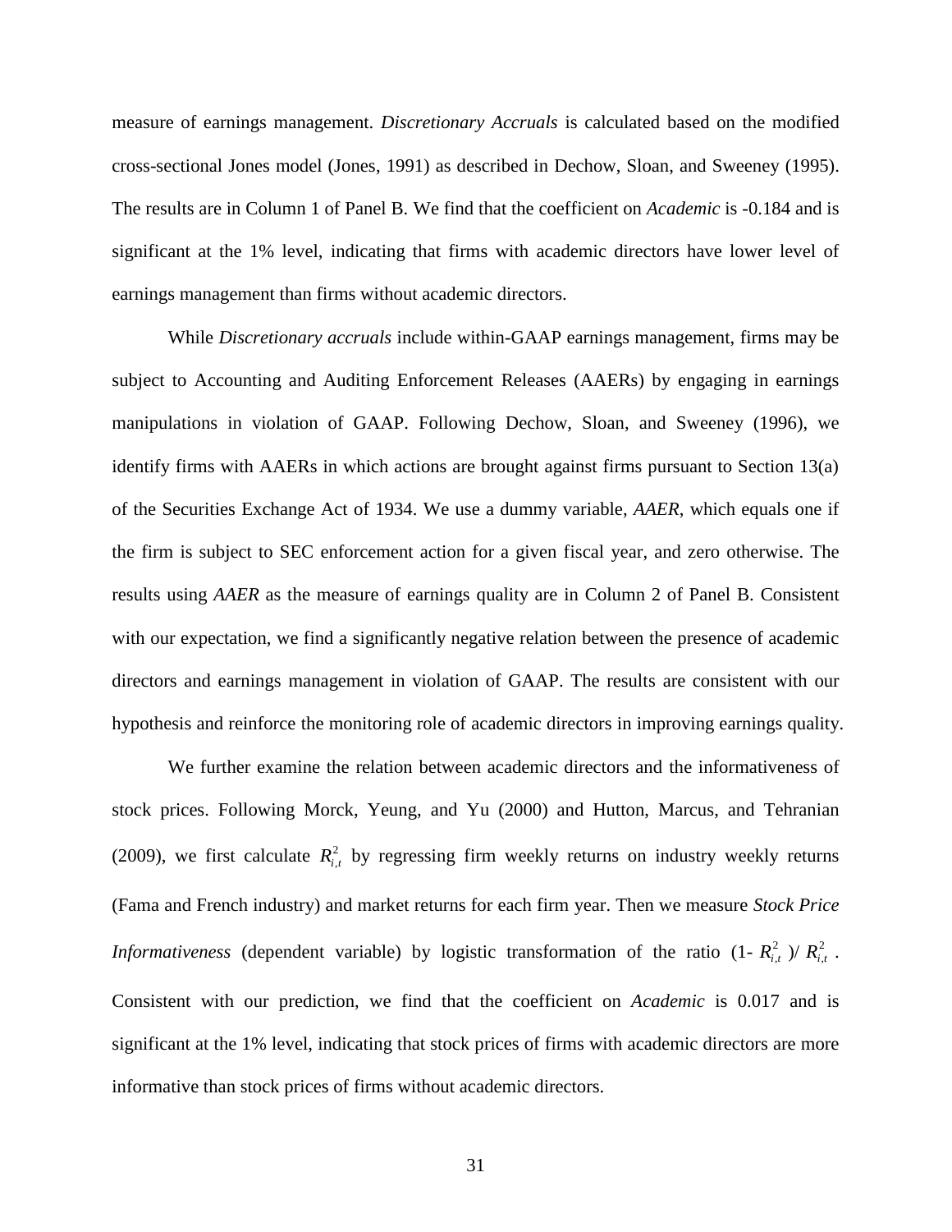measure of earnings management. *Discretionary Accruals* is calculated based on the modified cross-sectional Jones model (Jones, 1991) as described in Dechow, Sloan, and Sweeney (1995). The results are in Column 1 of Panel B. We find that the coefficient on *Academic* is -0.184 and is significant at the 1% level, indicating that firms with academic directors have lower level of earnings management than firms without academic directors.

While *Discretionary accruals* include within-GAAP earnings management, firms may be subject to Accounting and Auditing Enforcement Releases (AAERs) by engaging in earnings manipulations in violation of GAAP. Following Dechow, Sloan, and Sweeney (1996), we identify firms with AAERs in which actions are brought against firms pursuant to Section 13(a) of the Securities Exchange Act of 1934. We use a dummy variable, *AAER*, which equals one if the firm is subject to SEC enforcement action for a given fiscal year, and zero otherwise. The results using *AAER* as the measure of earnings quality are in Column 2 of Panel B. Consistent with our expectation, we find a significantly negative relation between the presence of academic directors and earnings management in violation of GAAP. The results are consistent with our hypothesis and reinforce the monitoring role of academic directors in improving earnings quality.

We further examine the relation between academic directors and the informativeness of stock prices. Following Morck, Yeung, and Yu (2000) and Hutton, Marcus, and Tehranian (2009), we first calculate $R^2_{i,t}$ by regressing firm weekly returns on industry weekly returns (Fama and French industry) and market returns for each firm year. Then we measure *Stock Price Informativeness* (dependent variable) by logistic transformation of the ratio (1- $R^2_{i,t}$ )/ $R^2_{i,t}$ . Consistent with our prediction, we find that the coefficient on *Academic* is 0.017 and is significant at the 1% level, indicating that stock prices of firms with academic directors are more informative than stock prices of firms without academic directors.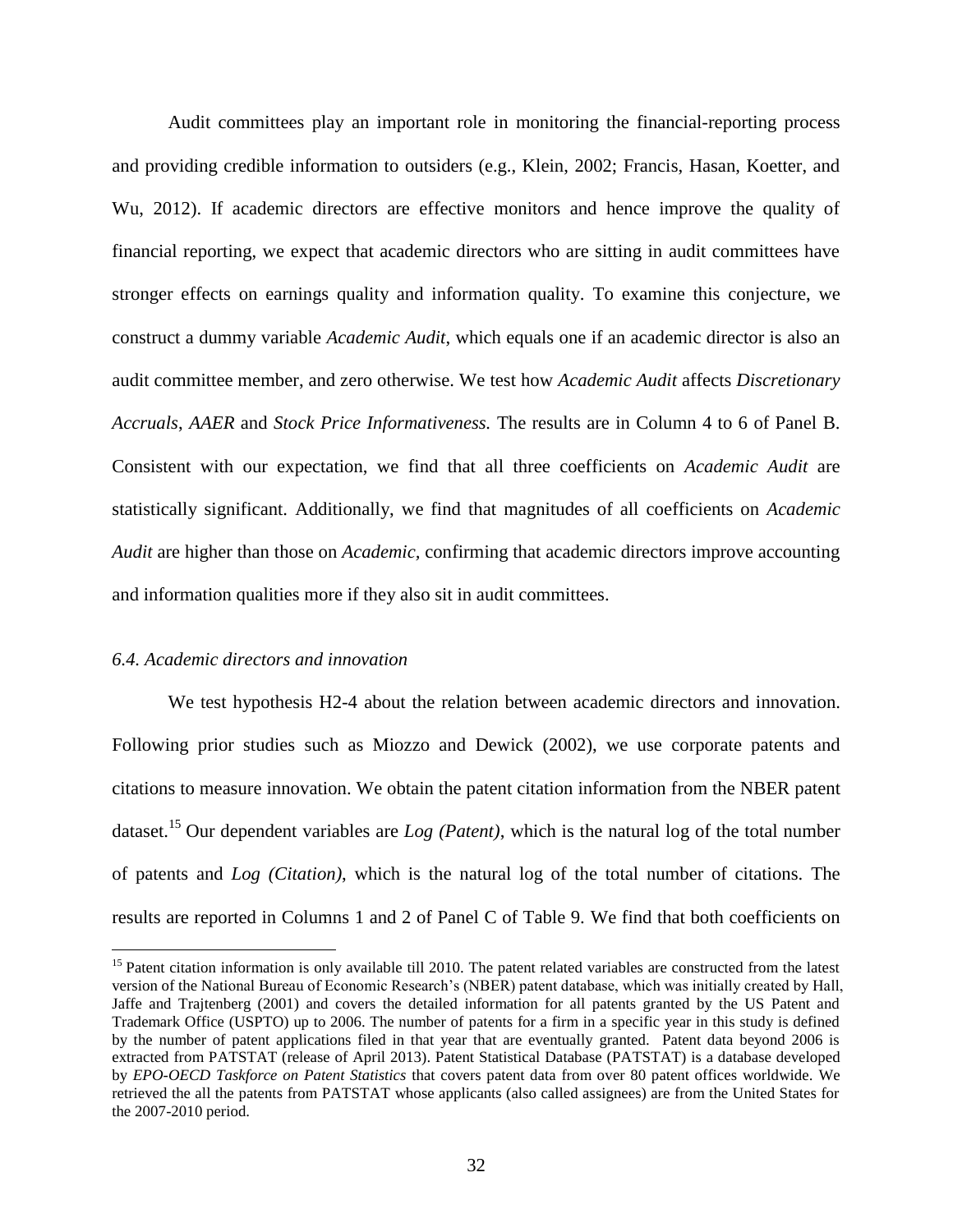Audit committees play an important role in monitoring the financial-reporting process and providing credible information to outsiders (e.g., Klein, 2002; Francis, Hasan, Koetter, and Wu, 2012). If academic directors are effective monitors and hence improve the quality of financial reporting, we expect that academic directors who are sitting in audit committees have stronger effects on earnings quality and information quality. To examine this conjecture, we construct a dummy variable *Academic Audit*, which equals one if an academic director is also an audit committee member, and zero otherwise. We test how *Academic Audit* affects *Discretionary Accruals*, *AAER* and *Stock Price Informativeness.* The results are in Column 4 to 6 of Panel B. Consistent with our expectation, we find that all three coefficients on *Academic Audit* are statistically significant. Additionally, we find that magnitudes of all coefficients on *Academic Audit* are higher than those on *Academic*, confirming that academic directors improve accounting and information qualities more if they also sit in audit committees.

### *6.4. Academic directors and innovation*

We test hypothesis H2-4 about the relation between academic directors and innovation. Following prior studies such as Miozzo and Dewick (2002), we use corporate patents and citations to measure innovation. We obtain the patent citation information from the NBER patent dataset.[15] Our dependent variables are *Log (Patent)*, which is the natural log of the total number of patents and *Log (Citation)*, which is the natural log of the total number of citations. The results are reported in Columns 1 and 2 of Panel C of Table 9. We find that both coefficients on

[15] Patent citation information is only available till 2010. The patent related variables are constructed from the latest version of the National Bureau of Economic Research's (NBER) patent database, which was initially created by Hall, Jaffe and Trajtenberg (2001) and covers the detailed information for all patents granted by the US Patent and Trademark Office (USPTO) up to 2006. The number of patents for a firm in a specific year in this study is defined by the number of patent applications filed in that year that are eventually granted. Patent data beyond 2006 is extracted from PATSTAT (release of April 2013). Patent Statistical Database (PATSTAT) is a database developed by *EPO-OECD Taskforce on Patent Statistics* that covers patent data from over 80 patent offices worldwide. We retrieved the all the patents from PATSTAT whose applicants (also called assignees) are from the United States for the 2007-2010 period.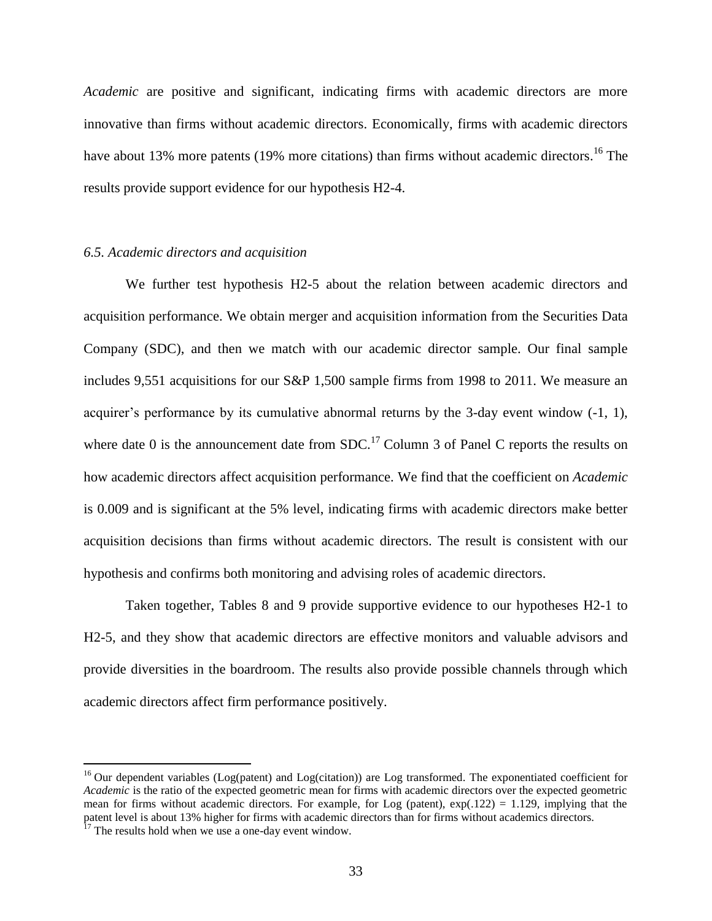*Academic* are positive and significant, indicating firms with academic directors are more innovative than firms without academic directors. Economically, firms with academic directors have about 13% more patents (19% more citations) than firms without academic directors.[16] The results provide support evidence for our hypothesis H2-4.

*6.5. Academic directors and acquisition*

We further test hypothesis H2-5 about the relation between academic directors and acquisition performance. We obtain merger and acquisition information from the Securities Data Company (SDC), and then we match with our academic director sample. Our final sample includes 9,551 acquisitions for our S&P 1,500 sample firms from 1998 to 2011. We measure an acquirer's performance by its cumulative abnormal returns by the 3-day event window (-1, 1), where date 0 is the announcement date from SDC.[17] Column 3 of Panel C reports the results on how academic directors affect acquisition performance. We find that the coefficient on *Academic* is 0.009 and is significant at the 5% level, indicating firms with academic directors make better acquisition decisions than firms without academic directors. The result is consistent with our hypothesis and confirms both monitoring and advising roles of academic directors.

Taken together, Tables 8 and 9 provide supportive evidence to our hypotheses H2-1 to H2-5, and they show that academic directors are effective monitors and valuable advisors and provide diversities in the boardroom. The results also provide possible channels through which academic directors affect firm performance positively.

---

[16] Our dependent variables (Log(patent) and Log(citation)) are Log transformed. The exponentiated coefficient for *Academic* is the ratio of the expected geometric mean for firms with academic directors over the expected geometric mean for firms without academic directors. For example, for Log (patent), exp(.122) = 1.129, implying that the patent level is about 13% higher for firms with academic directors than for firms without academics directors.

[17] The results hold when we use a one-day event window.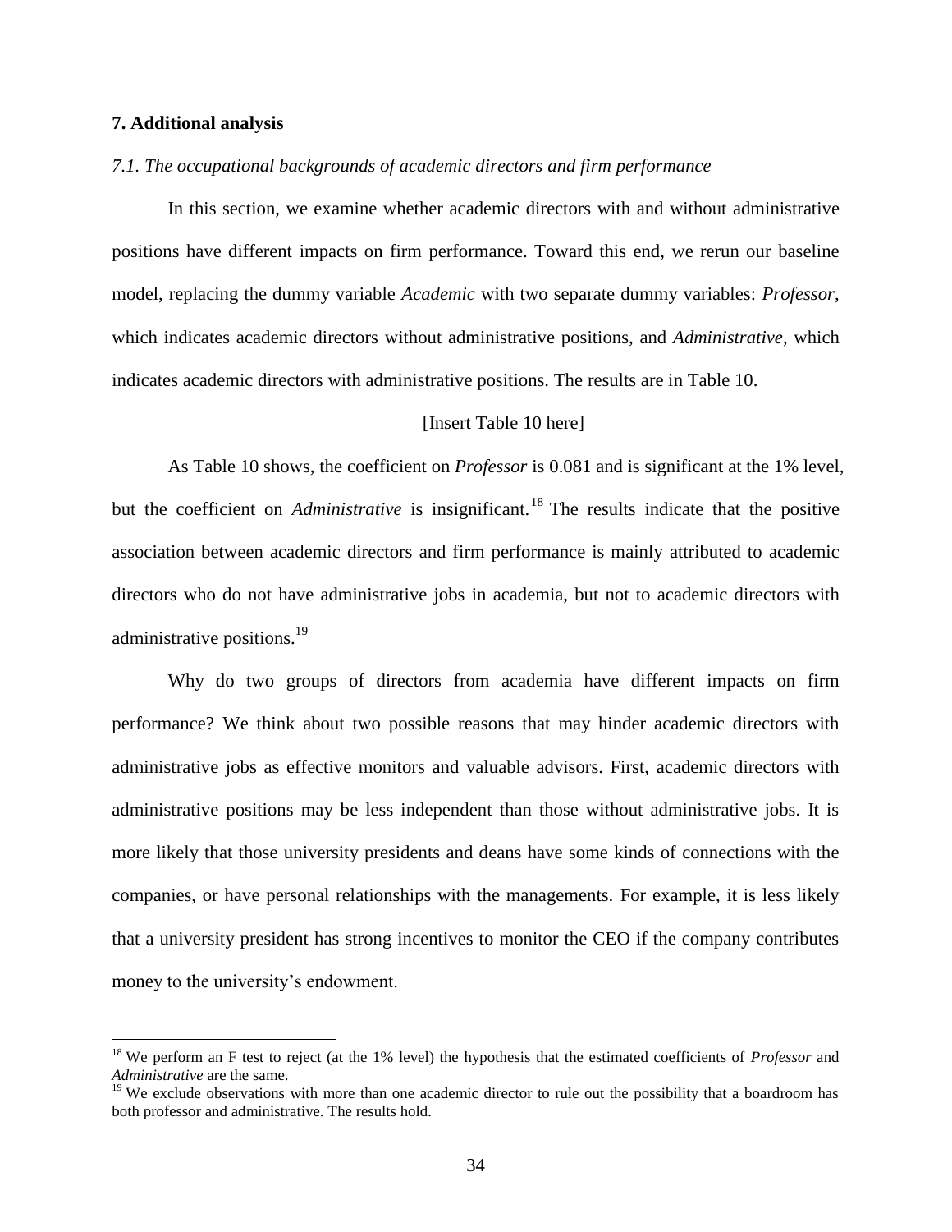## 7. Additional analysis

### *7.1. The occupational backgrounds of academic directors and firm performance*

In this section, we examine whether academic directors with and without administrative positions have different impacts on firm performance. Toward this end, we rerun our baseline model, replacing the dummy variable *Academic* with two separate dummy variables: *Professor*, which indicates academic directors without administrative positions, and *Administrative*, which indicates academic directors with administrative positions. The results are in Table 10.

[Insert Table 10 here]

As Table 10 shows, the coefficient on *Professor* is 0.081 and is significant at the 1% level, but the coefficient on *Administrative* is insignificant.[18] The results indicate that the positive association between academic directors and firm performance is mainly attributed to academic directors who do not have administrative jobs in academia, but not to academic directors with administrative positions.[19]

Why do two groups of directors from academia have different impacts on firm performance? We think about two possible reasons that may hinder academic directors with administrative jobs as effective monitors and valuable advisors. First, academic directors with administrative positions may be less independent than those without administrative jobs. It is more likely that those university presidents and deans have some kinds of connections with the companies, or have personal relationships with the managements. For example, it is less likely that a university president has strong incentives to monitor the CEO if the company contributes money to the university's endowment.

---

[18] We perform an F test to reject (at the 1% level) the hypothesis that the estimated coefficients of *Professor* and *Administrative* are the same.

[19] We exclude observations with more than one academic director to rule out the possibility that a boardroom has both professor and administrative. The results hold.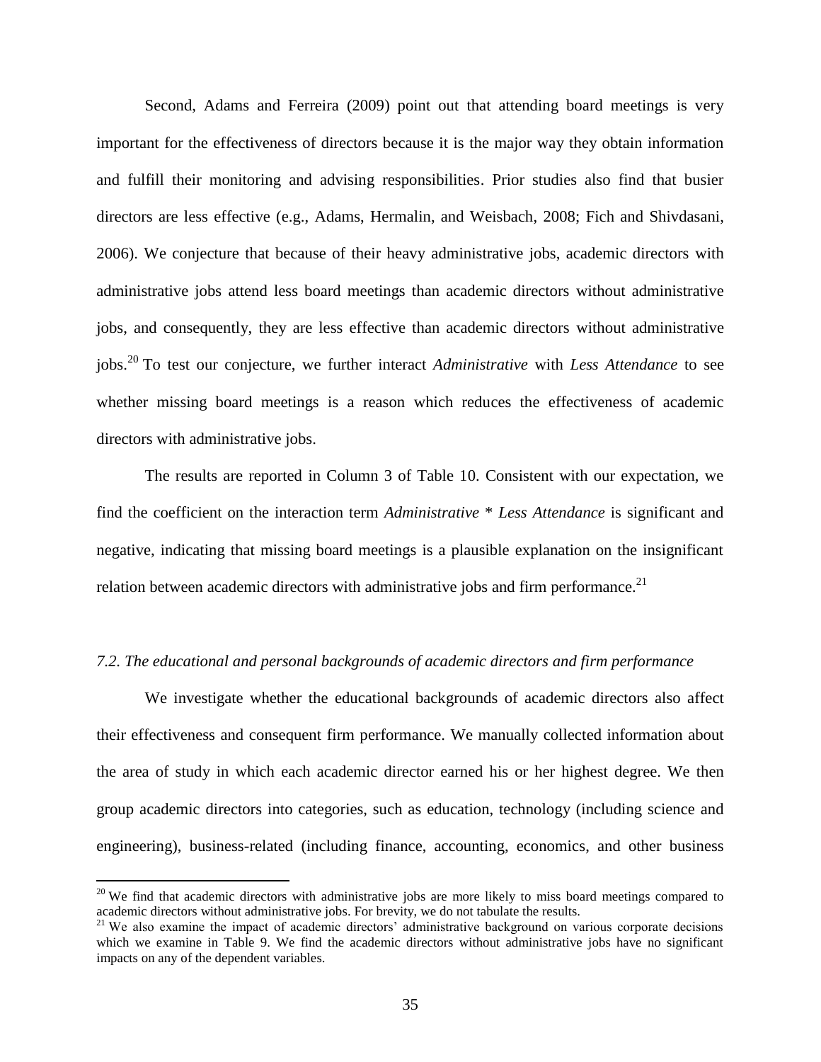Second, Adams and Ferreira (2009) point out that attending board meetings is very important for the effectiveness of directors because it is the major way they obtain information and fulfill their monitoring and advising responsibilities. Prior studies also find that busier directors are less effective (e.g., Adams, Hermalin, and Weisbach, 2008; Fich and Shivdasani, 2006). We conjecture that because of their heavy administrative jobs, academic directors with administrative jobs attend less board meetings than academic directors without administrative jobs, and consequently, they are less effective than academic directors without administrative jobs.[20] To test our conjecture, we further interact *Administrative* with *Less Attendance* to see whether missing board meetings is a reason which reduces the effectiveness of academic directors with administrative jobs.

The results are reported in Column 3 of Table 10. Consistent with our expectation, we find the coefficient on the interaction term *Administrative* * *Less Attendance* is significant and negative, indicating that missing board meetings is a plausible explanation on the insignificant relation between academic directors with administrative jobs and firm performance.[21]

### *7.2. The educational and personal backgrounds of academic directors and firm performance*

We investigate whether the educational backgrounds of academic directors also affect their effectiveness and consequent firm performance. We manually collected information about the area of study in which each academic director earned his or her highest degree. We then group academic directors into categories, such as education, technology (including science and engineering), business-related (including finance, accounting, economics, and other business

[20] We find that academic directors with administrative jobs are more likely to miss board meetings compared to academic directors without administrative jobs. For brevity, we do not tabulate the results.

[21] We also examine the impact of academic directors' administrative background on various corporate decisions which we examine in Table 9. We find the academic directors without administrative jobs have no significant impacts on any of the dependent variables.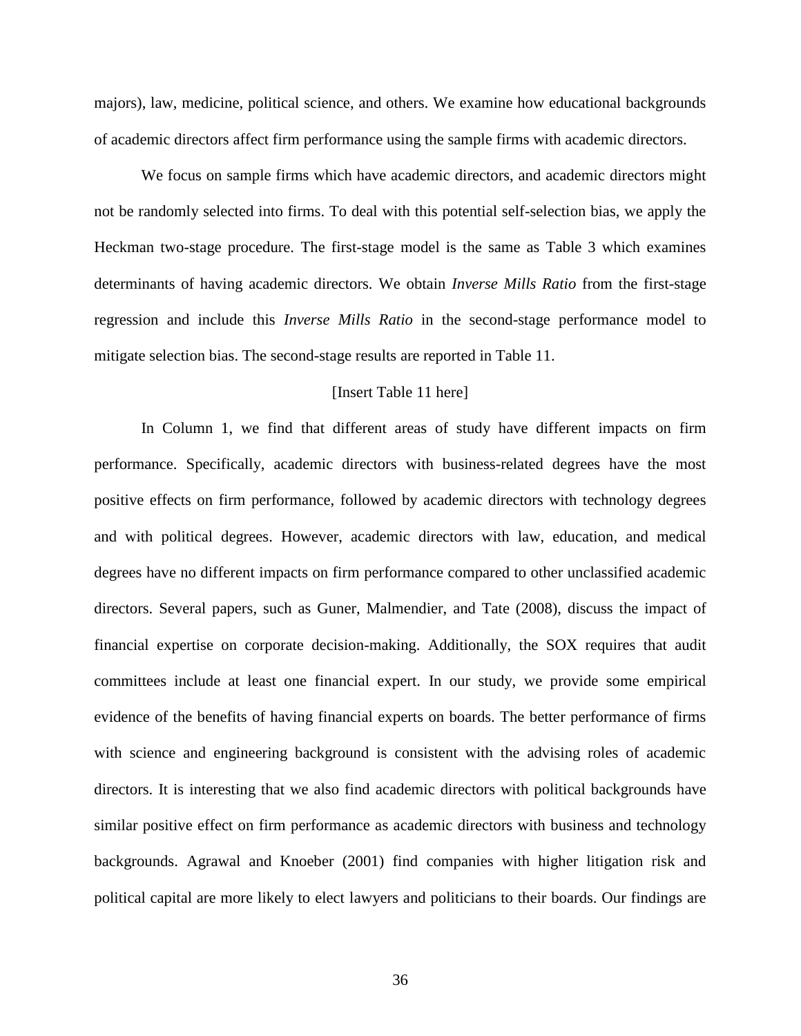majors), law, medicine, political science, and others. We examine how educational backgrounds of academic directors affect firm performance using the sample firms with academic directors.

We focus on sample firms which have academic directors, and academic directors might not be randomly selected into firms. To deal with this potential self-selection bias, we apply the Heckman two-stage procedure. The first-stage model is the same as Table 3 which examines determinants of having academic directors. We obtain *Inverse Mills Ratio* from the first-stage regression and include this *Inverse Mills Ratio* in the second-stage performance model to mitigate selection bias. The second-stage results are reported in Table 11.

[Insert Table 11 here]

In Column 1, we find that different areas of study have different impacts on firm performance. Specifically, academic directors with business-related degrees have the most positive effects on firm performance, followed by academic directors with technology degrees and with political degrees. However, academic directors with law, education, and medical degrees have no different impacts on firm performance compared to other unclassified academic directors. Several papers, such as Guner, Malmendier, and Tate (2008), discuss the impact of financial expertise on corporate decision-making. Additionally, the SOX requires that audit committees include at least one financial expert. In our study, we provide some empirical evidence of the benefits of having financial experts on boards. The better performance of firms with science and engineering background is consistent with the advising roles of academic directors. It is interesting that we also find academic directors with political backgrounds have similar positive effect on firm performance as academic directors with business and technology backgrounds. Agrawal and Knoeber (2001) find companies with higher litigation risk and political capital are more likely to elect lawyers and politicians to their boards. Our findings are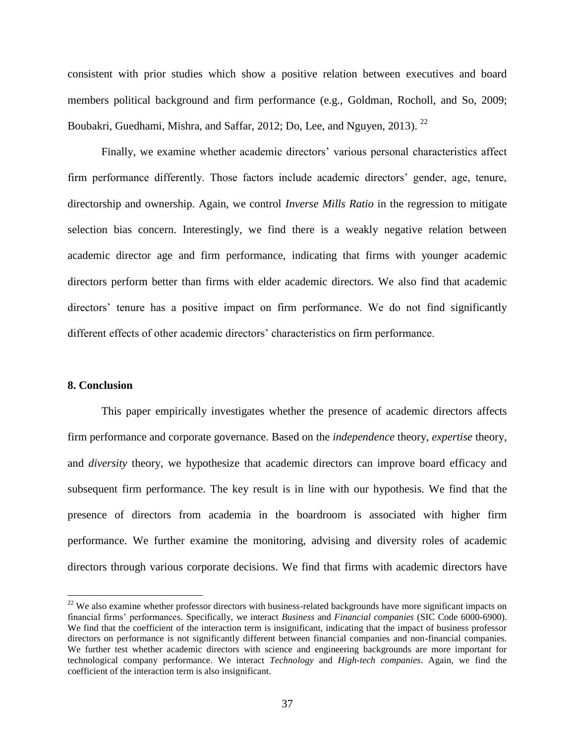consistent with prior studies which show a positive relation between executives and board members political background and firm performance (e.g., Goldman, Rocholl, and So, 2009; Boubakri, Guedhami, Mishra, and Saffar, 2012; Do, Lee, and Nguyen, 2013). [22]

Finally, we examine whether academic directors' various personal characteristics affect firm performance differently. Those factors include academic directors' gender, age, tenure, directorship and ownership. Again, we control *Inverse Mills Ratio* in the regression to mitigate selection bias concern. Interestingly, we find there is a weakly negative relation between academic director age and firm performance, indicating that firms with younger academic directors perform better than firms with elder academic directors. We also find that academic directors' tenure has a positive impact on firm performance. We do not find significantly different effects of other academic directors' characteristics on firm performance.

## 8. Conclusion

This paper empirically investigates whether the presence of academic directors affects firm performance and corporate governance. Based on the *independence* theory, *expertise* theory, and *diversity* theory, we hypothesize that academic directors can improve board efficacy and subsequent firm performance. The key result is in line with our hypothesis. We find that the presence of directors from academia in the boardroom is associated with higher firm performance. We further examine the monitoring, advising and diversity roles of academic directors through various corporate decisions. We find that firms with academic directors have

[22] We also examine whether professor directors with business-related backgrounds have more significant impacts on financial firms' performances. Specifically, we interact *Business* and *Financial companies* (SIC Code 6000-6900). We find that the coefficient of the interaction term is insignificant, indicating that the impact of business professor directors on performance is not significantly different between financial companies and non-financial companies. We further test whether academic directors with science and engineering backgrounds are more important for technological company performance. We interact *Technology* and *High-tech companies*. Again, we find the coefficient of the interaction term is also insignificant.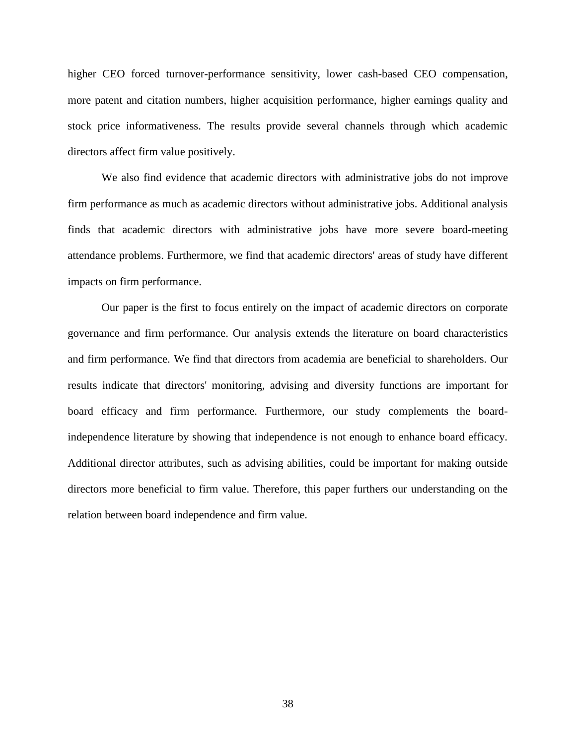higher CEO forced turnover-performance sensitivity, lower cash-based CEO compensation, more patent and citation numbers, higher acquisition performance, higher earnings quality and stock price informativeness. The results provide several channels through which academic directors affect firm value positively.

We also find evidence that academic directors with administrative jobs do not improve firm performance as much as academic directors without administrative jobs. Additional analysis finds that academic directors with administrative jobs have more severe board-meeting attendance problems. Furthermore, we find that academic directors' areas of study have different impacts on firm performance.

Our paper is the first to focus entirely on the impact of academic directors on corporate governance and firm performance. Our analysis extends the literature on board characteristics and firm performance. We find that directors from academia are beneficial to shareholders. Our results indicate that directors' monitoring, advising and diversity functions are important for board efficacy and firm performance. Furthermore, our study complements the board-independence literature by showing that independence is not enough to enhance board efficacy. Additional director attributes, such as advising abilities, could be important for making outside directors more beneficial to firm value. Therefore, this paper furthers our understanding on the relation between board independence and firm value.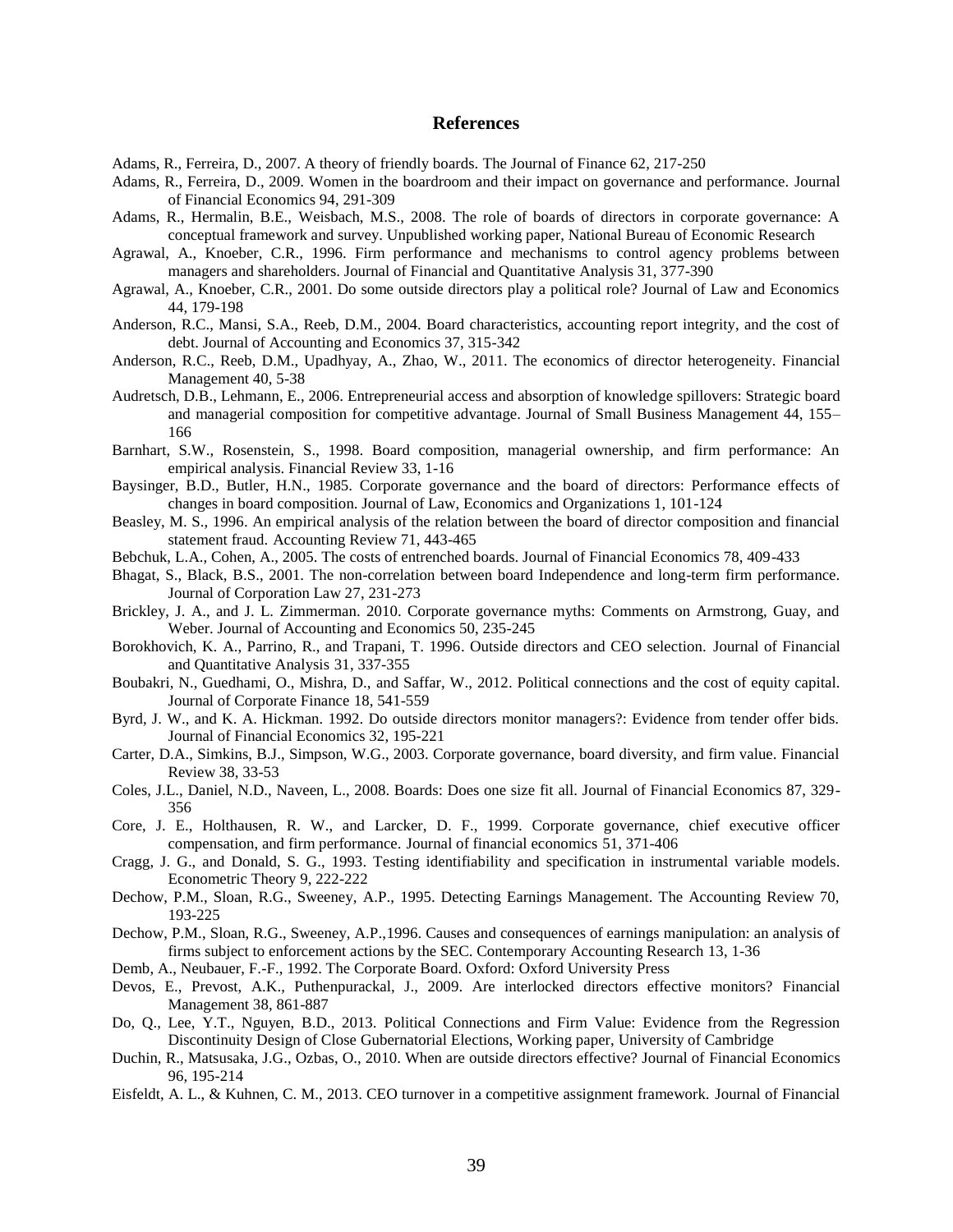## References

Adams, R., Ferreira, D., 2007. A theory of friendly boards. The Journal of Finance 62, 217-250

Adams, R., Ferreira, D., 2009. Women in the boardroom and their impact on governance and performance. Journal of Financial Economics 94, 291-309

Adams, R., Hermalin, B.E., Weisbach, M.S., 2008. The role of boards of directors in corporate governance: A conceptual framework and survey. Unpublished working paper, National Bureau of Economic Research

Agrawal, A., Knoeber, C.R., 1996. Firm performance and mechanisms to control agency problems between managers and shareholders. Journal of Financial and Quantitative Analysis 31, 377-390

Agrawal, A., Knoeber, C.R., 2001. Do some outside directors play a political role? Journal of Law and Economics 44, 179-198

Anderson, R.C., Mansi, S.A., Reeb, D.M., 2004. Board characteristics, accounting report integrity, and the cost of debt. Journal of Accounting and Economics 37, 315-342

Anderson, R.C., Reeb, D.M., Upadhyay, A., Zhao, W., 2011. The economics of director heterogeneity. Financial Management 40, 5-38

Audretsch, D.B., Lehmann, E., 2006. Entrepreneurial access and absorption of knowledge spillovers: Strategic board and managerial composition for competitive advantage. Journal of Small Business Management 44, 155–166

Barnhart, S.W., Rosenstein, S., 1998. Board composition, managerial ownership, and firm performance: An empirical analysis. Financial Review 33, 1-16

Baysinger, B.D., Butler, H.N., 1985. Corporate governance and the board of directors: Performance effects of changes in board composition. Journal of Law, Economics and Organizations 1, 101-124

Beasley, M. S., 1996. An empirical analysis of the relation between the board of director composition and financial statement fraud. Accounting Review 71, 443-465

Bebchuk, L.A., Cohen, A., 2005. The costs of entrenched boards. Journal of Financial Economics 78, 409-433

Bhagat, S., Black, B.S., 2001. The non-correlation between board Independence and long-term firm performance. Journal of Corporation Law 27, 231-273

Brickley, J. A., and J. L. Zimmerman. 2010. Corporate governance myths: Comments on Armstrong, Guay, and Weber. Journal of Accounting and Economics 50, 235-245

Borokhovich, K. A., Parrino, R., and Trapani, T. 1996. Outside directors and CEO selection. Journal of Financial and Quantitative Analysis 31, 337-355

Boubakri, N., Guedhami, O., Mishra, D., and Saffar, W., 2012. Political connections and the cost of equity capital. Journal of Corporate Finance 18, 541-559

Byrd, J. W., and K. A. Hickman. 1992. Do outside directors monitor managers?: Evidence from tender offer bids. Journal of Financial Economics 32, 195-221

Carter, D.A., Simkins, B.J., Simpson, W.G., 2003. Corporate governance, board diversity, and firm value. Financial Review 38, 33-53

Coles, J.L., Daniel, N.D., Naveen, L., 2008. Boards: Does one size fit all. Journal of Financial Economics 87, 329-356

Core, J. E., Holthausen, R. W., and Larcker, D. F., 1999. Corporate governance, chief executive officer compensation, and firm performance. Journal of financial economics 51, 371-406

Cragg, J. G., and Donald, S. G., 1993. Testing identifiability and specification in instrumental variable models. Econometric Theory 9, 222-222

Dechow, P.M., Sloan, R.G., Sweeney, A.P., 1995. Detecting Earnings Management. The Accounting Review 70, 193-225

Dechow, P.M., Sloan, R.G., Sweeney, A.P.,1996. Causes and consequences of earnings manipulation: an analysis of firms subject to enforcement actions by the SEC. Contemporary Accounting Research 13, 1-36

Demb, A., Neubauer, F.-F., 1992. The Corporate Board. Oxford: Oxford University Press

Devos, E., Prevost, A.K., Puthenpurackal, J., 2009. Are interlocked directors effective monitors? Financial Management 38, 861-887

Do, Q., Lee, Y.T., Nguyen, B.D., 2013. Political Connections and Firm Value: Evidence from the Regression Discontinuity Design of Close Gubernatorial Elections, Working paper, University of Cambridge

Duchin, R., Matsusaka, J.G., Ozbas, O., 2010. When are outside directors effective? Journal of Financial Economics 96, 195-214

Eisfeldt, A. L., & Kuhnen, C. M., 2013. CEO turnover in a competitive assignment framework. Journal of Financial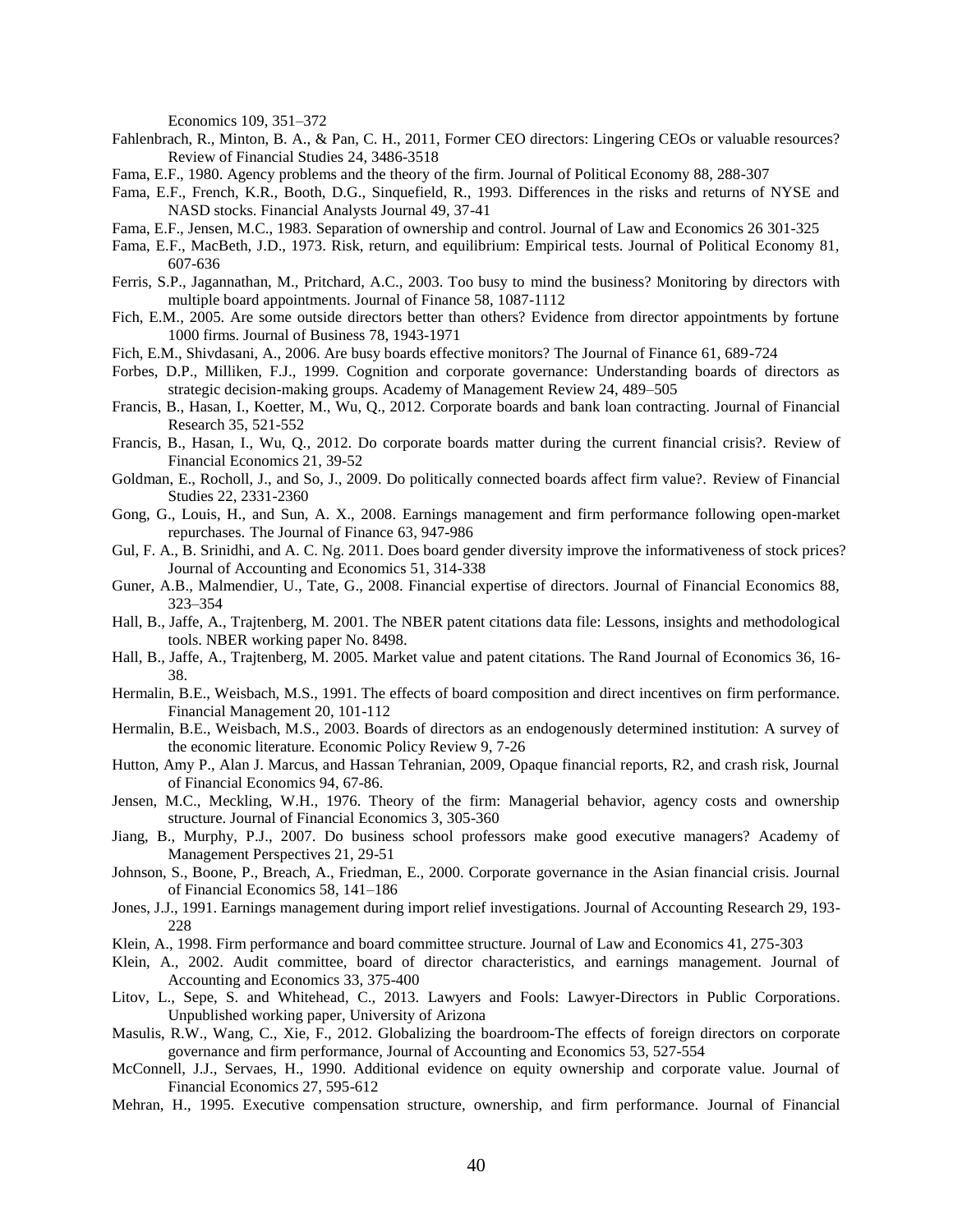Economics 109, 351–372

Fahlenbrach, R., Minton, B. A., & Pan, C. H., 2011, Former CEO directors: Lingering CEOs or valuable resources? Review of Financial Studies 24, 3486-3518

Fama, E.F., 1980. Agency problems and the theory of the firm. Journal of Political Economy 88, 288-307

Fama, E.F., French, K.R., Booth, D.G., Sinquefield, R., 1993. Differences in the risks and returns of NYSE and NASD stocks. Financial Analysts Journal 49, 37-41

Fama, E.F., Jensen, M.C., 1983. Separation of ownership and control. Journal of Law and Economics 26 301-325

Fama, E.F., MacBeth, J.D., 1973. Risk, return, and equilibrium: Empirical tests. Journal of Political Economy 81, 607-636

Ferris, S.P., Jagannathan, M., Pritchard, A.C., 2003. Too busy to mind the business? Monitoring by directors with multiple board appointments. Journal of Finance 58, 1087-1112

Fich, E.M., 2005. Are some outside directors better than others? Evidence from director appointments by fortune 1000 firms. Journal of Business 78, 1943-1971

Fich, E.M., Shivdasani, A., 2006. Are busy boards effective monitors? The Journal of Finance 61, 689-724

Forbes, D.P., Milliken, F.J., 1999. Cognition and corporate governance: Understanding boards of directors as strategic decision-making groups. Academy of Management Review 24, 489–505

Francis, B., Hasan, I., Koetter, M., Wu, Q., 2012. Corporate boards and bank loan contracting. Journal of Financial Research 35, 521-552

Francis, B., Hasan, I., Wu, Q., 2012. Do corporate boards matter during the current financial crisis?. Review of Financial Economics 21, 39-52

Goldman, E., Rocholl, J., and So, J., 2009. Do politically connected boards affect firm value?. Review of Financial Studies 22, 2331-2360

Gong, G., Louis, H., and Sun, A. X., 2008. Earnings management and firm performance following open-market repurchases. The Journal of Finance 63, 947-986

Gul, F. A., B. Srinidhi, and A. C. Ng. 2011. Does board gender diversity improve the informativeness of stock prices? Journal of Accounting and Economics 51, 314-338

Guner, A.B., Malmendier, U., Tate, G., 2008. Financial expertise of directors. Journal of Financial Economics 88, 323–354

Hall, B., Jaffe, A., Trajtenberg, M. 2001. The NBER patent citations data file: Lessons, insights and methodological tools. NBER working paper No. 8498.

Hall, B., Jaffe, A., Trajtenberg, M. 2005. Market value and patent citations. The Rand Journal of Economics 36, 16-38.

Hermalin, B.E., Weisbach, M.S., 1991. The effects of board composition and direct incentives on firm performance. Financial Management 20, 101-112

Hermalin, B.E., Weisbach, M.S., 2003. Boards of directors as an endogenously determined institution: A survey of the economic literature. Economic Policy Review 9, 7-26

Hutton, Amy P., Alan J. Marcus, and Hassan Tehranian, 2009, Opaque financial reports, R2, and crash risk, Journal of Financial Economics 94, 67-86.

Jensen, M.C., Meckling, W.H., 1976. Theory of the firm: Managerial behavior, agency costs and ownership structure. Journal of Financial Economics 3, 305-360

Jiang, B., Murphy, P.J., 2007. Do business school professors make good executive managers? Academy of Management Perspectives 21, 29-51

Johnson, S., Boone, P., Breach, A., Friedman, E., 2000. Corporate governance in the Asian financial crisis. Journal of Financial Economics 58, 141–186

Jones, J.J., 1991. Earnings management during import relief investigations. Journal of Accounting Research 29, 193-228

Klein, A., 1998. Firm performance and board committee structure. Journal of Law and Economics 41, 275-303

Klein, A., 2002. Audit committee, board of director characteristics, and earnings management. Journal of Accounting and Economics 33, 375-400

Litov, L., Sepe, S. and Whitehead, C., 2013. Lawyers and Fools: Lawyer-Directors in Public Corporations. Unpublished working paper, University of Arizona

Masulis, R.W., Wang, C., Xie, F., 2012. Globalizing the boardroom-The effects of foreign directors on corporate governance and firm performance, Journal of Accounting and Economics 53, 527-554

McConnell, J.J., Servaes, H., 1990. Additional evidence on equity ownership and corporate value. Journal of Financial Economics 27, 595-612

Mehran, H., 1995. Executive compensation structure, ownership, and firm performance. Journal of Financial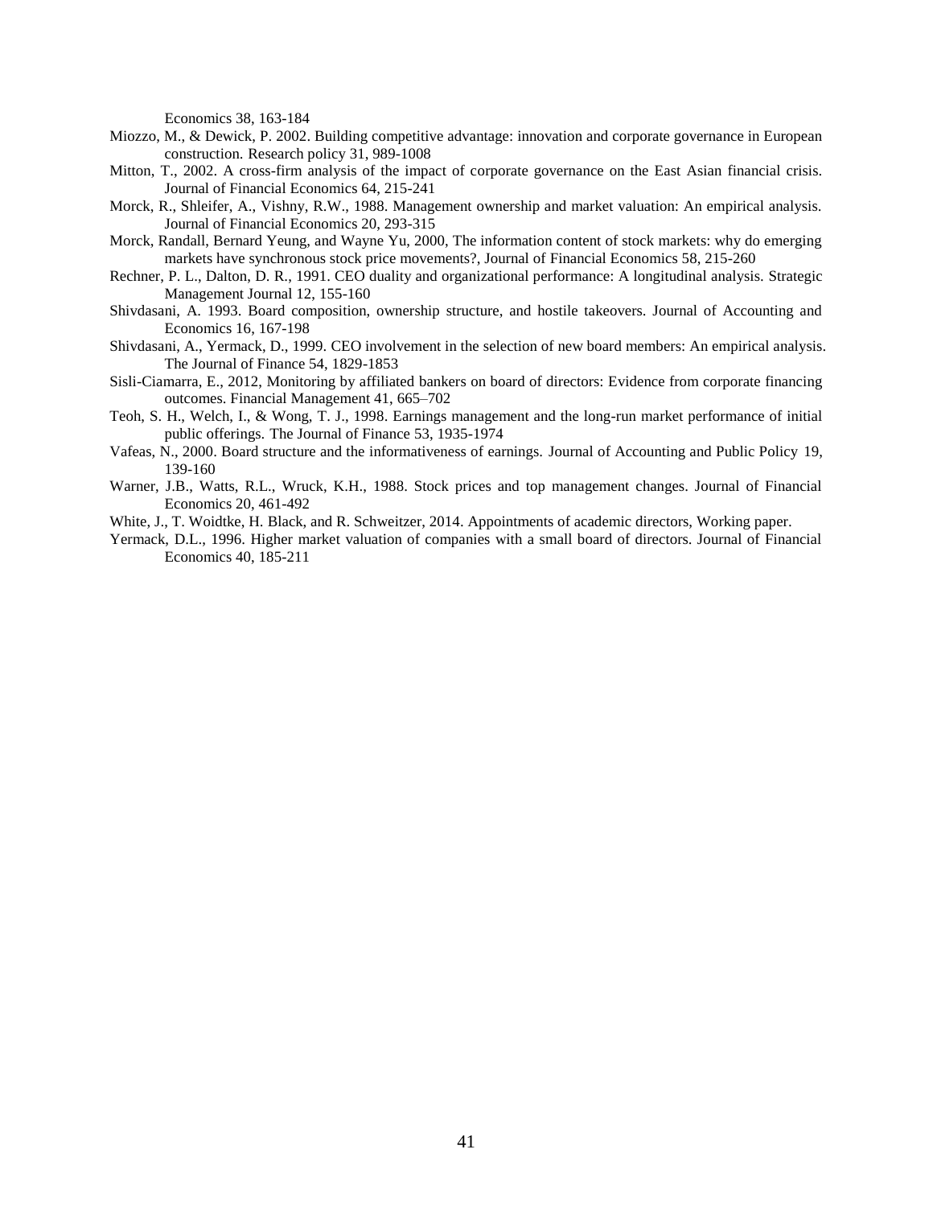Economics 38, 163-184

Miozzo, M., & Dewick, P. 2002. Building competitive advantage: innovation and corporate governance in European construction. Research policy 31, 989-1008

Mitton, T., 2002. A cross-firm analysis of the impact of corporate governance on the East Asian financial crisis. Journal of Financial Economics 64, 215-241

Morck, R., Shleifer, A., Vishny, R.W., 1988. Management ownership and market valuation: An empirical analysis. Journal of Financial Economics 20, 293-315

Morck, Randall, Bernard Yeung, and Wayne Yu, 2000, The information content of stock markets: why do emerging markets have synchronous stock price movements?, Journal of Financial Economics 58, 215-260

Rechner, P. L., Dalton, D. R., 1991. CEO duality and organizational performance: A longitudinal analysis. Strategic Management Journal 12, 155-160

Shivdasani, A. 1993. Board composition, ownership structure, and hostile takeovers. Journal of Accounting and Economics 16, 167-198

Shivdasani, A., Yermack, D., 1999. CEO involvement in the selection of new board members: An empirical analysis. The Journal of Finance 54, 1829-1853

Sisli-Ciamarra, E., 2012, Monitoring by affiliated bankers on board of directors: Evidence from corporate financing outcomes. Financial Management 41, 665–702

Teoh, S. H., Welch, I., & Wong, T. J., 1998. Earnings management and the long‐run market performance of initial public offerings. The Journal of Finance 53, 1935-1974

Vafeas, N., 2000. Board structure and the informativeness of earnings. Journal of Accounting and Public Policy 19, 139-160

Warner, J.B., Watts, R.L., Wruck, K.H., 1988. Stock prices and top management changes. Journal of Financial Economics 20, 461-492

White, J., T. Woidtke, H. Black, and R. Schweitzer, 2014. Appointments of academic directors, Working paper.

Yermack, D.L., 1996. Higher market valuation of companies with a small board of directors. Journal of Financial Economics 40, 185-211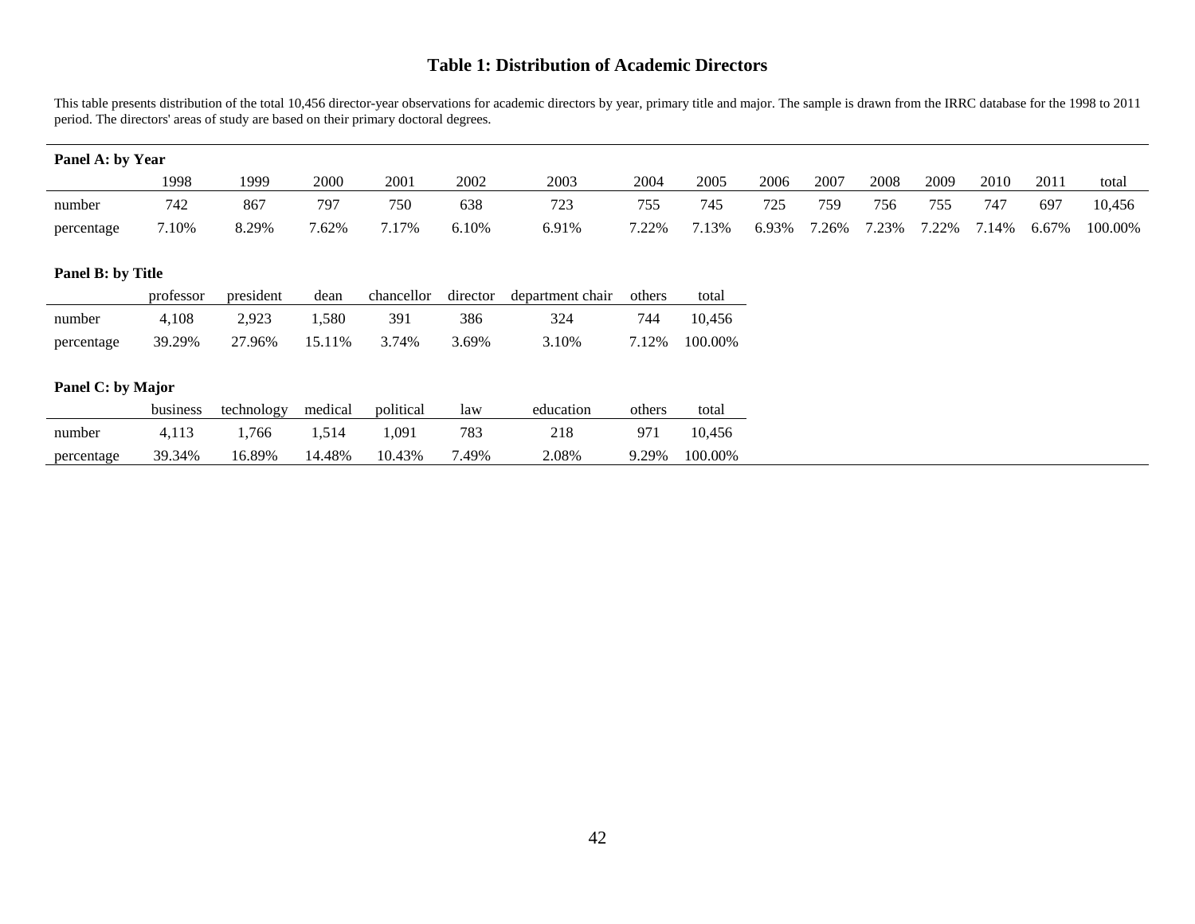# Table 1: Distribution of Academic Directors

This table presents distribution of the total 10,456 director-year observations for academic directors by year, primary title and major. The sample is drawn from the IRRC database for the 1998 to 2011 period. The directors' areas of study are based on their primary doctoral degrees.

**Panel A: by Year**

| | 1998 | 1999 | 2000 | 2001 | 2002 | 2003 | 2004 | 2005 | 2006 | 2007 | 2008 | 2009 | 2010 | 2011 | total |
|---|---|---|---|---|---|---|---|---|---|---|---|---|---|---|---|
| number | 742 | 867 | 797 | 750 | 638 | 723 | 755 | 745 | 725 | 759 | 756 | 755 | 747 | 697 | 10,456 |
| percentage | 7.10% | 8.29% | 7.62% | 7.17% | 6.10% | 6.91% | 7.22% | 7.13% | 6.93% | 7.26% | 7.23% | 7.22% | 7.14% | 6.67% | 100.00% |

**Panel B: by Title**

| | professor | president | dean | chancellor | director | department chair | others | total |
|---|---|---|---|---|---|---|---|---|
| number | 4,108 | 2,923 | 1,580 | 391 | 386 | 324 | 744 | 10,456 |
| percentage | 39.29% | 27.96% | 15.11% | 3.74% | 3.69% | 3.10% | 7.12% | 100.00% |

**Panel C: by Major**

| | business | technology | medical | political | law | education | others | total |
|---|---|---|---|---|---|---|---|---|
| number | 4,113 | 1,766 | 1,514 | 1,091 | 783 | 218 | 971 | 10,456 |
| percentage | 39.34% | 16.89% | 14.48% | 10.43% | 7.49% | 2.08% | 9.29% | 100.00% |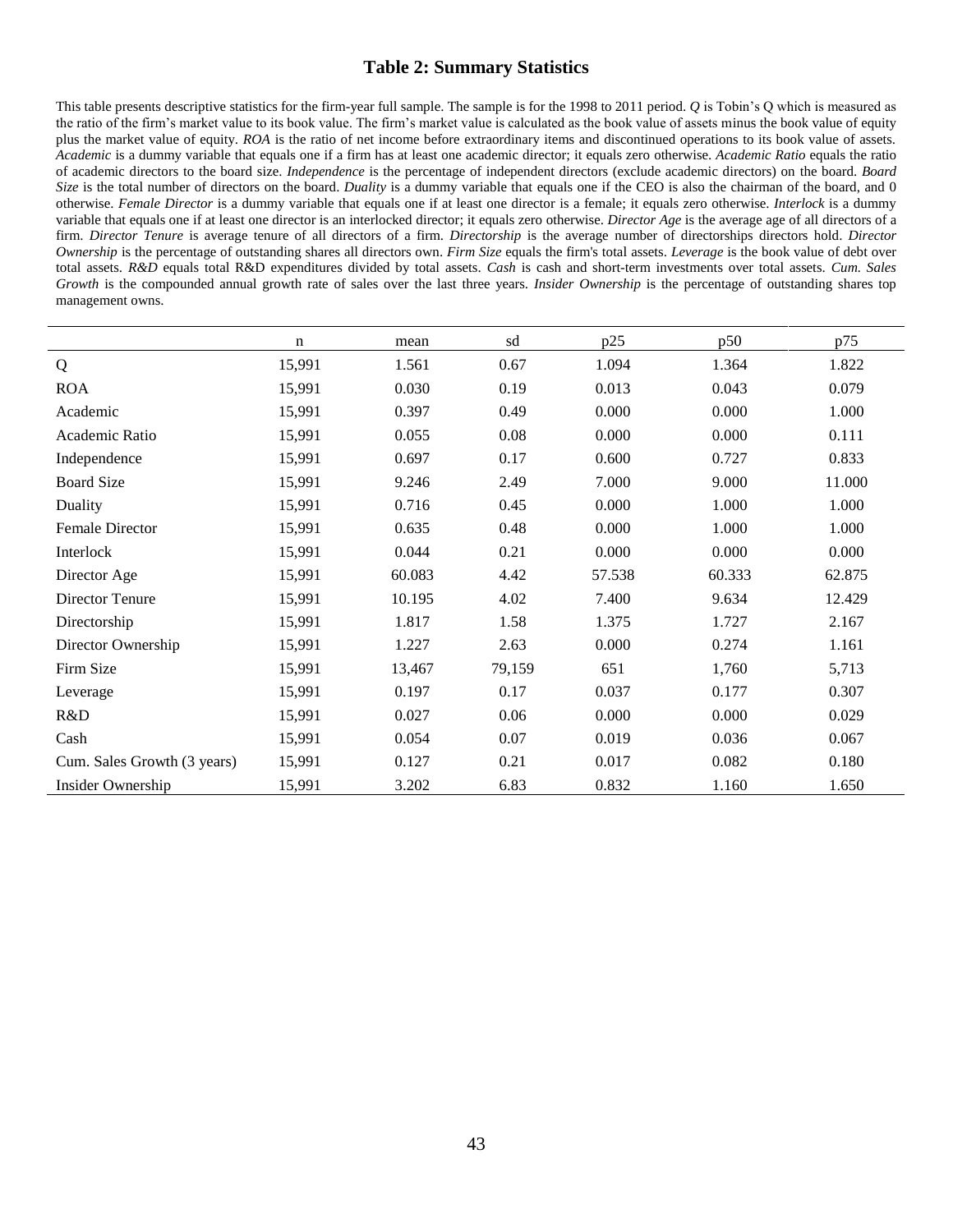## Table 2: Summary Statistics

This table presents descriptive statistics for the firm-year full sample. The sample is for the 1998 to 2011 period. *Q* is Tobin's Q which is measured as the ratio of the firm's market value to its book value. The firm's market value is calculated as the book value of assets minus the book value of equity plus the market value of equity. *ROA* is the ratio of net income before extraordinary items and discontinued operations to its book value of assets. *Academic* is a dummy variable that equals one if a firm has at least one academic director; it equals zero otherwise. *Academic Ratio* equals the ratio of academic directors to the board size. *Independence* is the percentage of independent directors (exclude academic directors) on the board. *Board Size* is the total number of directors on the board. *Duality* is a dummy variable that equals one if the CEO is also the chairman of the board, and 0 otherwise. *Female Director* is a dummy variable that equals one if at least one director is a female; it equals zero otherwise. *Interlock* is a dummy variable that equals one if at least one director is an interlocked director; it equals zero otherwise. *Director Age* is the average age of all directors of a firm. *Director Tenure* is average tenure of all directors of a firm. *Directorship* is the average number of directorships directors hold. *Director Ownership* is the percentage of outstanding shares all directors own. *Firm Size* equals the firm's total assets. *Leverage* is the book value of debt over total assets. *R&D* equals total R&D expenditures divided by total assets. *Cash* is cash and short-term investments over total assets. *Cum. Sales Growth* is the compounded annual growth rate of sales over the last three years. *Insider Ownership* is the percentage of outstanding shares top management owns.

| | n | mean | sd | p25 | p50 | p75 |
|---|---|---|---|---|---|---|
| Q | 15,991 | 1.561 | 0.67 | 1.094 | 1.364 | 1.822 |
| ROA | 15,991 | 0.030 | 0.19 | 0.013 | 0.043 | 0.079 |
| Academic | 15,991 | 0.397 | 0.49 | 0.000 | 0.000 | 1.000 |
| Academic Ratio | 15,991 | 0.055 | 0.08 | 0.000 | 0.000 | 0.111 |
| Independence | 15,991 | 0.697 | 0.17 | 0.600 | 0.727 | 0.833 |
| Board Size | 15,991 | 9.246 | 2.49 | 7.000 | 9.000 | 11.000 |
| Duality | 15,991 | 0.716 | 0.45 | 0.000 | 1.000 | 1.000 |
| Female Director | 15,991 | 0.635 | 0.48 | 0.000 | 1.000 | 1.000 |
| Interlock | 15,991 | 0.044 | 0.21 | 0.000 | 0.000 | 0.000 |
| Director Age | 15,991 | 60.083 | 4.42 | 57.538 | 60.333 | 62.875 |
| Director Tenure | 15,991 | 10.195 | 4.02 | 7.400 | 9.634 | 12.429 |
| Directorship | 15,991 | 1.817 | 1.58 | 1.375 | 1.727 | 2.167 |
| Director Ownership | 15,991 | 1.227 | 2.63 | 0.000 | 0.274 | 1.161 |
| Firm Size | 15,991 | 13,467 | 79,159 | 651 | 1,760 | 5,713 |
| Leverage | 15,991 | 0.197 | 0.17 | 0.037 | 0.177 | 0.307 |
| R&D | 15,991 | 0.027 | 0.06 | 0.000 | 0.000 | 0.029 |
| Cash | 15,991 | 0.054 | 0.07 | 0.019 | 0.036 | 0.067 |
| Cum. Sales Growth (3 years) | 15,991 | 0.127 | 0.21 | 0.017 | 0.082 | 0.180 |
| Insider Ownership | 15,991 | 3.202 | 6.83 | 0.832 | 1.160 | 1.650 |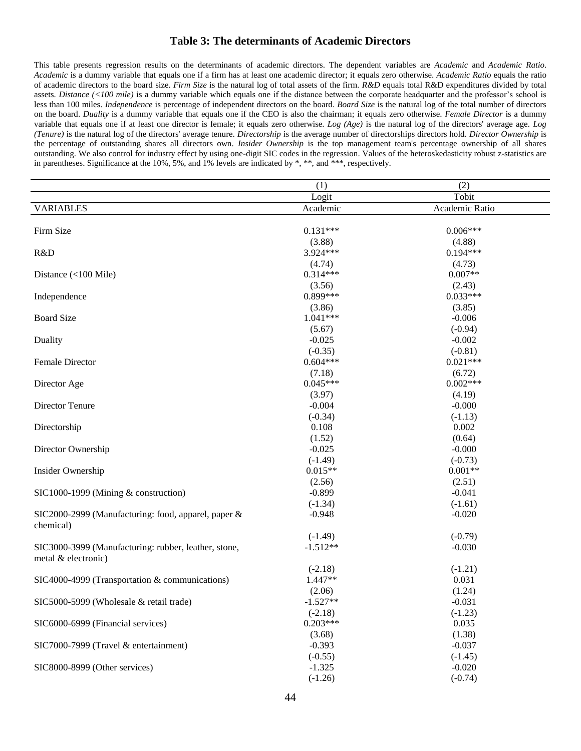# Table 3: The determinants of Academic Directors

This table presents regression results on the determinants of academic directors. The dependent variables are *Academic* and *Academic Ratio*. *Academic* is a dummy variable that equals one if a firm has at least one academic director; it equals zero otherwise. *Academic Ratio* equals the ratio of academic directors to the board size. *Firm Size* is the natural log of total assets of the firm. *R&D* equals total R&D expenditures divided by total assets. *Distance (<100 mile)* is a dummy variable which equals one if the distance between the corporate headquarter and the professor's school is less than 100 miles. *Independence* is percentage of independent directors on the board. *Board Size* is the natural log of the total number of directors on the board. *Duality* is a dummy variable that equals one if the CEO is also the chairman; it equals zero otherwise. *Female Director* is a dummy variable that equals one if at least one director is female; it equals zero otherwise. *Log (Age)* is the natural log of the directors' average age. *Log (Tenure)* is the natural log of the directors' average tenure. *Directorship* is the average number of directorships directors hold. *Director Ownership* is the percentage of outstanding shares all directors own. *Insider Ownership* is the top management team's percentage ownership of all shares outstanding. We also control for industry effect by using one-digit SIC codes in the regression. Values of the heteroskedasticity robust z-statistics are in parentheses. Significance at the 10%, 5%, and 1% levels are indicated by *, **, and ***, respectively.

| | (1) | (2) |
|---|---|---|
| | Logit | Tobit |
| VARIABLES | Academic | Academic Ratio |
| Firm Size | 0.131*** | 0.006*** |
| | (3.88) | (4.88) |
| R&D | 3.924*** | 0.194*** |
| | (4.74) | (4.73) |
| Distance (<100 Mile) | 0.314*** | 0.007** |
| | (3.56) | (2.43) |
| Independence | 0.899*** | 0.033*** |
| | (3.86) | (3.85) |
| Board Size | 1.041*** | -0.006 |
| | (5.67) | (-0.94) |
| Duality | -0.025 | -0.002 |
| | (-0.35) | (-0.81) |
| Female Director | 0.604*** | 0.021*** |
| | (7.18) | (6.72) |
| Director Age | 0.045*** | 0.002*** |
| | (3.97) | (4.19) |
| Director Tenure | -0.004 | -0.000 |
| | (-0.34) | (-1.13) |
| Directorship | 0.108 | 0.002 |
| | (1.52) | (0.64) |
| Director Ownership | -0.025 | -0.000 |
| | (-1.49) | (-0.73) |
| Insider Ownership | 0.015** | 0.001** |
| | (2.56) | (2.51) |
| SIC1000-1999 (Mining & construction) | -0.899 | -0.041 |
| | (-1.34) | (-1.61) |
| SIC2000-2999 (Manufacturing: food, apparel, paper & chemical) | -0.948 | -0.020 |
| | (-1.49) | (-0.79) |
| SIC3000-3999 (Manufacturing: rubber, leather, stone, metal & electronic) | -1.512** | -0.030 |
| | (-2.18) | (-1.21) |
| SIC4000-4999 (Transportation & communications) | 1.447** | 0.031 |
| | (2.06) | (1.24) |
| SIC5000-5999 (Wholesale & retail trade) | -1.527** | -0.031 |
| | (-2.18) | (-1.23) |
| SIC6000-6999 (Financial services) | 0.203*** | 0.035 |
| | (3.68) | (1.38) |
| SIC7000-7999 (Travel & entertainment) | -0.393 | -0.037 |
| | (-0.55) | (-1.45) |
| SIC8000-8999 (Other services) | -1.325 | -0.020 |
| | (-1.26) | (-0.74) |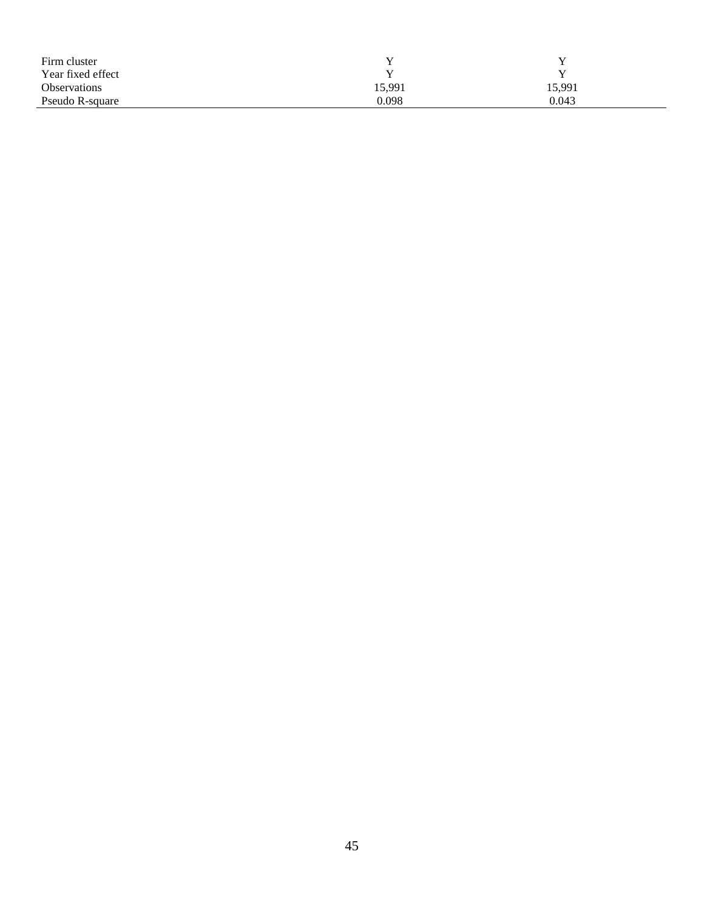| | | |
|---|---|---|
| Firm cluster | Y | Y |
| Year fixed effect | Y | Y |
| Observations | 15,991 | 15,991 |
| Pseudo R-square | 0.098 | 0.043 |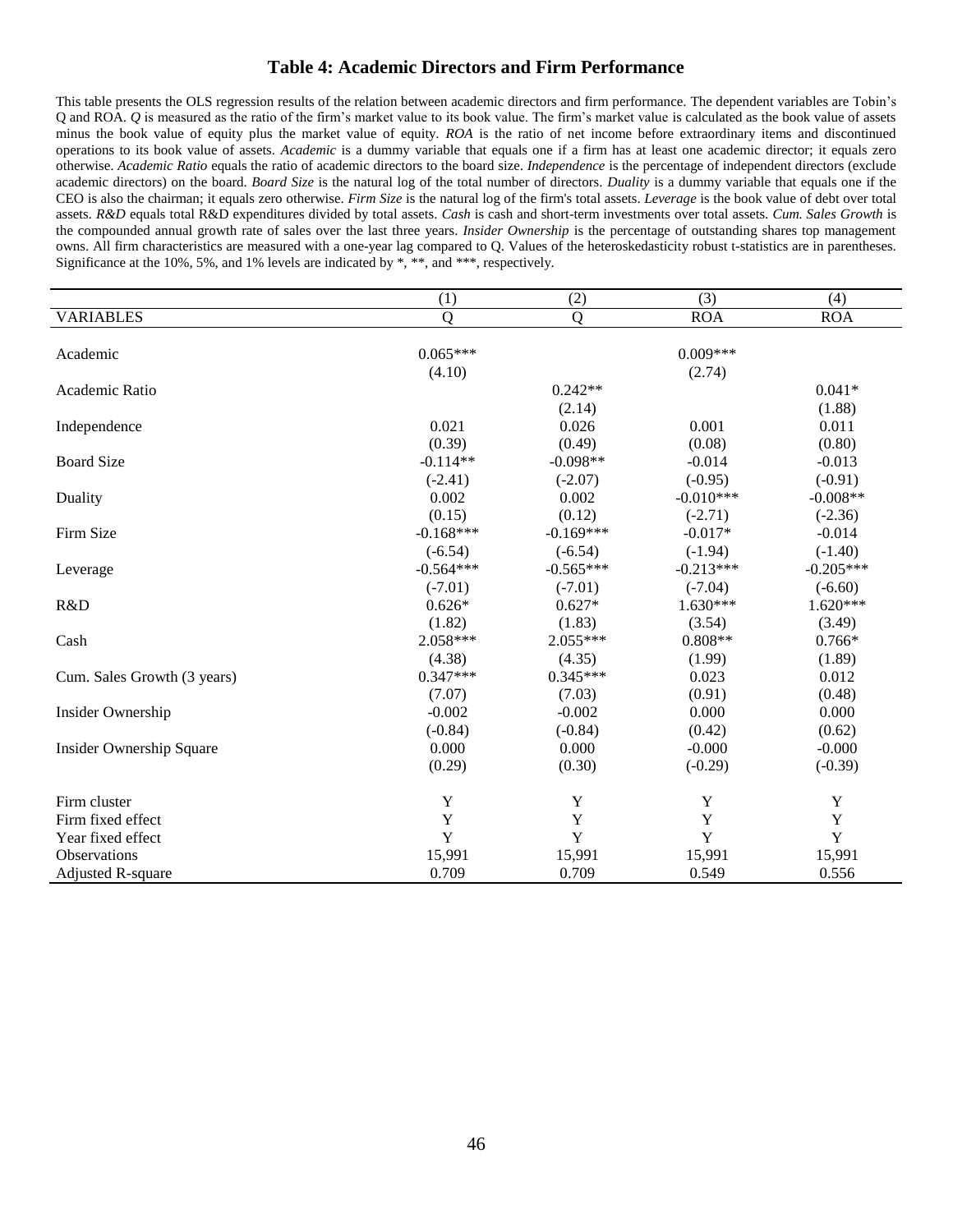# Table 4: Academic Directors and Firm Performance

This table presents the OLS regression results of the relation between academic directors and firm performance. The dependent variables are Tobin's Q and ROA. *Q* is measured as the ratio of the firm's market value to its book value. The firm's market value is calculated as the book value of assets minus the book value of equity plus the market value of equity. *ROA* is the ratio of net income before extraordinary items and discontinued operations to its book value of assets. *Academic* is a dummy variable that equals one if a firm has at least one academic director; it equals zero otherwise. *Academic Ratio* equals the ratio of academic directors to the board size. *Independence* is the percentage of independent directors (exclude academic directors) on the board. *Board Size* is the natural log of the total number of directors. *Duality* is a dummy variable that equals one if the CEO is also the chairman; it equals zero otherwise. *Firm Size* is the natural log of the firm's total assets. *Leverage* is the book value of debt over total assets. *R&D* equals total R&D expenditures divided by total assets. *Cash* is cash and short-term investments over total assets. *Cum. Sales Growth* is the compounded annual growth rate of sales over the last three years. *Insider Ownership* is the percentage of outstanding shares top management owns. All firm characteristics are measured with a one-year lag compared to Q. Values of the heteroskedasticity robust t-statistics are in parentheses. Significance at the 10%, 5%, and 1% levels are indicated by *, **, and ***, respectively.

| | (1) | (2) | (3) | (4) |
|---|---|---|---|---|
| VARIABLES | Q | Q | ROA | ROA |
| Academic | 0.065*** | | 0.009*** | |
| | (4.10) | | (2.74) | |
| Academic Ratio | | 0.242** | | 0.041* |
| | | (2.14) | | (1.88) |
| Independence | 0.021 | 0.026 | 0.001 | 0.011 |
| | (0.39) | (0.49) | (0.08) | (0.80) |
| Board Size | -0.114** | -0.098** | -0.014 | -0.013 |
| | (-2.41) | (-2.07) | (-0.95) | (-0.91) |
| Duality | 0.002 | 0.002 | -0.010*** | -0.008** |
| | (0.15) | (0.12) | (-2.71) | (-2.36) |
| Firm Size | -0.168*** | -0.169*** | -0.017* | -0.014 |
| | (-6.54) | (-6.54) | (-1.94) | (-1.40) |
| Leverage | -0.564*** | -0.565*** | -0.213*** | -0.205*** |
| | (-7.01) | (-7.01) | (-7.04) | (-6.60) |
| R&D | 0.626* | 0.627* | 1.630*** | 1.620*** |
| | (1.82) | (1.83) | (3.54) | (3.49) |
| Cash | 2.058*** | 2.055*** | 0.808** | 0.766* |
| | (4.38) | (4.35) | (1.99) | (1.89) |
| Cum. Sales Growth (3 years) | 0.347*** | 0.345*** | 0.023 | 0.012 |
| | (7.07) | (7.03) | (0.91) | (0.48) |
| Insider Ownership | -0.002 | -0.002 | 0.000 | 0.000 |
| | (-0.84) | (-0.84) | (0.42) | (0.62) |
| Insider Ownership Square | 0.000 | 0.000 | -0.000 | -0.000 |
| | (0.29) | (0.30) | (-0.29) | (-0.39) |
| Firm cluster | Y | Y | Y | Y |
| Firm fixed effect | Y | Y | Y | Y |
| Year fixed effect | Y | Y | Y | Y |
| Observations | 15,991 | 15,991 | 15,991 | 15,991 |
| Adjusted R-square | 0.709 | 0.709 | 0.549 | 0.556 |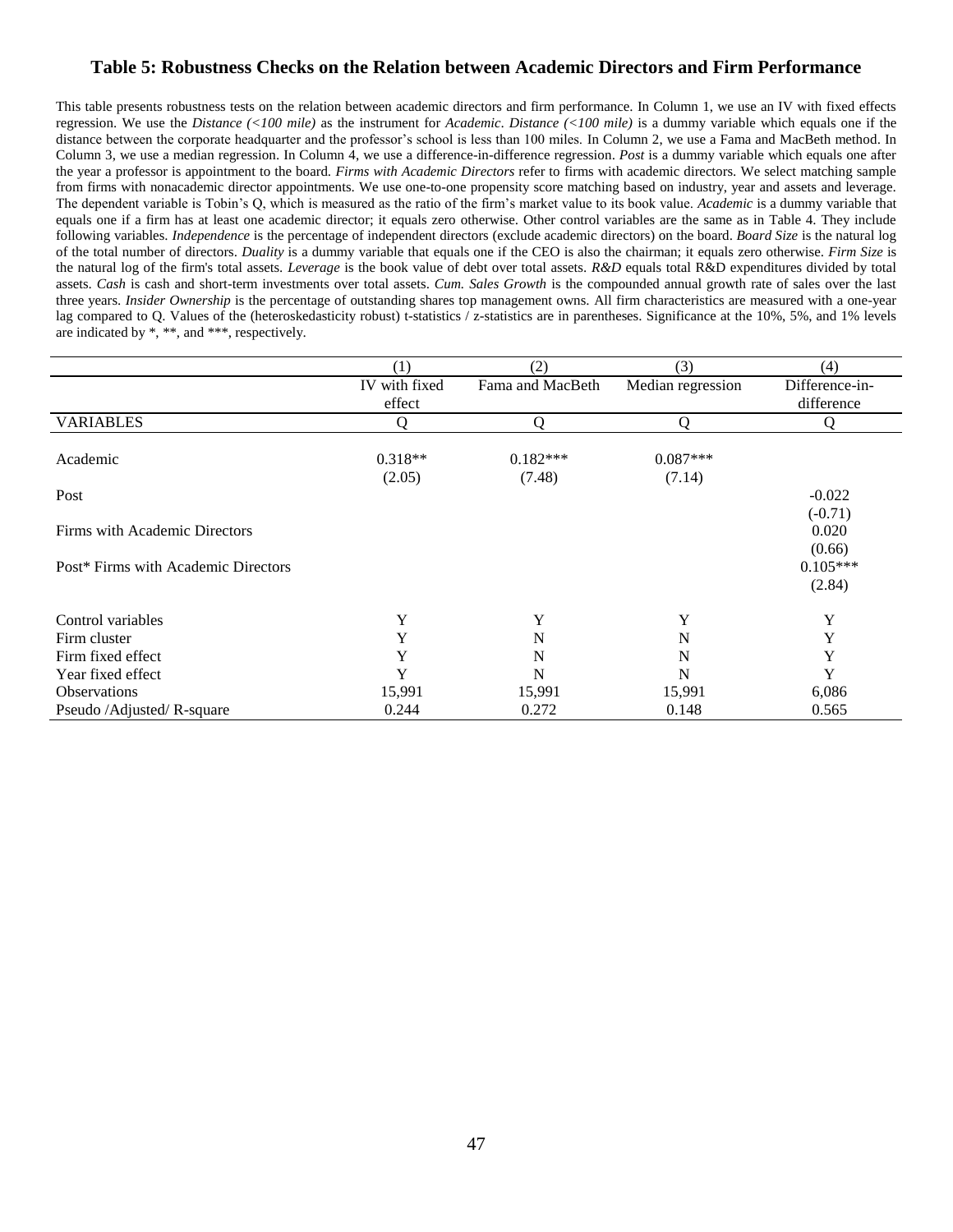## Table 5: Robustness Checks on the Relation between Academic Directors and Firm Performance

This table presents robustness tests on the relation between academic directors and firm performance. In Column 1, we use an IV with fixed effects regression. We use the *Distance (<100 mile)* as the instrument for *Academic*. *Distance (<100 mile)* is a dummy variable which equals one if the distance between the corporate headquarter and the professor's school is less than 100 miles. In Column 2, we use a Fama and MacBeth method. In Column 3, we use a median regression. In Column 4, we use a difference-in-difference regression. *Post* is a dummy variable which equals one after the year a professor is appointment to the board. *Firms with Academic Directors* refer to firms with academic directors. We select matching sample from firms with nonacademic director appointments. We use one-to-one propensity score matching based on industry, year and assets and leverage. The dependent variable is Tobin's Q, which is measured as the ratio of the firm's market value to its book value. *Academic* is a dummy variable that equals one if a firm has at least one academic director; it equals zero otherwise. Other control variables are the same as in Table 4. They include following variables. *Independence* is the percentage of independent directors (exclude academic directors) on the board. *Board Size* is the natural log of the total number of directors. *Duality* is a dummy variable that equals one if the CEO is also the chairman; it equals zero otherwise. *Firm Size* is the natural log of the firm's total assets. *Leverage* is the book value of debt over total assets. *R&D* equals total R&D expenditures divided by total assets. *Cash* is cash and short-term investments over total assets. *Cum. Sales Growth* is the compounded annual growth rate of sales over the last three years. *Insider Ownership* is the percentage of outstanding shares top management owns. All firm characteristics are measured with a one-year lag compared to Q. Values of the (heteroskedasticity robust) t-statistics / z-statistics are in parentheses. Significance at the 10%, 5%, and 1% levels are indicated by *, **, and ***, respectively.

| | (1) | (2) | (3) | (4) |
|---|---|---|---|---|
| | IV with fixed effect | Fama and MacBeth | Median regression | Difference-in-difference |
| VARIABLES | Q | Q | Q | Q |
| Academic | 0.318** | 0.182*** | 0.087*** | |
| | (2.05) | (7.48) | (7.14) | |
| Post | | | | -0.022 |
| | | | | (-0.71) |
| Firms with Academic Directors | | | | 0.020 |
| | | | | (0.66) |
| Post* Firms with Academic Directors | | | | 0.105*** |
| | | | | (2.84) |
| Control variables | Y | Y | Y | Y |
| Firm cluster | Y | N | N | Y |
| Firm fixed effect | Y | N | N | Y |
| Year fixed effect | Y | N | N | Y |
| Observations | 15,991 | 15,991 | 15,991 | 6,086 |
| Pseudo /Adjusted/ R-square | 0.244 | 0.272 | 0.148 | 0.565 |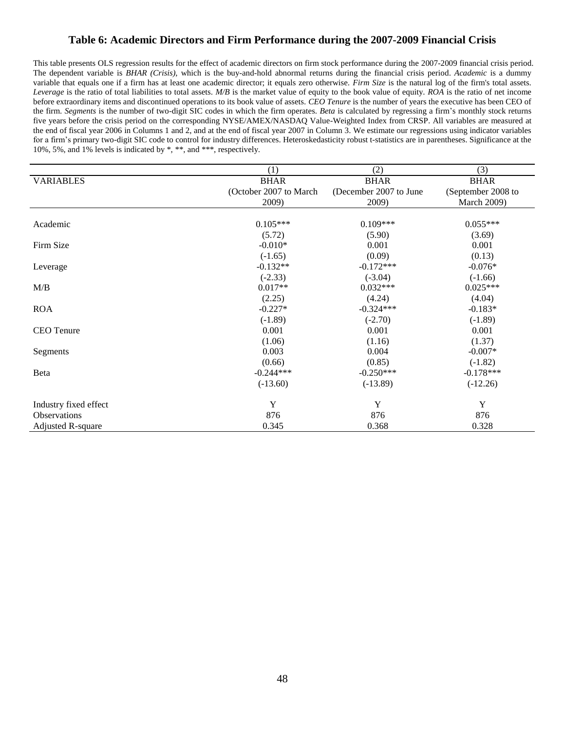# Table 6: Academic Directors and Firm Performance during the 2007-2009 Financial Crisis

This table presents OLS regression results for the effect of academic directors on firm stock performance during the 2007-2009 financial crisis period. The dependent variable is *BHAR (Crisis)*, which is the buy-and-hold abnormal returns during the financial crisis period. *Academic* is a dummy variable that equals one if a firm has at least one academic director; it equals zero otherwise. *Firm Size* is the natural log of the firm's total assets. *Leverage* is the ratio of total liabilities to total assets. *M/B* is the market value of equity to the book value of equity. *ROA* is the ratio of net income before extraordinary items and discontinued operations to its book value of assets. *CEO Tenure* is the number of years the executive has been CEO of the firm. *Segments* is the number of two-digit SIC codes in which the firm operates. *Beta* is calculated by regressing a firm's monthly stock returns five years before the crisis period on the corresponding NYSE/AMEX/NASDAQ Value-Weighted Index from CRSP. All variables are measured at the end of fiscal year 2006 in Columns 1 and 2, and at the end of fiscal year 2007 in Column 3. We estimate our regressions using indicator variables for a firm's primary two-digit SIC code to control for industry differences. Heteroskedasticity robust t-statistics are in parentheses. Significance at the 10%, 5%, and 1% levels is indicated by *, **, and ***, respectively.

| | (1) | (2) | (3) |
|---|---|---|---|
| VARIABLES | BHAR (October 2007 to March 2009) | BHAR (December 2007 to June 2009) | BHAR (September 2008 to March 2009) |
| Academic | 0.105*** | 0.109*** | 0.055*** |
| | (5.72) | (5.90) | (3.69) |
| Firm Size | -0.010* | 0.001 | 0.001 |
| | (-1.65) | (0.09) | (0.13) |
| Leverage | -0.132** | -0.172*** | -0.076* |
| | (-2.33) | (-3.04) | (-1.66) |
| M/B | 0.017** | 0.032*** | 0.025*** |
| | (2.25) | (4.24) | (4.04) |
| ROA | -0.227* | -0.324*** | -0.183* |
| | (-1.89) | (-2.70) | (-1.89) |
| CEO Tenure | 0.001 | 0.001 | 0.001 |
| | (1.06) | (1.16) | (1.37) |
| Segments | 0.003 | 0.004 | -0.007* |
| | (0.66) | (0.85) | (-1.82) |
| Beta | -0.244*** | -0.250*** | -0.178*** |
| | (-13.60) | (-13.89) | (-12.26) |
| Industry fixed effect | Y | Y | Y |
| Observations | 876 | 876 | 876 |
| Adjusted R-square | 0.345 | 0.368 | 0.328 |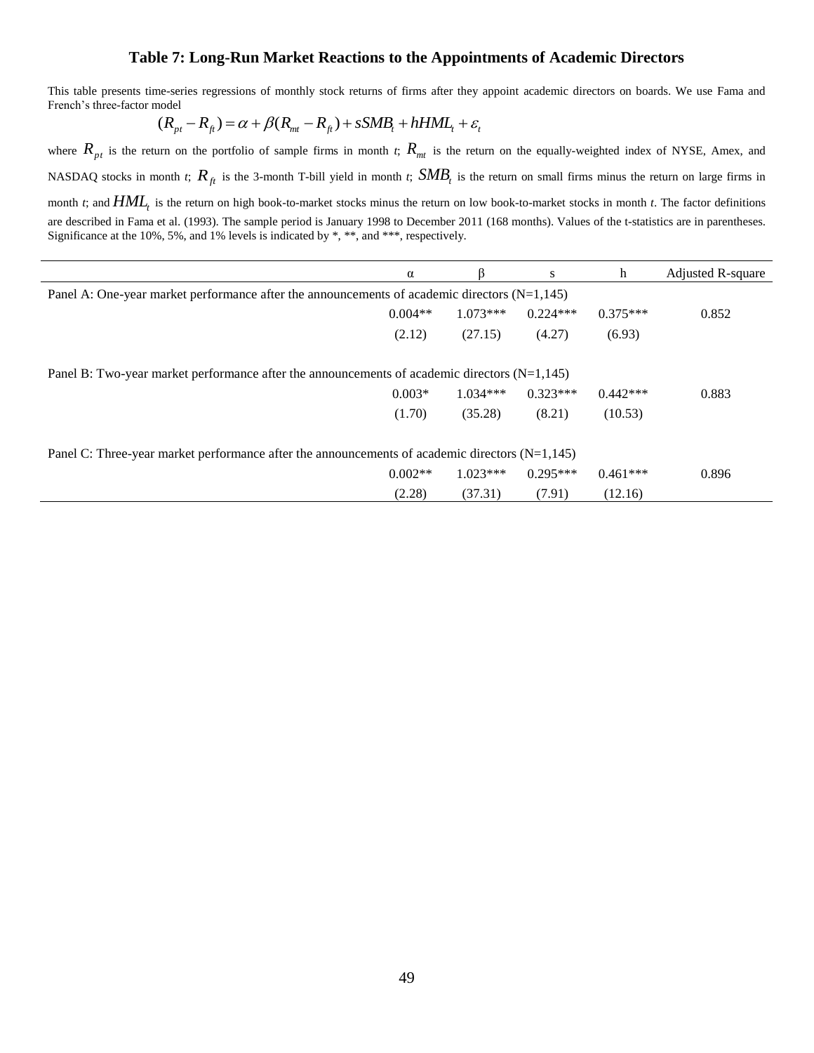# Table 7: Long-Run Market Reactions to the Appointments of Academic Directors

This table presents time-series regressions of monthly stock returns of firms after they appoint academic directors on boards. We use Fama and French's three-factor model

$$(R_{pt} - R_{ft}) = \alpha + \beta(R_{mt} - R_{ft}) + sSMB_t + hHML_t + \varepsilon_t$$

where $R_{pt}$ is the return on the portfolio of sample firms in month *t*; $R_{mt}$ is the return on the equally-weighted index of NYSE, Amex, and NASDAQ stocks in month *t*; $R_{ft}$ is the 3-month T-bill yield in month *t*; $SMB_t$ is the return on small firms minus the return on large firms in month *t*; and $HML_t$ is the return on high book-to-market stocks minus the return on low book-to-market stocks in month *t*. The factor definitions are described in Fama et al. (1993). The sample period is January 1998 to December 2011 (168 months). Values of the t-statistics are in parentheses. Significance at the 10%, 5%, and 1% levels is indicated by *, **, and ***, respectively.

| | α | β | s | h | Adjusted R-square |
|---|---|---|---|---|---|
| Panel A: One-year market performance after the announcements of academic directors (N=1,145) | | | | | |
| | 0.004** | 1.073*** | 0.224*** | 0.375*** | 0.852 |
| | (2.12) | (27.15) | (4.27) | (6.93) | |
| Panel B: Two-year market performance after the announcements of academic directors (N=1,145) | | | | | |
| | 0.003* | 1.034*** | 0.323*** | 0.442*** | 0.883 |
| | (1.70) | (35.28) | (8.21) | (10.53) | |
| Panel C: Three-year market performance after the announcements of academic directors (N=1,145) | | | | | |
| | 0.002** | 1.023*** | 0.295*** | 0.461*** | 0.896 |
| | (2.28) | (37.31) | (7.91) | (12.16) | |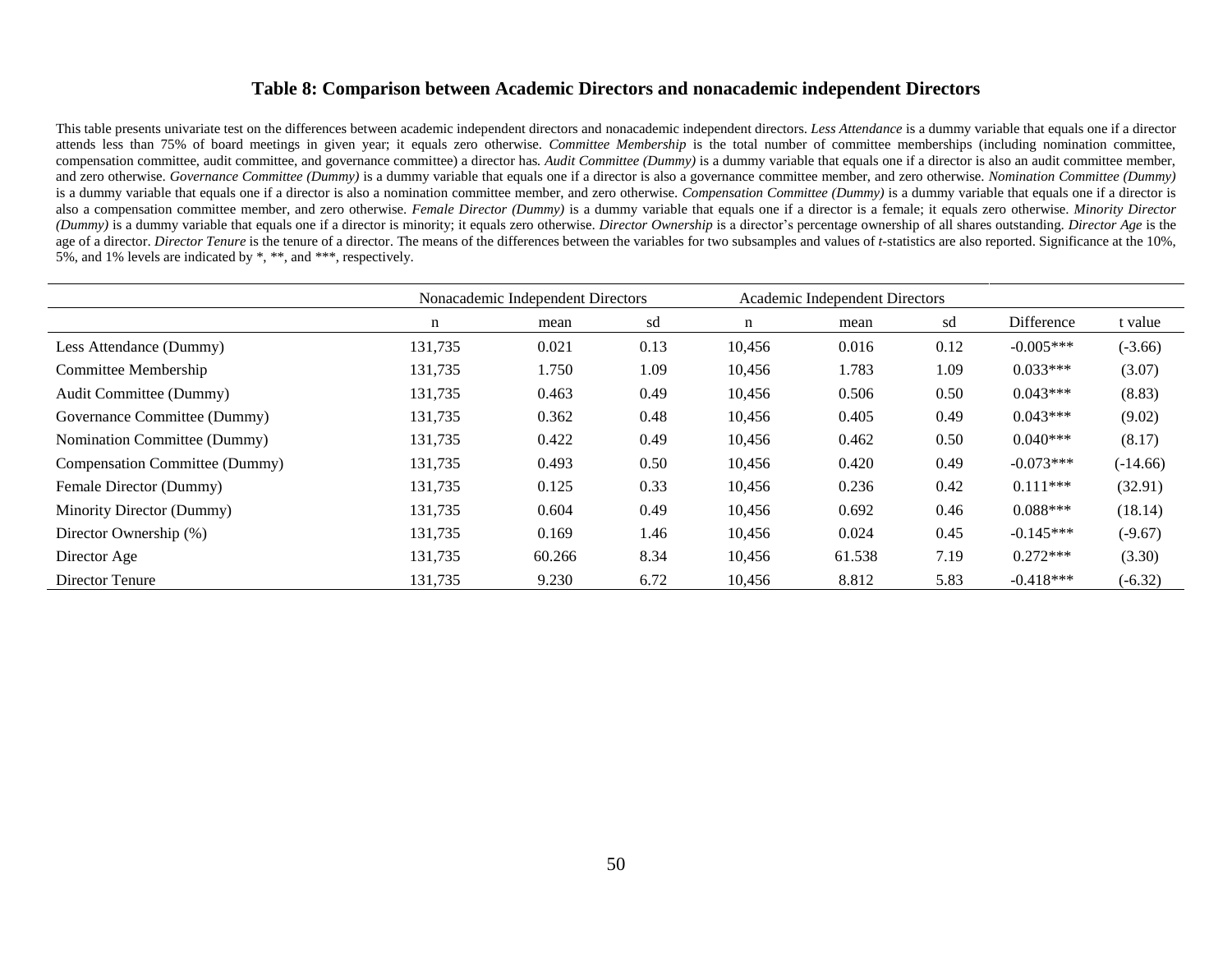### Table 8: Comparison between Academic Directors and nonacademic independent Directors

This table presents univariate test on the differences between academic independent directors and nonacademic independent directors. *Less Attendance* is a dummy variable that equals one if a director attends less than 75% of board meetings in given year; it equals zero otherwise. *Committee Membership* is the total number of committee memberships (including nomination committee, compensation committee, audit committee, and governance committee) a director has. *Audit Committee (Dummy)* is a dummy variable that equals one if a director is also an audit committee member, and zero otherwise. *Governance Committee (Dummy)* is a dummy variable that equals one if a director is also a governance committee member, and zero otherwise. *Nomination Committee (Dummy)* is a dummy variable that equals one if a director is also a nomination committee member, and zero otherwise. *Compensation Committee (Dummy)* is a dummy variable that equals one if a director is also a compensation committee member, and zero otherwise. *Female Director (Dummy)* is a dummy variable that equals one if a director is a female; it equals zero otherwise. *Minority Director (Dummy)* is a dummy variable that equals one if a director is minority; it equals zero otherwise. *Director Ownership* is a director's percentage ownership of all shares outstanding. *Director Age* is the age of a director. *Director Tenure* is the tenure of a director. The means of the differences between the variables for two subsamples and values of *t*-statistics are also reported. Significance at the 10%, 5%, and 1% levels are indicated by *, **, and ***, respectively.

| | Nonacademic Independent Directors | | | Academic Independent Directors | | | | |
|---|---|---|---|---|---|---|---|---|
| | n | mean | sd | n | mean | sd | Difference | t value |
| Less Attendance (Dummy) | 131,735 | 0.021 | 0.13 | 10,456 | 0.016 | 0.12 | -0.005*** | (-3.66) |
| Committee Membership | 131,735 | 1.750 | 1.09 | 10,456 | 1.783 | 1.09 | 0.033*** | (3.07) |
| Audit Committee (Dummy) | 131,735 | 0.463 | 0.49 | 10,456 | 0.506 | 0.50 | 0.043*** | (8.83) |
| Governance Committee (Dummy) | 131,735 | 0.362 | 0.48 | 10,456 | 0.405 | 0.49 | 0.043*** | (9.02) |
| Nomination Committee (Dummy) | 131,735 | 0.422 | 0.49 | 10,456 | 0.462 | 0.50 | 0.040*** | (8.17) |
| Compensation Committee (Dummy) | 131,735 | 0.493 | 0.50 | 10,456 | 0.420 | 0.49 | -0.073*** | (-14.66) |
| Female Director (Dummy) | 131,735 | 0.125 | 0.33 | 10,456 | 0.236 | 0.42 | 0.111*** | (32.91) |
| Minority Director (Dummy) | 131,735 | 0.604 | 0.49 | 10,456 | 0.692 | 0.46 | 0.088*** | (18.14) |
| Director Ownership (%) | 131,735 | 0.169 | 1.46 | 10,456 | 0.024 | 0.45 | -0.145*** | (-9.67) |
| Director Age | 131,735 | 60.266 | 8.34 | 10,456 | 61.538 | 7.19 | 0.272*** | (3.30) |
| Director Tenure | 131,735 | 9.230 | 6.72 | 10,456 | 8.812 | 5.83 | -0.418*** | (-6.32) |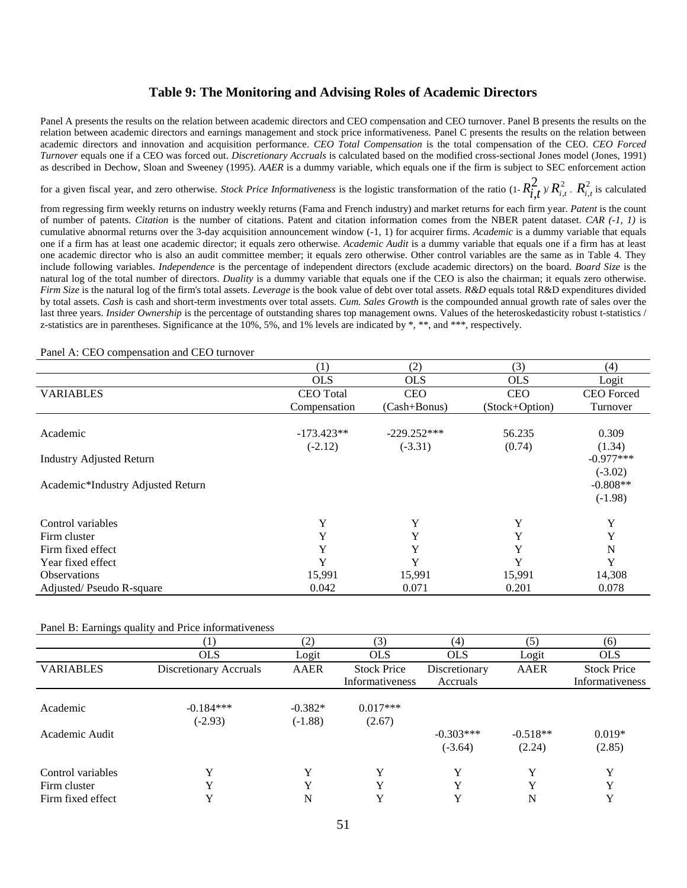## Table 9: The Monitoring and Advising Roles of Academic Directors

Panel A presents the results on the relation between academic directors and CEO compensation and CEO turnover. Panel B presents the results on the relation between academic directors and earnings management and stock price informativeness. Panel C presents the results on the relation between academic directors and innovation and acquisition performance. *CEO Total Compensation* is the total compensation of the CEO. *CEO Forced Turnover* equals one if a CEO was forced out. *Discretionary Accruals* is calculated based on the modified cross-sectional Jones model (Jones, 1991) as described in Dechow, Sloan and Sweeney (1995). *AAER* is a dummy variable, which equals one if the firm is subject to SEC enforcement action for a given fiscal year, and zero otherwise. *Stock Price Informativeness* is the logistic transformation of the ratio $(1-R^2_{i,t})/R^2_{i,t}$. $R^2_{i,t}$ is calculated from regressing firm weekly returns on industry weekly returns (Fama and French industry) and market returns for each firm year. *Patent* is the count of number of patents. *Citation* is the number of citations. Patent and citation information comes from the NBER patent dataset. *CAR (-1, 1)* is cumulative abnormal returns over the 3-day acquisition announcement window (-1, 1) for acquirer firms. *Academic* is a dummy variable that equals one if a firm has at least one academic director; it equals zero otherwise. *Academic Audit* is a dummy variable that equals one if a firm has at least one academic director who is also an audit committee member; it equals zero otherwise. Other control variables are the same as in Table 4. They include following variables. *Independence* is the percentage of independent directors (exclude academic directors) on the board. *Board Size* is the natural log of the total number of directors. *Duality* is a dummy variable that equals one if the CEO is also the chairman; it equals zero otherwise. *Firm Size* is the natural log of the firm's total assets. *Leverage* is the book value of debt over total assets. *R&D* equals total R&D expenditures divided by total assets. *Cash* is cash and short-term investments over total assets. *Cum. Sales Growth* is the compounded annual growth rate of sales over the last three years. *Insider Ownership* is the percentage of outstanding shares top management owns. Values of the heteroskedasticity robust t-statistics / z-statistics are in parentheses. Significance at the 10%, 5%, and 1% levels are indicated by *, **, and ***, respectively.

Panel A: CEO compensation and CEO turnover

| | (1) | (2) | (3) | (4) |
|---|---|---|---|---|
| | OLS | OLS | OLS | Logit |
| VARIABLES | CEO Total Compensation | CEO (Cash+Bonus) | CEO (Stock+Option) | CEO Forced Turnover |
| Academic | -173.423** | -229.252*** | 56.235 | 0.309 |
| | (-2.12) | (-3.31) | (0.74) | (1.34) |
| Industry Adjusted Return | | | | -0.977*** |
| | | | | (-3.02) |
| Academic*Industry Adjusted Return | | | | -0.808** |
| | | | | (-1.98) |
| Control variables | Y | Y | Y | Y |
| Firm cluster | Y | Y | Y | Y |
| Firm fixed effect | Y | Y | Y | N |
| Year fixed effect | Y | Y | Y | Y |
| Observations | 15,991 | 15,991 | 15,991 | 14,308 |
| Adjusted/ Pseudo R-square | 0.042 | 0.071 | 0.201 | 0.078 |

Panel B: Earnings quality and Price informativeness

| | (1) | (2) | (3) | (4) | (5) | (6) |
|---|---|---|---|---|---|---|
| | OLS | Logit | OLS | OLS | Logit | OLS |
| VARIABLES | Discretionary Accruals | AAER | Stock Price Informativeness | Discretionary Accruals | AAER | Stock Price Informativeness |
| Academic | -0.184*** | -0.382* | 0.017*** | | | |
| | (-2.93) | (-1.88) | (2.67) | | | |
| Academic Audit | | | | -0.303*** | -0.518** | 0.019* |
| | | | | (-3.64) | (2.24) | (2.85) |
| Control variables | Y | Y | Y | Y | Y | Y |
| Firm cluster | Y | Y | Y | Y | Y | Y |
| Firm fixed effect | Y | N | Y | Y | N | Y |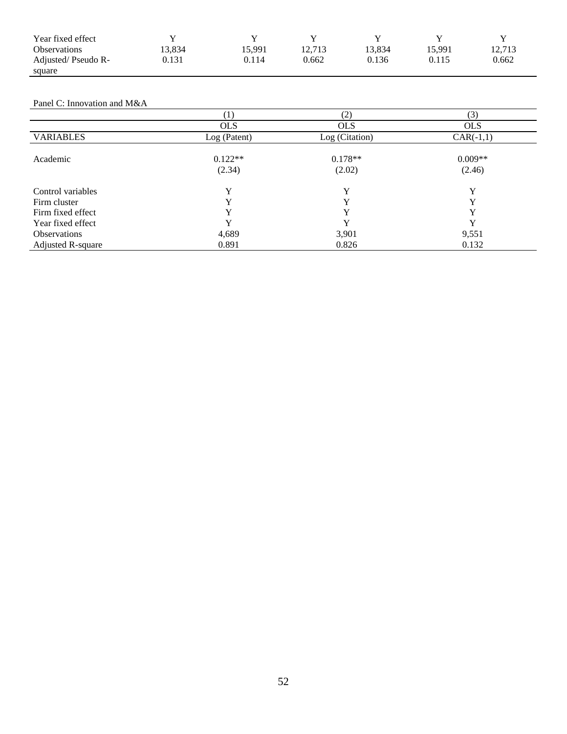| | | | | | | |
|---|---|---|---|---|---|---|
| Year fixed effect | Y | Y | Y | Y | Y | Y |
| Observations | 13,834 | 15,991 | 12,713 | 13,834 | 15,991 | 12,713 |
| Adjusted/ Pseudo R-square | 0.131 | 0.114 | 0.662 | 0.136 | 0.115 | 0.662 |

Panel C: Innovation and M&A

| | (1) | (2) | (3) |
|---|---|---|---|
| | OLS | OLS | OLS |
| VARIABLES | Log (Patent) | Log (Citation) | CAR(-1,1) |
| Academic | 0.122** | 0.178** | 0.009** |
| | (2.34) | (2.02) | (2.46) |
| Control variables | Y | Y | Y |
| Firm cluster | Y | Y | Y |
| Firm fixed effect | Y | Y | Y |
| Year fixed effect | Y | Y | Y |
| Observations | 4,689 | 3,901 | 9,551 |
| Adjusted R-square | 0.891 | 0.826 | 0.132 |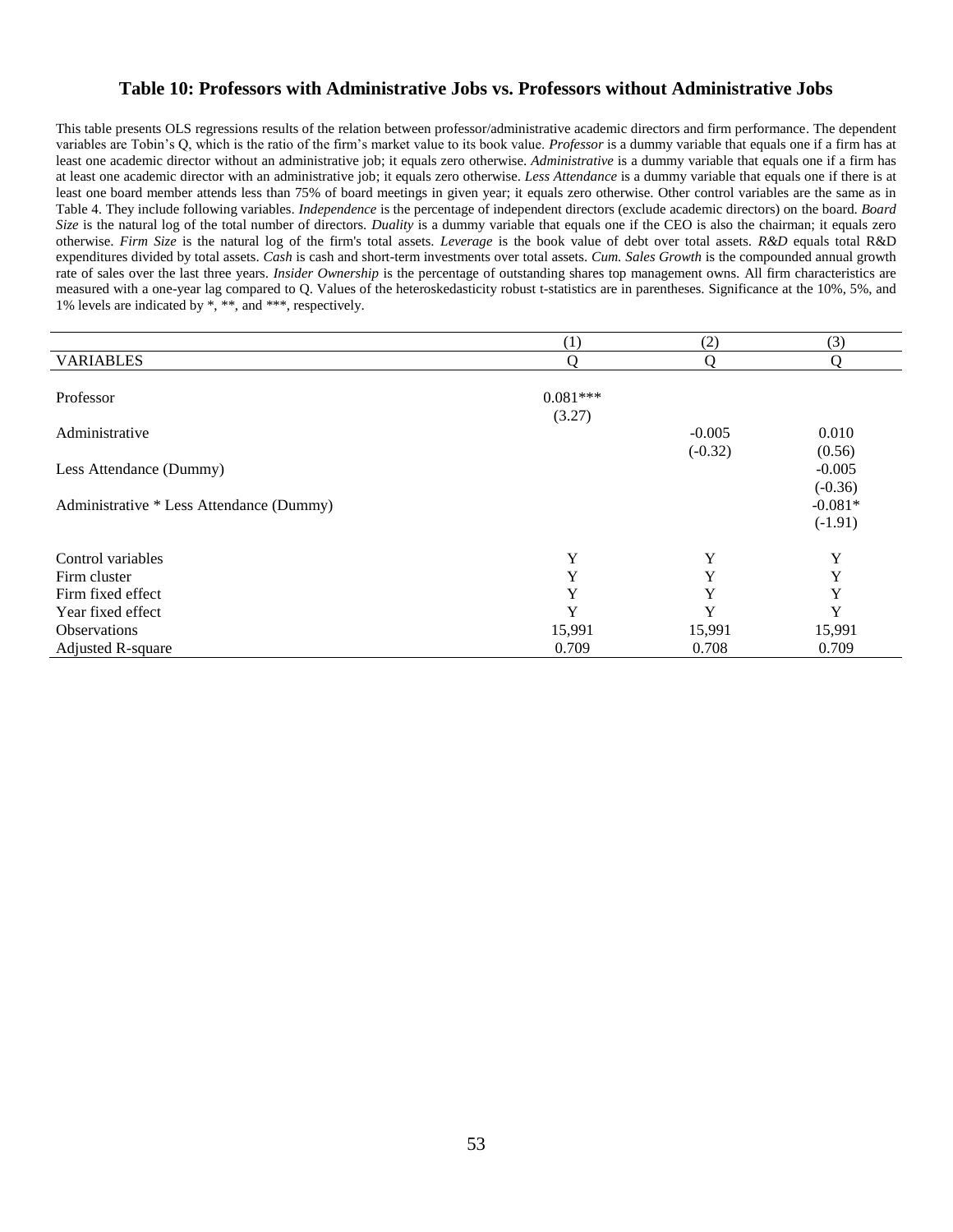### Table 10: Professors with Administrative Jobs vs. Professors without Administrative Jobs

This table presents OLS regressions results of the relation between professor/administrative academic directors and firm performance. The dependent variables are Tobin's Q, which is the ratio of the firm's market value to its book value. *Professor* is a dummy variable that equals one if a firm has at least one academic director without an administrative job; it equals zero otherwise. *Administrative* is a dummy variable that equals one if a firm has at least one academic director with an administrative job; it equals zero otherwise. *Less Attendance* is a dummy variable that equals one if there is at least one board member attends less than 75% of board meetings in given year; it equals zero otherwise. Other control variables are the same as in Table 4. They include following variables. *Independence* is the percentage of independent directors (exclude academic directors) on the board. *Board Size* is the natural log of the total number of directors. *Duality* is a dummy variable that equals one if the CEO is also the chairman; it equals zero otherwise. *Firm Size* is the natural log of the firm's total assets. *Leverage* is the book value of debt over total assets. *R&D* equals total R&D expenditures divided by total assets. *Cash* is cash and short-term investments over total assets. *Cum. Sales Growth* is the compounded annual growth rate of sales over the last three years. *Insider Ownership* is the percentage of outstanding shares top management owns. All firm characteristics are measured with a one-year lag compared to Q. Values of the heteroskedasticity robust t-statistics are in parentheses. Significance at the 10%, 5%, and 1% levels are indicated by *, **, and ***, respectively.

| | (1) | (2) | (3) |
|---|---|---|---|
| VARIABLES | Q | Q | Q |
| Professor | 0.081*** | | |
| | (3.27) | | |
| Administrative | | -0.005 | 0.010 |
| | | (-0.32) | (0.56) |
| Less Attendance (Dummy) | | | -0.005 |
| | | | (-0.36) |
| Administrative * Less Attendance (Dummy) | | | -0.081* |
| | | | (-1.91) |
| Control variables | Y | Y | Y |
| Firm cluster | Y | Y | Y |
| Firm fixed effect | Y | Y | Y |
| Year fixed effect | Y | Y | Y |
| Observations | 15,991 | 15,991 | 15,991 |
| Adjusted R-square | 0.709 | 0.708 | 0.709 |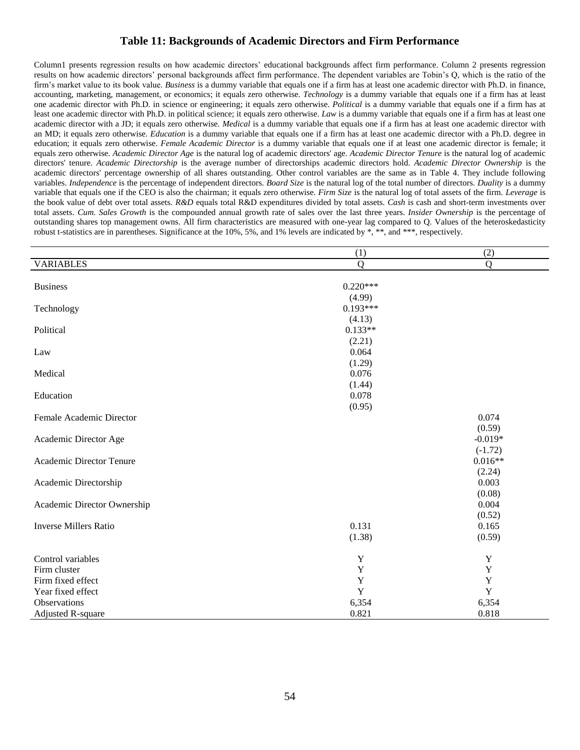# Table 11: Backgrounds of Academic Directors and Firm Performance

Column1 presents regression results on how academic directors' educational backgrounds affect firm performance. Column 2 presents regression results on how academic directors' personal backgrounds affect firm performance. The dependent variables are Tobin's Q, which is the ratio of the firm's market value to its book value. *Business* is a dummy variable that equals one if a firm has at least one academic director with Ph.D. in finance, accounting, marketing, management, or economics; it equals zero otherwise. *Technology* is a dummy variable that equals one if a firm has at least one academic director with Ph.D. in science or engineering; it equals zero otherwise. *Political* is a dummy variable that equals one if a firm has at least one academic director with Ph.D. in political science; it equals zero otherwise. *Law* is a dummy variable that equals one if a firm has at least one academic director with a JD; it equals zero otherwise. *Medical* is a dummy variable that equals one if a firm has at least one academic director with an MD; it equals zero otherwise. *Education* is a dummy variable that equals one if a firm has at least one academic director with a Ph.D. degree in education; it equals zero otherwise. *Female Academic Director* is a dummy variable that equals one if at least one academic director is female; it equals zero otherwise. *Academic Director Age* is the natural log of academic directors' age. *Academic Director Tenure* is the natural log of academic directors' tenure. *Academic Directorship* is the average number of directorships academic directors hold. *Academic Director Ownership* is the academic directors' percentage ownership of all shares outstanding. Other control variables are the same as in Table 4. They include following variables. *Independence* is the percentage of independent directors. *Board Size* is the natural log of the total number of directors. *Duality* is a dummy variable that equals one if the CEO is also the chairman; it equals zero otherwise. *Firm Size* is the natural log of total assets of the firm. *Leverage* is the book value of debt over total assets. *R&D* equals total R&D expenditures divided by total assets. *Cash* is cash and short-term investments over total assets. *Cum. Sales Growth* is the compounded annual growth rate of sales over the last three years. *Insider Ownership* is the percentage of outstanding shares top management owns. All firm characteristics are measured with one-year lag compared to Q. Values of the heteroskedasticity robust t-statistics are in parentheses. Significance at the 10%, 5%, and 1% levels are indicated by *, **, and ***, respectively.

| | (1) | (2) |
|---|---|---|
| VARIABLES | Q | Q |
| Business | 0.220*** | |
| | (4.99) | |
| Technology | 0.193*** | |
| | (4.13) | |
| Political | 0.133** | |
| | (2.21) | |
| Law | 0.064 | |
| | (1.29) | |
| Medical | 0.076 | |
| | (1.44) | |
| Education | 0.078 | |
| | (0.95) | |
| Female Academic Director | | 0.074 |
| | | (0.59) |
| Academic Director Age | | -0.019* |
| | | (-1.72) |
| Academic Director Tenure | | 0.016** |
| | | (2.24) |
| Academic Directorship | | 0.003 |
| | | (0.08) |
| Academic Director Ownership | | 0.004 |
| | | (0.52) |
| Inverse Millers Ratio | 0.131 | 0.165 |
| | (1.38) | (0.59) |
| Control variables | Y | Y |
| Firm cluster | Y | Y |
| Firm fixed effect | Y | Y |
| Year fixed effect | Y | Y |
| Observations | 6,354 | 6,354 |
| Adjusted R-square | 0.821 | 0.818 |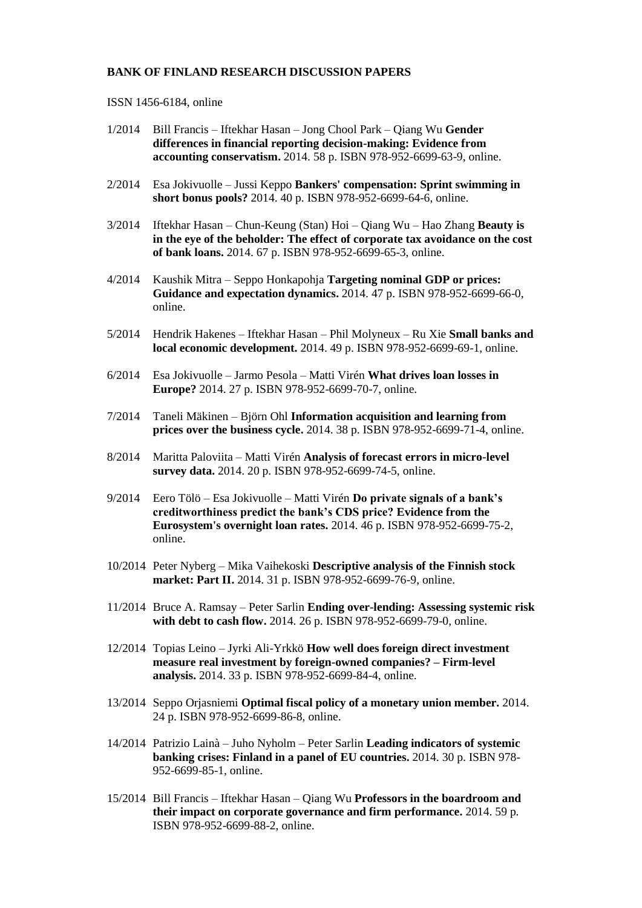**BANK OF FINLAND RESEARCH DISCUSSION PAPERS**

ISSN 1456-6184, online

1/2014 Bill Francis – Iftekhar Hasan – Jong Chool Park – Qiang Wu **Gender differences in financial reporting decision-making: Evidence from accounting conservatism.** 2014. 58 p. ISBN 978-952-6699-63-9, online.

2/2014 Esa Jokivuolle – Jussi Keppo **Bankers' compensation: Sprint swimming in short bonus pools?** 2014. 40 p. ISBN 978-952-6699-64-6, online.

3/2014 Iftekhar Hasan – Chun-Keung (Stan) Hoi – Qiang Wu – Hao Zhang **Beauty is in the eye of the beholder: The effect of corporate tax avoidance on the cost of bank loans.** 2014. 67 p. ISBN 978-952-6699-65-3, online.

4/2014 Kaushik Mitra – Seppo Honkapohja **Targeting nominal GDP or prices: Guidance and expectation dynamics.** 2014. 47 p. ISBN 978-952-6699-66-0, online.

5/2014 Hendrik Hakenes – Iftekhar Hasan – Phil Molyneux – Ru Xie **Small banks and local economic development.** 2014. 49 p. ISBN 978-952-6699-69-1, online.

6/2014 Esa Jokivuolle – Jarmo Pesola – Matti Virén **What drives loan losses in Europe?** 2014. 27 p. ISBN 978-952-6699-70-7, online.

7/2014 Taneli Mäkinen – Björn Ohl **Information acquisition and learning from prices over the business cycle.** 2014. 38 p. ISBN 978-952-6699-71-4, online.

8/2014 Maritta Paloviita – Matti Virén **Analysis of forecast errors in micro-level survey data.** 2014. 20 p. ISBN 978-952-6699-74-5, online.

9/2014 Eero Tölö – Esa Jokivuolle – Matti Virén **Do private signals of a bank's creditworthiness predict the bank's CDS price? Evidence from the Eurosystem's overnight loan rates.** 2014. 46 p. ISBN 978-952-6699-75-2, online.

10/2014 Peter Nyberg – Mika Vaihekoski **Descriptive analysis of the Finnish stock market: Part II.** 2014. 31 p. ISBN 978-952-6699-76-9, online.

11/2014 Bruce A. Ramsay – Peter Sarlin **Ending over-lending: Assessing systemic risk with debt to cash flow.** 2014. 26 p. ISBN 978-952-6699-79-0, online.

12/2014 Topias Leino – Jyrki Ali-Yrkkö **How well does foreign direct investment measure real investment by foreign-owned companies? – Firm-level analysis.** 2014. 33 p. ISBN 978-952-6699-84-4, online.

13/2014 Seppo Orjasniemi **Optimal fiscal policy of a monetary union member.** 2014. 24 p. ISBN 978-952-6699-86-8, online.

14/2014 Patrizio Lainà – Juho Nyholm – Peter Sarlin **Leading indicators of systemic banking crises: Finland in a panel of EU countries.** 2014. 30 p. ISBN 978-952-6699-85-1, online.

15/2014 Bill Francis – Iftekhar Hasan – Qiang Wu **Professors in the boardroom and their impact on corporate governance and firm performance.** 2014. 59 p. ISBN 978-952-6699-88-2, online.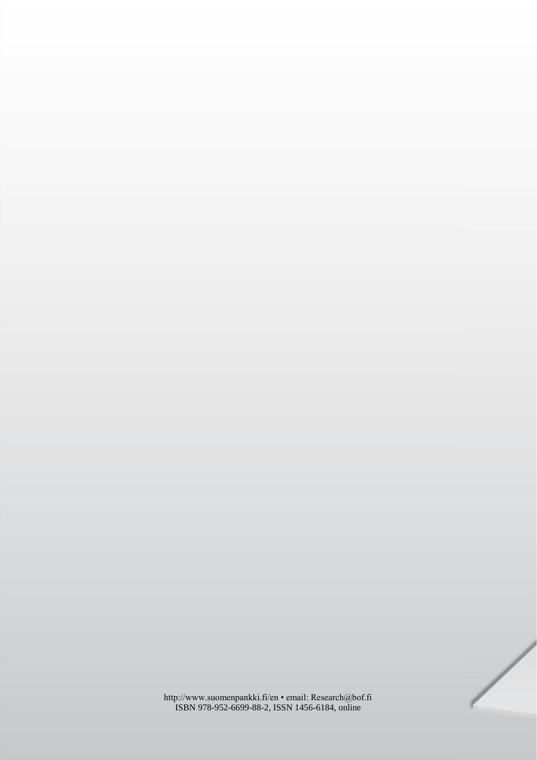http://www.suomenpankki.fi/en • email: Research@bof.fi
ISBN 978-952-6699-88-2, ISSN 1456-6184, online